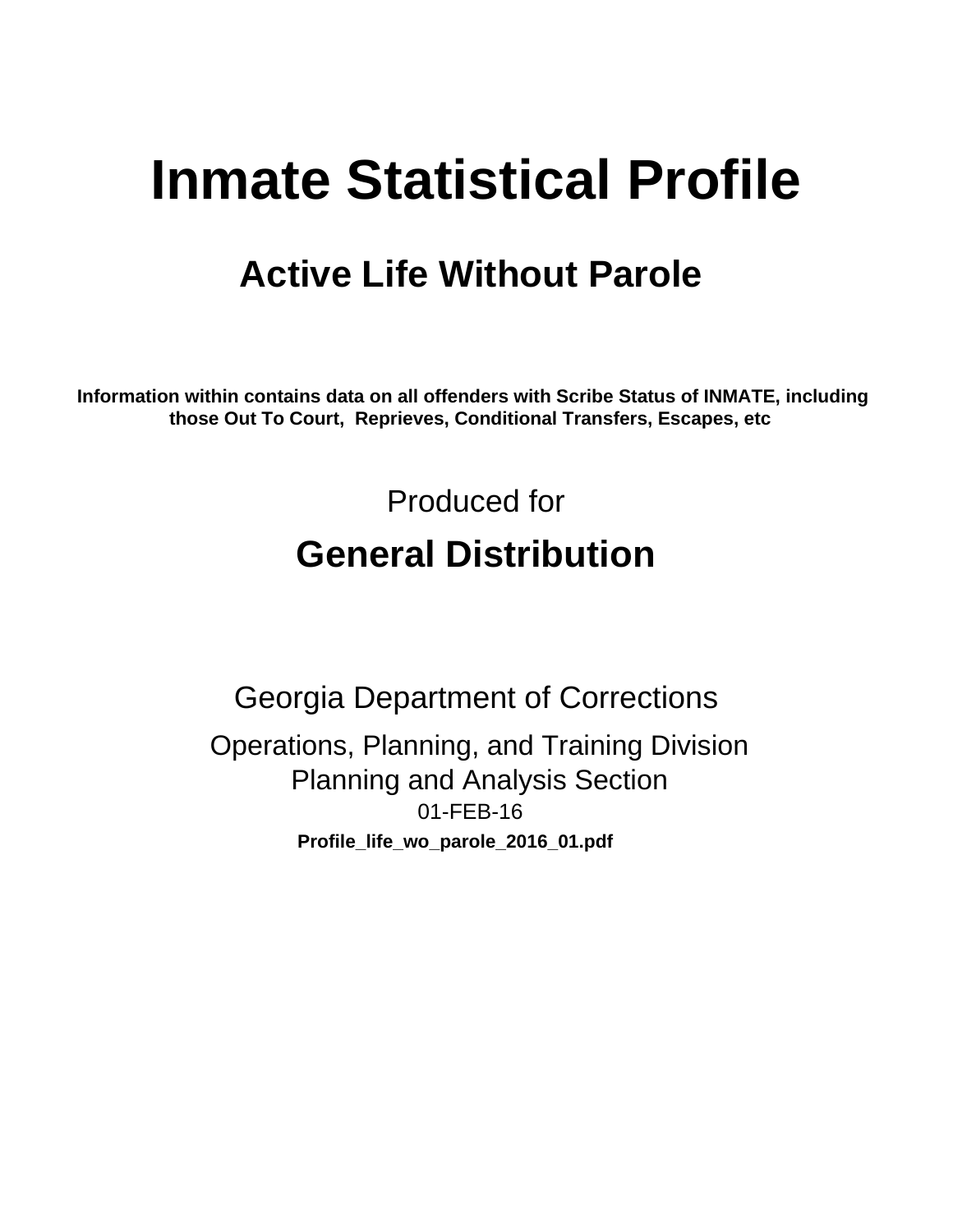# Inmate Statistical Profile

## Active Life Without Parole

**Information within contains data on all offenders with Scribe Status of INMATE, including those Out To Court, Reprieves, Conditional Transfers, Escapes, etc**

Produced for

## General Distribution

Georgia Department of Corrections

Operations, Planning, and Training Division
Planning and Analysis Section
01-FEB-16

**Profile_life_wo_parole_2016_01.pdf**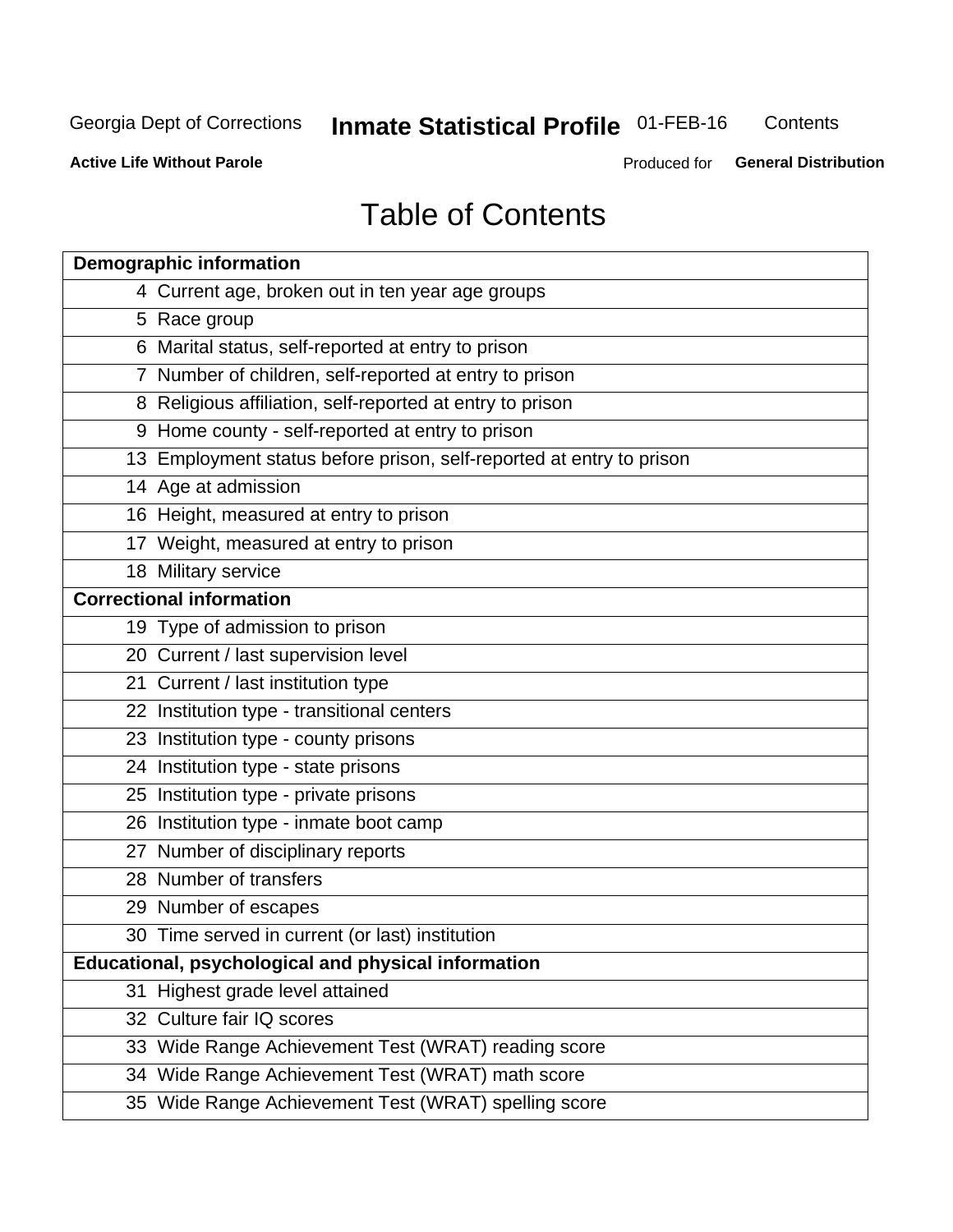# Table of Contents

| Demographic information | |
|---|---|
| 4 | Current age, broken out in ten year age groups |
| 5 | Race group |
| 6 | Marital status, self-reported at entry to prison |
| 7 | Number of children, self-reported at entry to prison |
| 8 | Religious affiliation, self-reported at entry to prison |
| 9 | Home county - self-reported at entry to prison |
| 13 | Employment status before prison, self-reported at entry to prison |
| 14 | Age at admission |
| 16 | Height, measured at entry to prison |
| 17 | Weight, measured at entry to prison |
| 18 | Military service |
| **Correctional information** | |
| 19 | Type of admission to prison |
| 20 | Current / last supervision level |
| 21 | Current / last institution type |
| 22 | Institution type - transitional centers |
| 23 | Institution type - county prisons |
| 24 | Institution type - state prisons |
| 25 | Institution type - private prisons |
| 26 | Institution type - inmate boot camp |
| 27 | Number of disciplinary reports |
| 28 | Number of transfers |
| 29 | Number of escapes |
| 30 | Time served in current (or last) institution |
| **Educational, psychological and physical information** | |
| 31 | Highest grade level attained |
| 32 | Culture fair IQ scores |
| 33 | Wide Range Achievement Test (WRAT) reading score |
| 34 | Wide Range Achievement Test (WRAT) math score |
| 35 | Wide Range Achievement Test (WRAT) spelling score |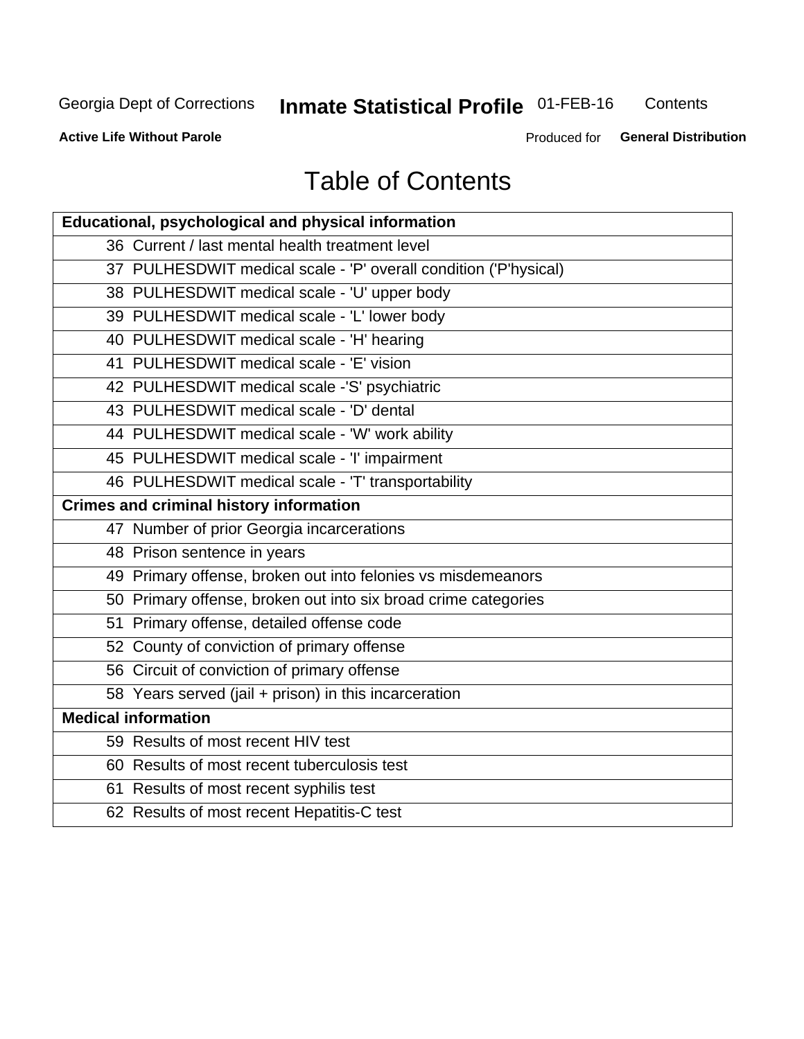# Table of Contents

| Educational, psychological and physical information |
|---|
| 36 Current / last mental health treatment level |
| 37 PULHESDWIT medical scale - 'P' overall condition ('P'hysical) |
| 38 PULHESDWIT medical scale - 'U' upper body |
| 39 PULHESDWIT medical scale - 'L' lower body |
| 40 PULHESDWIT medical scale - 'H' hearing |
| 41 PULHESDWIT medical scale - 'E' vision |
| 42 PULHESDWIT medical scale -'S' psychiatric |
| 43 PULHESDWIT medical scale - 'D' dental |
| 44 PULHESDWIT medical scale - 'W' work ability |
| 45 PULHESDWIT medical scale - 'I' impairment |
| 46 PULHESDWIT medical scale - 'T' transportability |
| **Crimes and criminal history information** |
| 47 Number of prior Georgia incarcerations |
| 48 Prison sentence in years |
| 49 Primary offense, broken out into felonies vs misdemeanors |
| 50 Primary offense, broken out into six broad crime categories |
| 51 Primary offense, detailed offense code |
| 52 County of conviction of primary offense |
| 56 Circuit of conviction of primary offense |
| 58 Years served (jail + prison) in this incarceration |
| **Medical information** |
| 59 Results of most recent HIV test |
| 60 Results of most recent tuberculosis test |
| 61 Results of most recent syphilis test |
| 62 Results of most recent Hepatitis-C test |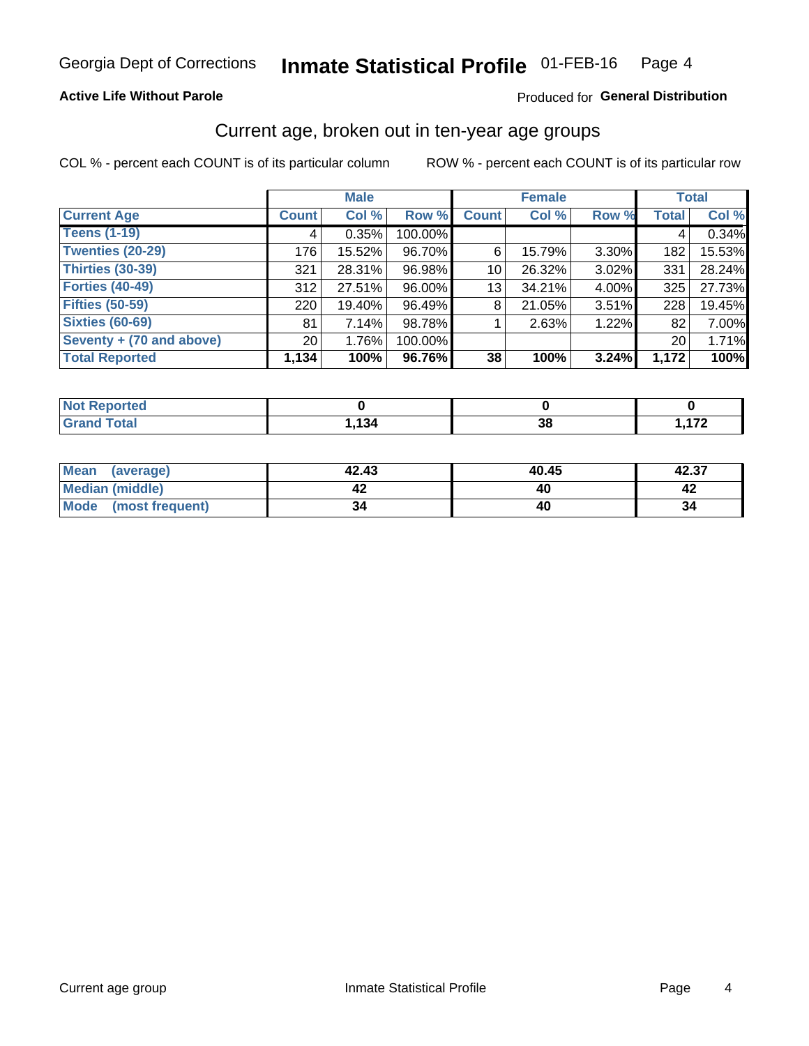Georgia Dept of Corrections **Inmate Statistical Profile** 01-FEB-16

**Active Life Without Parole**

Produced for **General Distribution**

## Current age, broken out in ten-year age groups

COL % - percent each COUNT is of its particular column

ROW % - percent each COUNT is of its particular row

| | Male | | | Female | | | Total | |
|---|---|---|---|---|---|---|---|---|
| **Current Age** | **Count** | **Col %** | **Row %** | **Count** | **Col %** | **Row %** | **Total** | **Col %** |
| **Teens (1-19)** | 4 | 0.35% | 100.00% | | | | 4 | 0.34% |
| **Twenties (20-29)** | 176 | 15.52% | 96.70% | 6 | 15.79% | 3.30% | 182 | 15.53% |
| **Thirties (30-39)** | 321 | 28.31% | 96.98% | 10 | 26.32% | 3.02% | 331 | 28.24% |
| **Forties (40-49)** | 312 | 27.51% | 96.00% | 13 | 34.21% | 4.00% | 325 | 27.73% |
| **Fifties (50-59)** | 220 | 19.40% | 96.49% | 8 | 21.05% | 3.51% | 228 | 19.45% |
| **Sixties (60-69)** | 81 | 7.14% | 98.78% | 1 | 2.63% | 1.22% | 82 | 7.00% |
| **Seventy + (70 and above)** | 20 | 1.76% | 100.00% | | | | 20 | 1.71% |
| **Total Reported** | **1,134** | **100%** | **96.76%** | **38** | **100%** | **3.24%** | **1,172** | **100%** |

| | Male | Female | Total |
|---|---|---|---|
| **Not Reported** | **0** | **0** | **0** |
| **Grand Total** | **1,134** | **38** | **1,172** |

| | Male | Female | Total |
|---|---|---|---|
| **Mean (average)** | **42.43** | **40.45** | **42.37** |
| **Median (middle)** | **42** | **40** | **42** |
| **Mode (most frequent)** | **34** | **40** | **34** |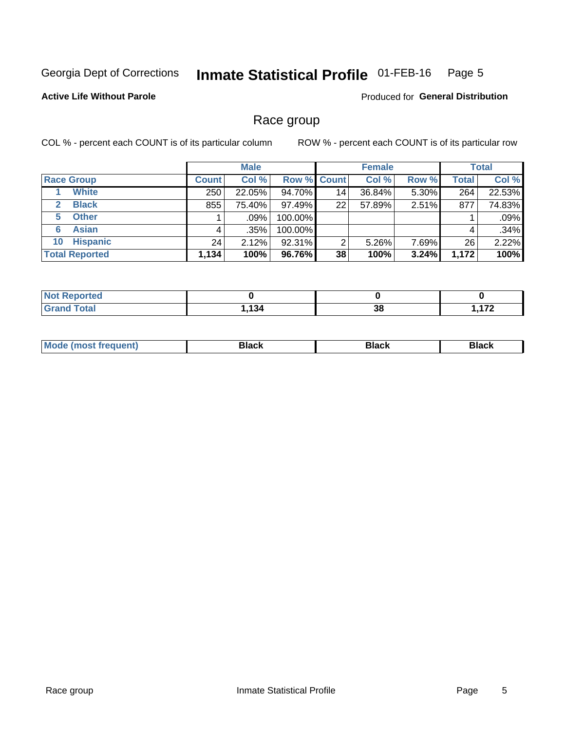Georgia Dept of Corrections **Inmate Statistical Profile** 01-FEB-16

**Active Life Without Parole**

Produced for **General Distribution**

## Race group

COL % - percent each COUNT is of its particular column ROW % - percent each COUNT is of its particular row

| | | Male | | | Female | | | Total | |
|---|---|---|---|---|---|---|---|---|---|
| **Race Group** | | **Count** | **Col %** | **Row %** | **Count** | **Col %** | **Row %** | **Total** | **Col %** |
| 1 | White | 250 | 22.05% | 94.70% | 14 | 36.84% | 5.30% | 264 | 22.53% |
| 2 | Black | 855 | 75.40% | 97.49% | 22 | 57.89% | 2.51% | 877 | 74.83% |
| 5 | Other | 1 | .09% | 100.00% | | | | 1 | .09% |
| 6 | Asian | 4 | .35% | 100.00% | | | | 4 | .34% |
| 10 | Hispanic | 24 | 2.12% | 92.31% | 2 | 5.26% | 7.69% | 26 | 2.22% |
| **Total Reported** | | **1,134** | **100%** | **96.76%** | **38** | **100%** | **3.24%** | **1,172** | **100%** |

| | Male | Female | Total |
|---|---|---|---|
| **Not Reported** | **0** | **0** | **0** |
| **Grand Total** | **1,134** | **38** | **1,172** |

| | Male | Female | Total |
|---|---|---|---|
| **Mode (most frequent)** | **Black** | **Black** | **Black** |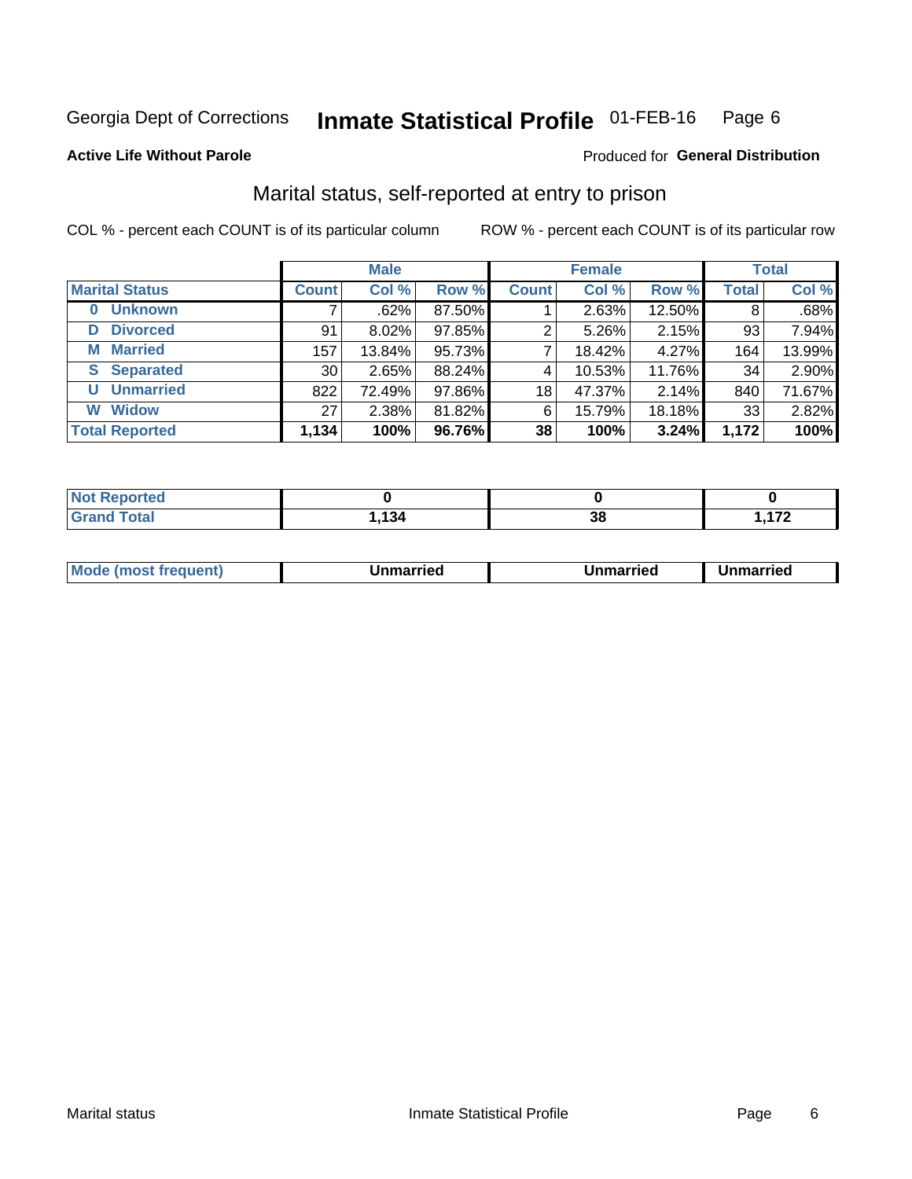Georgia Dept of Corrections **Inmate Statistical Profile** 01-FEB-16 Page 6

**Active Life Without Parole**

Produced for **General Distribution**

## Marital status, self-reported at entry to prison

COL % - percent each COUNT is of its particular column

ROW % - percent each COUNT is of its particular row

| | Male | | | Female | | | Total | |
|---|---|---|---|---|---|---|---|---|
| **Marital Status** | **Count** | **Col %** | **Row %** | **Count** | **Col %** | **Row %** | **Total** | **Col %** |
| **0 Unknown** | 7 | .62% | 87.50% | 1 | 2.63% | 12.50% | 8 | .68% |
| **D Divorced** | 91 | 8.02% | 97.85% | 2 | 5.26% | 2.15% | 93 | 7.94% |
| **M Married** | 157 | 13.84% | 95.73% | 7 | 18.42% | 4.27% | 164 | 13.99% |
| **S Separated** | 30 | 2.65% | 88.24% | 4 | 10.53% | 11.76% | 34 | 2.90% |
| **U Unmarried** | 822 | 72.49% | 97.86% | 18 | 47.37% | 2.14% | 840 | 71.67% |
| **W Widow** | 27 | 2.38% | 81.82% | 6 | 15.79% | 18.18% | 33 | 2.82% |
| **Total Reported** | **1,134** | **100%** | **96.76%** | **38** | **100%** | **3.24%** | **1,172** | **100%** |

| | Male | Female | Total |
|---|---|---|---|
| **Not Reported** | **0** | **0** | **0** |
| **Grand Total** | **1,134** | **38** | **1,172** |

| | Male | Female | Total |
|---|---|---|---|
| **Mode (most frequent)** | **Unmarried** | **Unmarried** | **Unmarried** |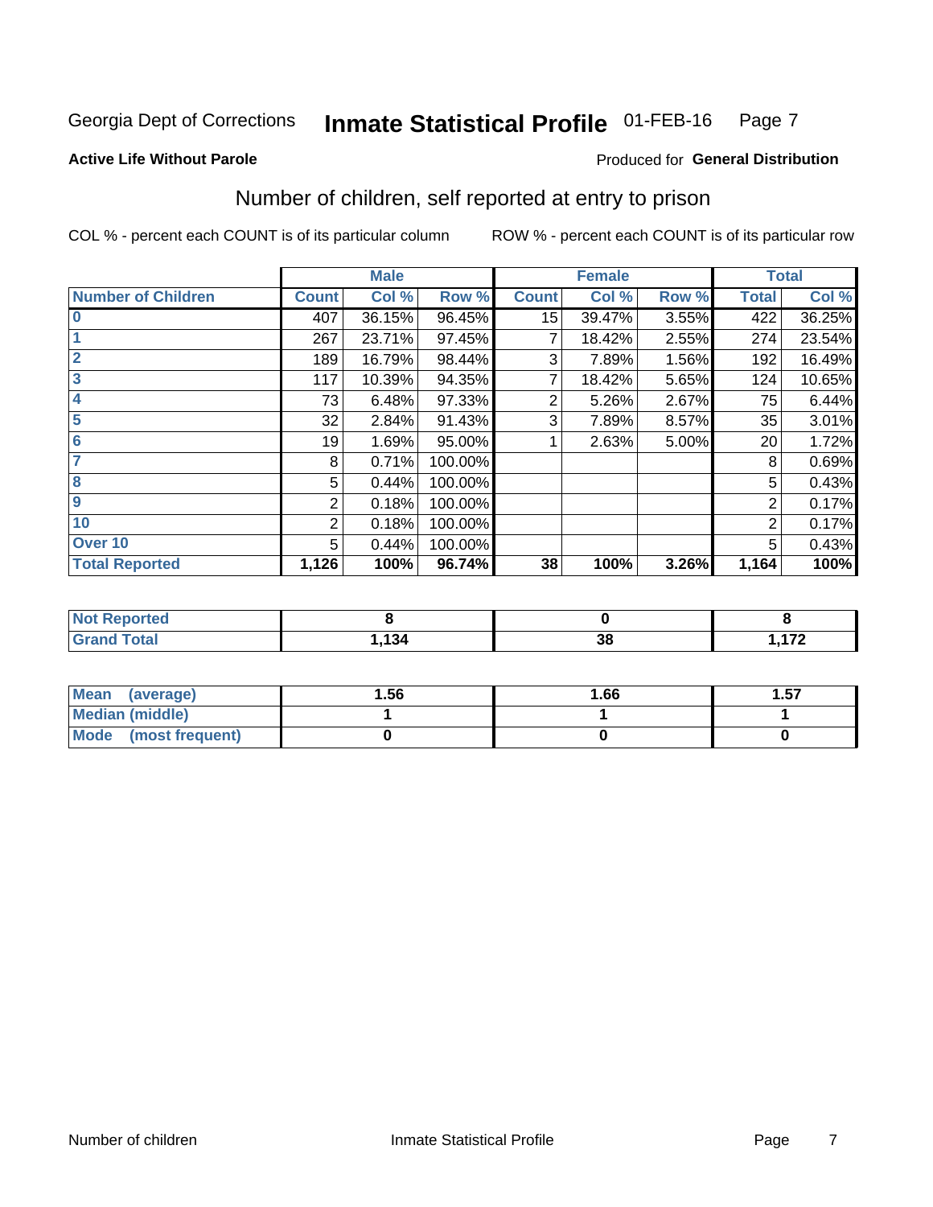Georgia Dept of Corrections **Inmate Statistical Profile** 01-FEB-16

**Active Life Without Parole**

Produced for **General Distribution**

## Number of children, self reported at entry to prison

COL % - percent each COUNT is of its particular column

ROW % - percent each COUNT is of its particular row

| | Male | | | Female | | | Total | |
|---|---|---|---|---|---|---|---|---|
| **Number of Children** | **Count** | **Col %** | **Row %** | **Count** | **Col %** | **Row %** | **Total** | **Col %** |
| **0** | 407 | 36.15% | 96.45% | 15 | 39.47% | 3.55% | 422 | 36.25% |
| **1** | 267 | 23.71% | 97.45% | 7 | 18.42% | 2.55% | 274 | 23.54% |
| **2** | 189 | 16.79% | 98.44% | 3 | 7.89% | 1.56% | 192 | 16.49% |
| **3** | 117 | 10.39% | 94.35% | 7 | 18.42% | 5.65% | 124 | 10.65% |
| **4** | 73 | 6.48% | 97.33% | 2 | 5.26% | 2.67% | 75 | 6.44% |
| **5** | 32 | 2.84% | 91.43% | 3 | 7.89% | 8.57% | 35 | 3.01% |
| **6** | 19 | 1.69% | 95.00% | 1 | 2.63% | 5.00% | 20 | 1.72% |
| **7** | 8 | 0.71% | 100.00% | | | | 8 | 0.69% |
| **8** | 5 | 0.44% | 100.00% | | | | 5 | 0.43% |
| **9** | 2 | 0.18% | 100.00% | | | | 2 | 0.17% |
| **10** | 2 | 0.18% | 100.00% | | | | 2 | 0.17% |
| **Over 10** | 5 | 0.44% | 100.00% | | | | 5 | 0.43% |
| **Total Reported** | **1,126** | **100%** | **96.74%** | **38** | **100%** | **3.26%** | **1,164** | **100%** |

| | Male | Female | Total |
|---|---|---|---|
| **Not Reported** | **8** | **0** | **8** |
| **Grand Total** | **1,134** | **38** | **1,172** |

| | Male | Female | Total |
|---|---|---|---|
| **Mean (average)** | **1.56** | **1.66** | **1.57** |
| **Median (middle)** | **1** | **1** | **1** |
| **Mode (most frequent)** | **0** | **0** | **0** |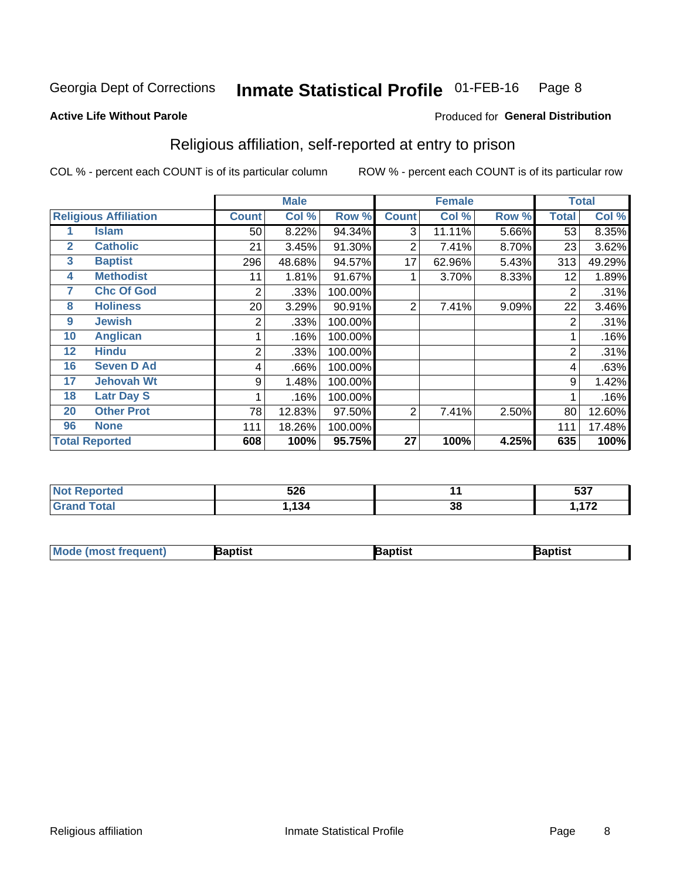Georgia Dept of Corrections **Inmate Statistical Profile** 01-FEB-16

**Active Life Without Parole**

Produced for **General Distribution**

## Religious affiliation, self-reported at entry to prison

COL % - percent each COUNT is of its particular column ROW % - percent each COUNT is of its particular row

| Religious Affiliation | | Male | | | Female | | | Total | |
|---|---|---|---|---|---|---|---|---|---|
| | | Count | Col % | Row % | Count | Col % | Row % | Total | Col % |
| 1 | Islam | 50 | 8.22% | 94.34% | 3 | 11.11% | 5.66% | 53 | 8.35% |
| 2 | Catholic | 21 | 3.45% | 91.30% | 2 | 7.41% | 8.70% | 23 | 3.62% |
| 3 | Baptist | 296 | 48.68% | 94.57% | 17 | 62.96% | 5.43% | 313 | 49.29% |
| 4 | Methodist | 11 | 1.81% | 91.67% | 1 | 3.70% | 8.33% | 12 | 1.89% |
| 7 | Chc Of God | 2 | .33% | 100.00% | | | | 2 | .31% |
| 8 | Holiness | 20 | 3.29% | 90.91% | 2 | 7.41% | 9.09% | 22 | 3.46% |
| 9 | Jewish | 2 | .33% | 100.00% | | | | 2 | .31% |
| 10 | Anglican | 1 | .16% | 100.00% | | | | 1 | .16% |
| 12 | Hindu | 2 | .33% | 100.00% | | | | 2 | .31% |
| 16 | Seven D Ad | 4 | .66% | 100.00% | | | | 4 | .63% |
| 17 | Jehovah Wt | 9 | 1.48% | 100.00% | | | | 9 | 1.42% |
| 18 | Latr Day S | 1 | .16% | 100.00% | | | | 1 | .16% |
| 20 | Other Prot | 78 | 12.83% | 97.50% | 2 | 7.41% | 2.50% | 80 | 12.60% |
| 96 | None | 111 | 18.26% | 100.00% | | | | 111 | 17.48% |
| **Total Reported** | | **608** | **100%** | **95.75%** | **27** | **100%** | **4.25%** | **635** | **100%** |

| | Male | Female | Total |
|---|---|---|---|
| Not Reported | 526 | 11 | 537 |
| Grand Total | 1,134 | 38 | 1,172 |

| | Male | Female | Total |
|---|---|---|---|
| Mode (most frequent) | Baptist | Baptist | Baptist |

Religious affiliation Inmate Statistical Profile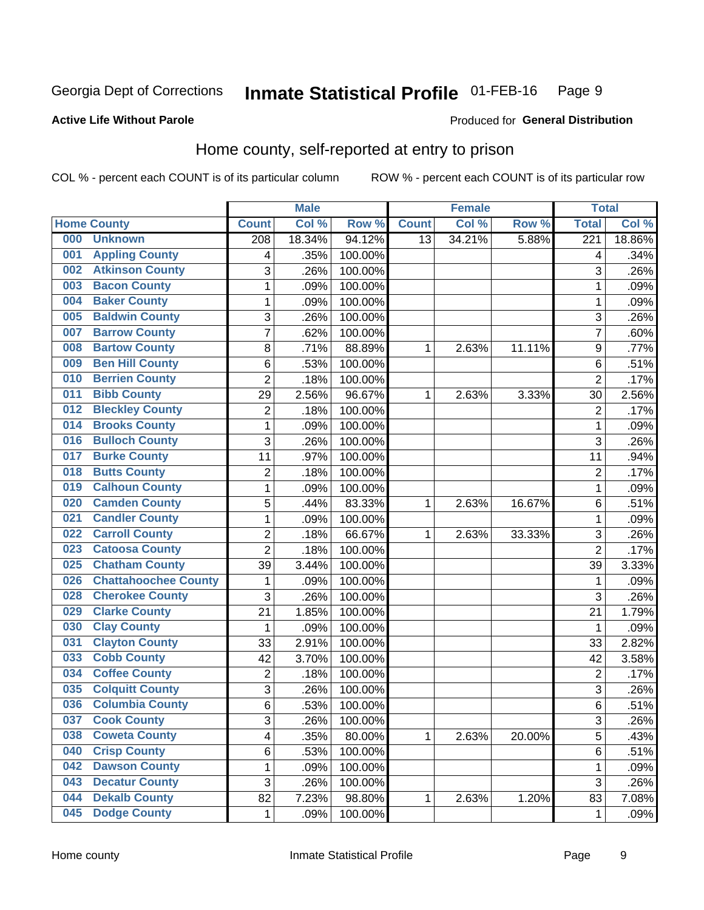Georgia Dept of Corrections **Inmate Statistical Profile** 01-FEB-16

**Active Life Without Parole**

Produced for **General Distribution**

## Home county, self-reported at entry to prison

COL % - percent each COUNT is of its particular column ROW % - percent each COUNT is of its particular row

| Home County | | Male | | | Female | | | Total | |
|---|---|---|---|---|---|---|---|---|---|
| | | Count | Col % | Row % | Count | Col % | Row % | Total | Col % |
| 000 | Unknown | 208 | 18.34% | 94.12% | 13 | 34.21% | 5.88% | 221 | 18.86% |
| 001 | Appling County | 4 | .35% | 100.00% | | | | 4 | .34% |
| 002 | Atkinson County | 3 | .26% | 100.00% | | | | 3 | .26% |
| 003 | Bacon County | 1 | .09% | 100.00% | | | | 1 | .09% |
| 004 | Baker County | 1 | .09% | 100.00% | | | | 1 | .09% |
| 005 | Baldwin County | 3 | .26% | 100.00% | | | | 3 | .26% |
| 007 | Barrow County | 7 | .62% | 100.00% | | | | 7 | .60% |
| 008 | Bartow County | 8 | .71% | 88.89% | 1 | 2.63% | 11.11% | 9 | .77% |
| 009 | Ben Hill County | 6 | .53% | 100.00% | | | | 6 | .51% |
| 010 | Berrien County | 2 | .18% | 100.00% | | | | 2 | .17% |
| 011 | Bibb County | 29 | 2.56% | 96.67% | 1 | 2.63% | 3.33% | 30 | 2.56% |
| 012 | Bleckley County | 2 | .18% | 100.00% | | | | 2 | .17% |
| 014 | Brooks County | 1 | .09% | 100.00% | | | | 1 | .09% |
| 016 | Bulloch County | 3 | .26% | 100.00% | | | | 3 | .26% |
| 017 | Burke County | 11 | .97% | 100.00% | | | | 11 | .94% |
| 018 | Butts County | 2 | .18% | 100.00% | | | | 2 | .17% |
| 019 | Calhoun County | 1 | .09% | 100.00% | | | | 1 | .09% |
| 020 | Camden County | 5 | .44% | 83.33% | 1 | 2.63% | 16.67% | 6 | .51% |
| 021 | Candler County | 1 | .09% | 100.00% | | | | 1 | .09% |
| 022 | Carroll County | 2 | .18% | 66.67% | 1 | 2.63% | 33.33% | 3 | .26% |
| 023 | Catoosa County | 2 | .18% | 100.00% | | | | 2 | .17% |
| 025 | Chatham County | 39 | 3.44% | 100.00% | | | | 39 | 3.33% |
| 026 | Chattahoochee County | 1 | .09% | 100.00% | | | | 1 | .09% |
| 028 | Cherokee County | 3 | .26% | 100.00% | | | | 3 | .26% |
| 029 | Clarke County | 21 | 1.85% | 100.00% | | | | 21 | 1.79% |
| 030 | Clay County | 1 | .09% | 100.00% | | | | 1 | .09% |
| 031 | Clayton County | 33 | 2.91% | 100.00% | | | | 33 | 2.82% |
| 033 | Cobb County | 42 | 3.70% | 100.00% | | | | 42 | 3.58% |
| 034 | Coffee County | 2 | .18% | 100.00% | | | | 2 | .17% |
| 035 | Colquitt County | 3 | .26% | 100.00% | | | | 3 | .26% |
| 036 | Columbia County | 6 | .53% | 100.00% | | | | 6 | .51% |
| 037 | Cook County | 3 | .26% | 100.00% | | | | 3 | .26% |
| 038 | Coweta County | 4 | .35% | 80.00% | 1 | 2.63% | 20.00% | 5 | .43% |
| 040 | Crisp County | 6 | .53% | 100.00% | | | | 6 | .51% |
| 042 | Dawson County | 1 | .09% | 100.00% | | | | 1 | .09% |
| 043 | Decatur County | 3 | .26% | 100.00% | | | | 3 | .26% |
| 044 | Dekalb County | 82 | 7.23% | 98.80% | 1 | 2.63% | 1.20% | 83 | 7.08% |
| 045 | Dodge County | 1 | .09% | 100.00% | | | | 1 | .09% |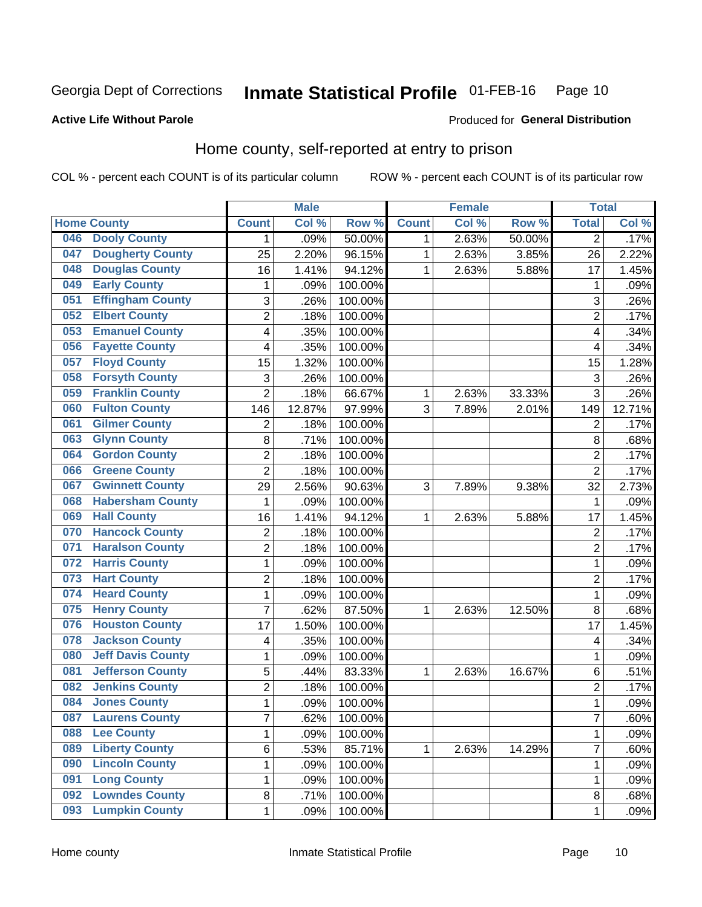Georgia Dept of Corrections **Inmate Statistical Profile** 01-FEB-16

**Active Life Without Parole**

Produced for **General Distribution**

## Home county, self-reported at entry to prison

COL % - percent each COUNT is of its particular column ROW % - percent each COUNT is of its particular row

| Home County | | Male | | | Female | | | Total | |
|---|---|---|---|---|---|---|---|---|---|
| | | Count | Col % | Row % | Count | Col % | Row % | Total | Col % |
| 046 | Dooly County | 1 | .09% | 50.00% | 1 | 2.63% | 50.00% | 2 | .17% |
| 047 | Dougherty County | 25 | 2.20% | 96.15% | 1 | 2.63% | 3.85% | 26 | 2.22% |
| 048 | Douglas County | 16 | 1.41% | 94.12% | 1 | 2.63% | 5.88% | 17 | 1.45% |
| 049 | Early County | 1 | .09% | 100.00% | | | | 1 | .09% |
| 051 | Effingham County | 3 | .26% | 100.00% | | | | 3 | .26% |
| 052 | Elbert County | 2 | .18% | 100.00% | | | | 2 | .17% |
| 053 | Emanuel County | 4 | .35% | 100.00% | | | | 4 | .34% |
| 056 | Fayette County | 4 | .35% | 100.00% | | | | 4 | .34% |
| 057 | Floyd County | 15 | 1.32% | 100.00% | | | | 15 | 1.28% |
| 058 | Forsyth County | 3 | .26% | 100.00% | | | | 3 | .26% |
| 059 | Franklin County | 2 | .18% | 66.67% | 1 | 2.63% | 33.33% | 3 | .26% |
| 060 | Fulton County | 146 | 12.87% | 97.99% | 3 | 7.89% | 2.01% | 149 | 12.71% |
| 061 | Gilmer County | 2 | .18% | 100.00% | | | | 2 | .17% |
| 063 | Glynn County | 8 | .71% | 100.00% | | | | 8 | .68% |
| 064 | Gordon County | 2 | .18% | 100.00% | | | | 2 | .17% |
| 066 | Greene County | 2 | .18% | 100.00% | | | | 2 | .17% |
| 067 | Gwinnett County | 29 | 2.56% | 90.63% | 3 | 7.89% | 9.38% | 32 | 2.73% |
| 068 | Habersham County | 1 | .09% | 100.00% | | | | 1 | .09% |
| 069 | Hall County | 16 | 1.41% | 94.12% | 1 | 2.63% | 5.88% | 17 | 1.45% |
| 070 | Hancock County | 2 | .18% | 100.00% | | | | 2 | .17% |
| 071 | Haralson County | 2 | .18% | 100.00% | | | | 2 | .17% |
| 072 | Harris County | 1 | .09% | 100.00% | | | | 1 | .09% |
| 073 | Hart County | 2 | .18% | 100.00% | | | | 2 | .17% |
| 074 | Heard County | 1 | .09% | 100.00% | | | | 1 | .09% |
| 075 | Henry County | 7 | .62% | 87.50% | 1 | 2.63% | 12.50% | 8 | .68% |
| 076 | Houston County | 17 | 1.50% | 100.00% | | | | 17 | 1.45% |
| 078 | Jackson County | 4 | .35% | 100.00% | | | | 4 | .34% |
| 080 | Jeff Davis County | 1 | .09% | 100.00% | | | | 1 | .09% |
| 081 | Jefferson County | 5 | .44% | 83.33% | 1 | 2.63% | 16.67% | 6 | .51% |
| 082 | Jenkins County | 2 | .18% | 100.00% | | | | 2 | .17% |
| 084 | Jones County | 1 | .09% | 100.00% | | | | 1 | .09% |
| 087 | Laurens County | 7 | .62% | 100.00% | | | | 7 | .60% |
| 088 | Lee County | 1 | .09% | 100.00% | | | | 1 | .09% |
| 089 | Liberty County | 6 | .53% | 85.71% | 1 | 2.63% | 14.29% | 7 | .60% |
| 090 | Lincoln County | 1 | .09% | 100.00% | | | | 1 | .09% |
| 091 | Long County | 1 | .09% | 100.00% | | | | 1 | .09% |
| 092 | Lowndes County | 8 | .71% | 100.00% | | | | 8 | .68% |
| 093 | Lumpkin County | 1 | .09% | 100.00% | | | | 1 | .09% |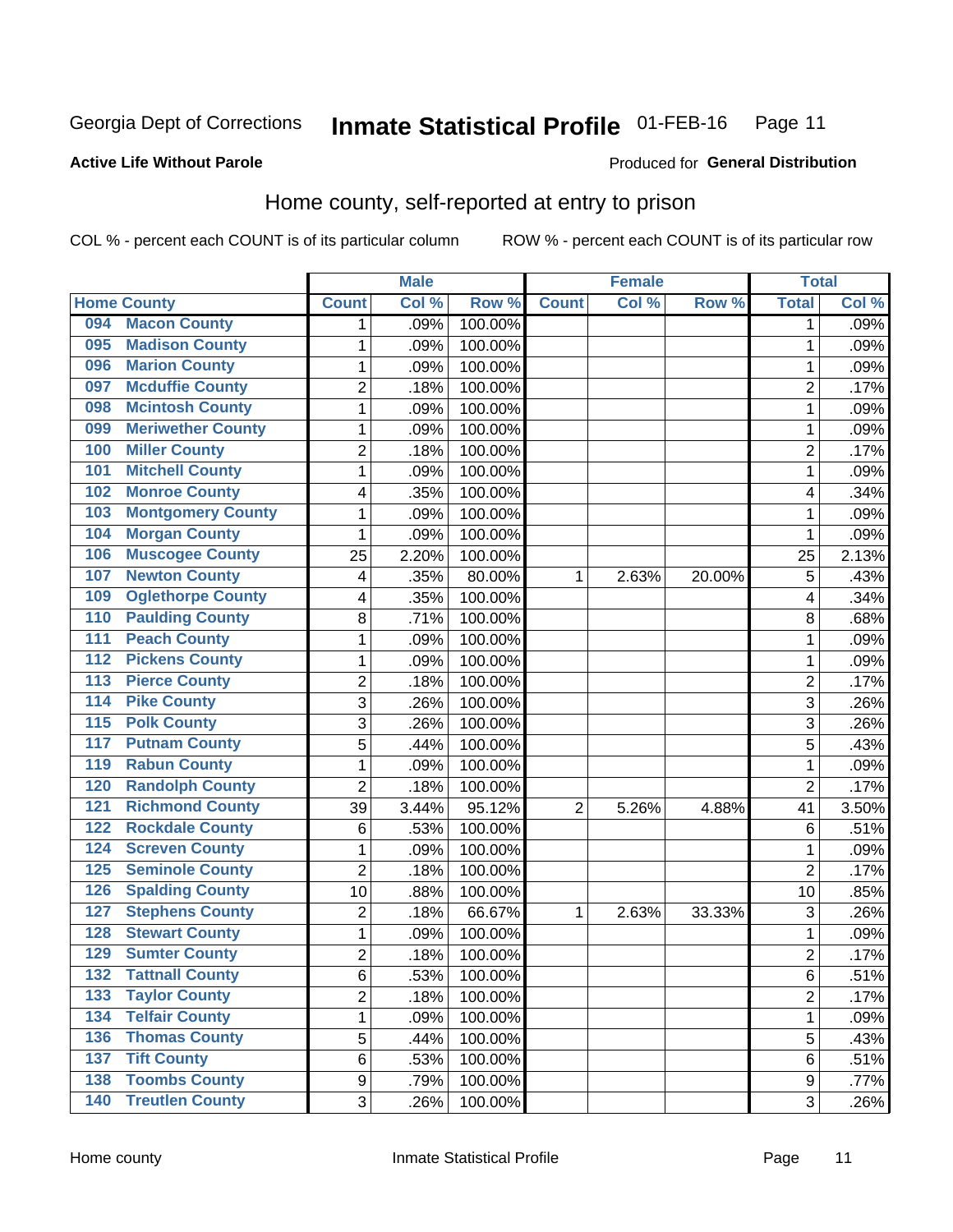Georgia Dept of Corrections **Inmate Statistical Profile** 01-FEB-16

**Active Life Without Parole**

Produced for **General Distribution**

## Home county, self-reported at entry to prison

COL % - percent each COUNT is of its particular column ROW % - percent each COUNT is of its particular row

| Home County | Male | | | Female | | | Total | |
|---|---|---|---|---|---|---|---|---|
| | Count | Col % | Row % | Count | Col % | Row % | Total | Col % |
| 094 Macon County | 1 | .09% | 100.00% | | | | 1 | .09% |
| 095 Madison County | 1 | .09% | 100.00% | | | | 1 | .09% |
| 096 Marion County | 1 | .09% | 100.00% | | | | 1 | .09% |
| 097 Mcduffie County | 2 | .18% | 100.00% | | | | 2 | .17% |
| 098 Mcintosh County | 1 | .09% | 100.00% | | | | 1 | .09% |
| 099 Meriwether County | 1 | .09% | 100.00% | | | | 1 | .09% |
| 100 Miller County | 2 | .18% | 100.00% | | | | 2 | .17% |
| 101 Mitchell County | 1 | .09% | 100.00% | | | | 1 | .09% |
| 102 Monroe County | 4 | .35% | 100.00% | | | | 4 | .34% |
| 103 Montgomery County | 1 | .09% | 100.00% | | | | 1 | .09% |
| 104 Morgan County | 1 | .09% | 100.00% | | | | 1 | .09% |
| 106 Muscogee County | 25 | 2.20% | 100.00% | | | | 25 | 2.13% |
| 107 Newton County | 4 | .35% | 80.00% | 1 | 2.63% | 20.00% | 5 | .43% |
| 109 Oglethorpe County | 4 | .35% | 100.00% | | | | 4 | .34% |
| 110 Paulding County | 8 | .71% | 100.00% | | | | 8 | .68% |
| 111 Peach County | 1 | .09% | 100.00% | | | | 1 | .09% |
| 112 Pickens County | 1 | .09% | 100.00% | | | | 1 | .09% |
| 113 Pierce County | 2 | .18% | 100.00% | | | | 2 | .17% |
| 114 Pike County | 3 | .26% | 100.00% | | | | 3 | .26% |
| 115 Polk County | 3 | .26% | 100.00% | | | | 3 | .26% |
| 117 Putnam County | 5 | .44% | 100.00% | | | | 5 | .43% |
| 119 Rabun County | 1 | .09% | 100.00% | | | | 1 | .09% |
| 120 Randolph County | 2 | .18% | 100.00% | | | | 2 | .17% |
| 121 Richmond County | 39 | 3.44% | 95.12% | 2 | 5.26% | 4.88% | 41 | 3.50% |
| 122 Rockdale County | 6 | .53% | 100.00% | | | | 6 | .51% |
| 124 Screven County | 1 | .09% | 100.00% | | | | 1 | .09% |
| 125 Seminole County | 2 | .18% | 100.00% | | | | 2 | .17% |
| 126 Spalding County | 10 | .88% | 100.00% | | | | 10 | .85% |
| 127 Stephens County | 2 | .18% | 66.67% | 1 | 2.63% | 33.33% | 3 | .26% |
| 128 Stewart County | 1 | .09% | 100.00% | | | | 1 | .09% |
| 129 Sumter County | 2 | .18% | 100.00% | | | | 2 | .17% |
| 132 Tattnall County | 6 | .53% | 100.00% | | | | 6 | .51% |
| 133 Taylor County | 2 | .18% | 100.00% | | | | 2 | .17% |
| 134 Telfair County | 1 | .09% | 100.00% | | | | 1 | .09% |
| 136 Thomas County | 5 | .44% | 100.00% | | | | 5 | .43% |
| 137 Tift County | 6 | .53% | 100.00% | | | | 6 | .51% |
| 138 Toombs County | 9 | .79% | 100.00% | | | | 9 | .77% |
| 140 Treutlen County | 3 | .26% | 100.00% | | | | 3 | .26% |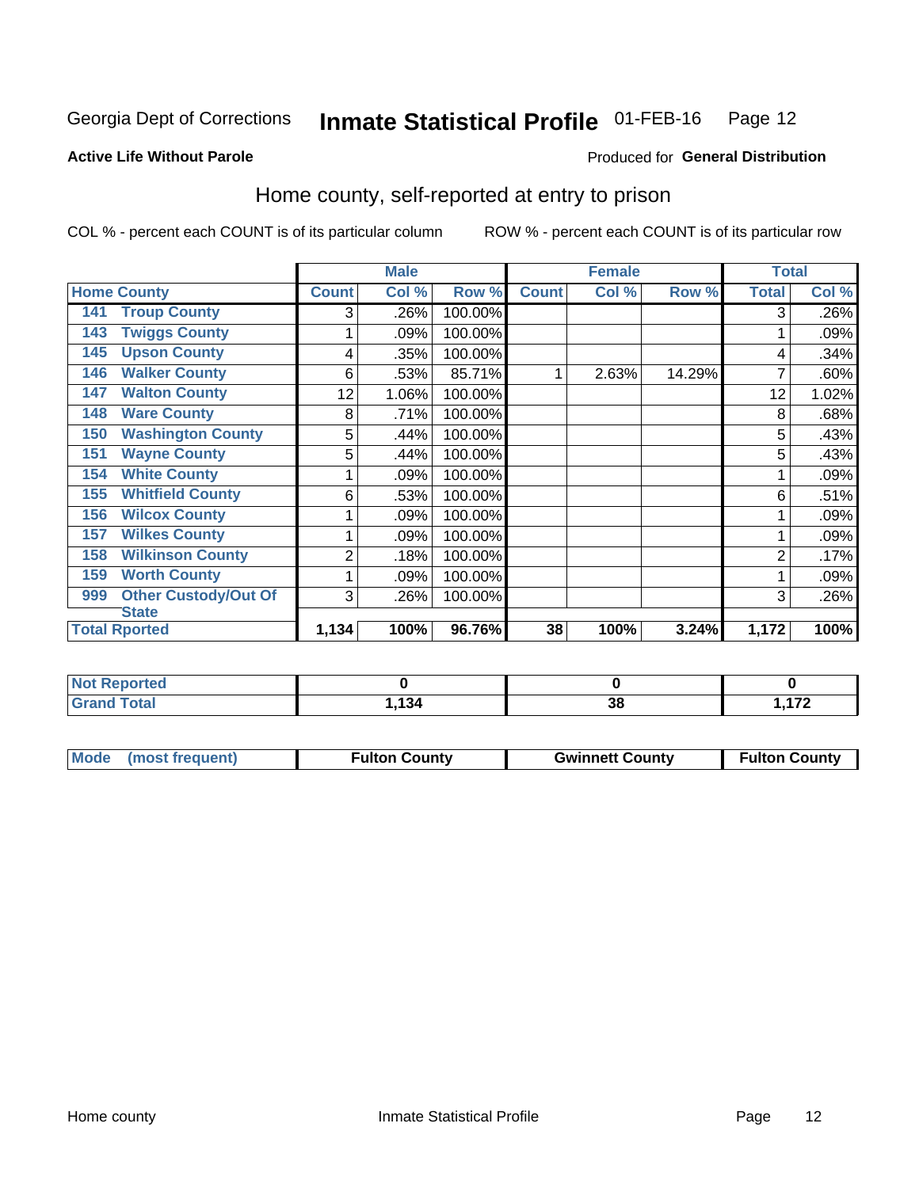Georgia Dept of Corrections **Inmate Statistical Profile** 01-FEB-16

**Active Life Without Parole**

Produced for **General Distribution**

## Home county, self-reported at entry to prison

COL % - percent each COUNT is of its particular column ROW % - percent each COUNT is of its particular row

| | | Male | | | Female | | | Total | |
|---|---|---|---|---|---|---|---|---|---|
| **Home County** | | **Count** | **Col %** | **Row %** | **Count** | **Col %** | **Row %** | **Total** | **Col %** |
| 141 | Troup County | 3 | .26% | 100.00% | | | | 3 | .26% |
| 143 | Twiggs County | 1 | .09% | 100.00% | | | | 1 | .09% |
| 145 | Upson County | 4 | .35% | 100.00% | | | | 4 | .34% |
| 146 | Walker County | 6 | .53% | 85.71% | 1 | 2.63% | 14.29% | 7 | .60% |
| 147 | Walton County | 12 | 1.06% | 100.00% | | | | 12 | 1.02% |
| 148 | Ware County | 8 | .71% | 100.00% | | | | 8 | .68% |
| 150 | Washington County | 5 | .44% | 100.00% | | | | 5 | .43% |
| 151 | Wayne County | 5 | .44% | 100.00% | | | | 5 | .43% |
| 154 | White County | 1 | .09% | 100.00% | | | | 1 | .09% |
| 155 | Whitfield County | 6 | .53% | 100.00% | | | | 6 | .51% |
| 156 | Wilcox County | 1 | .09% | 100.00% | | | | 1 | .09% |
| 157 | Wilkes County | 1 | .09% | 100.00% | | | | 1 | .09% |
| 158 | Wilkinson County | 2 | .18% | 100.00% | | | | 2 | .17% |
| 159 | Worth County | 1 | .09% | 100.00% | | | | 1 | .09% |
| 999 | Other Custody/Out Of State | 3 | .26% | 100.00% | | | | 3 | .26% |
| **Total Rported** | | **1,134** | **100%** | **96.76%** | **38** | **100%** | **3.24%** | **1,172** | **100%** |

| | Male | Female | Total |
|---|---|---|---|
| **Not Reported** | **0** | **0** | **0** |
| **Grand Total** | **1,134** | **38** | **1,172** |

| | Male | Female | Total |
|---|---|---|---|
| **Mode (most frequent)** | **Fulton County** | **Gwinnett County** | **Fulton County** |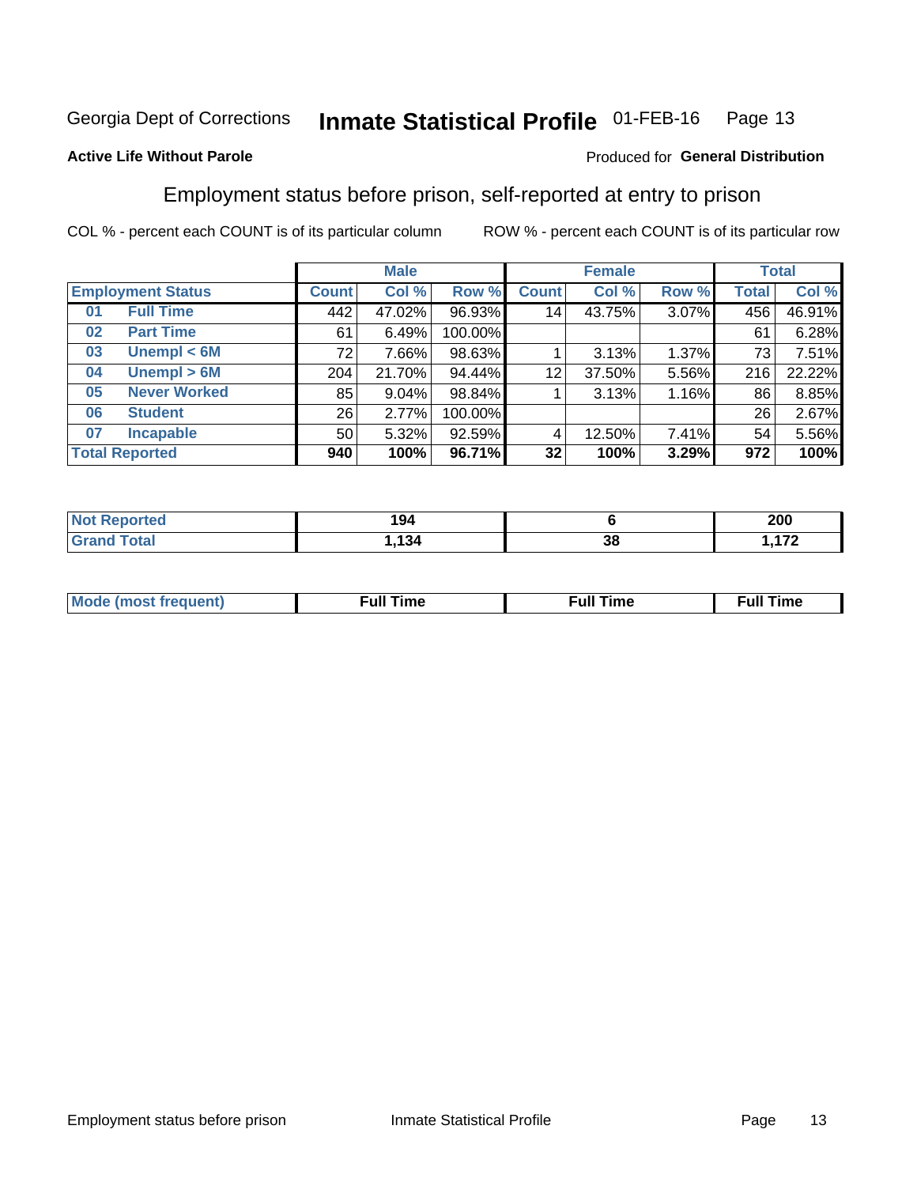Georgia Dept of Corrections **Inmate Statistical Profile** 01-FEB-16

**Active Life Without Parole**

Produced for **General Distribution**

## Employment status before prison, self-reported at entry to prison

COL % - percent each COUNT is of its particular column ROW % - percent each COUNT is of its particular row

| Employment Status | | Male | | | Female | | | Total | |
|---|---|---|---|---|---|---|---|---|---|
| | | Count | Col % | Row % | Count | Col % | Row % | Total | Col % |
| 01 | Full Time | 442 | 47.02% | 96.93% | 14 | 43.75% | 3.07% | 456 | 46.91% |
| 02 | Part Time | 61 | 6.49% | 100.00% | | | | 61 | 6.28% |
| 03 | Unempl < 6M | 72 | 7.66% | 98.63% | 1 | 3.13% | 1.37% | 73 | 7.51% |
| 04 | Unempl > 6M | 204 | 21.70% | 94.44% | 12 | 37.50% | 5.56% | 216 | 22.22% |
| 05 | Never Worked | 85 | 9.04% | 98.84% | 1 | 3.13% | 1.16% | 86 | 8.85% |
| 06 | Student | 26 | 2.77% | 100.00% | | | | 26 | 2.67% |
| 07 | Incapable | 50 | 5.32% | 92.59% | 4 | 12.50% | 7.41% | 54 | 5.56% |
| **Total Reported** | | **940** | **100%** | **96.71%** | **32** | **100%** | **3.29%** | **972** | **100%** |

| | Male | Female | Total |
|---|---|---|---|
| Not Reported | 194 | 6 | 200 |
| Grand Total | 1,134 | 38 | 1,172 |

| | Male | Female | Total |
|---|---|---|---|
| Mode (most frequent) | Full Time | Full Time | Full Time |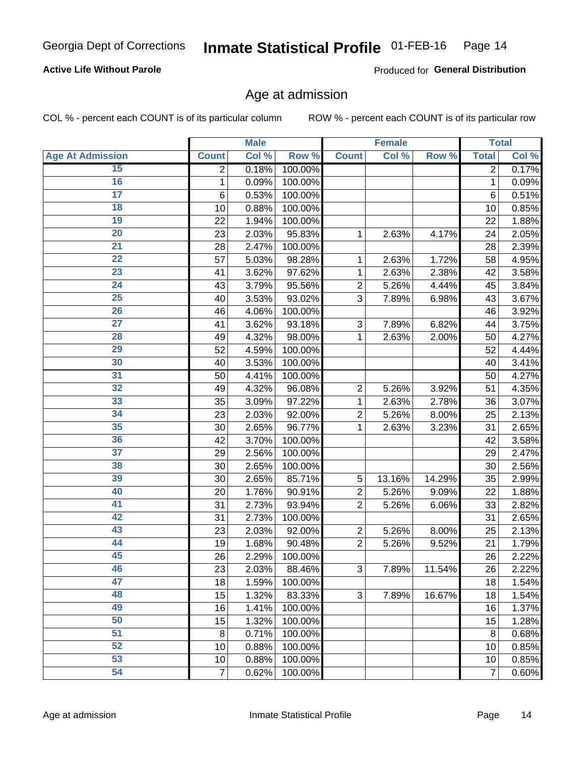Georgia Dept of Corrections **Inmate Statistical Profile** 01-FEB-16

**Active Life Without Parole**

Produced for **General Distribution**

## Age at admission

COL % - percent each COUNT is of its particular column ROW % - percent each COUNT is of its particular row

| | Male | | | Female | | | Total | |
|---|---|---|---|---|---|---|---|---|
| **Age At Admission** | **Count** | **Col %** | **Row %** | **Count** | **Col %** | **Row %** | **Total** | **Col %** |
| 15 | 2 | 0.18% | 100.00% | | | | 2 | 0.17% |
| 16 | 1 | 0.09% | 100.00% | | | | 1 | 0.09% |
| 17 | 6 | 0.53% | 100.00% | | | | 6 | 0.51% |
| 18 | 10 | 0.88% | 100.00% | | | | 10 | 0.85% |
| 19 | 22 | 1.94% | 100.00% | | | | 22 | 1.88% |
| 20 | 23 | 2.03% | 95.83% | 1 | 2.63% | 4.17% | 24 | 2.05% |
| 21 | 28 | 2.47% | 100.00% | | | | 28 | 2.39% |
| 22 | 57 | 5.03% | 98.28% | 1 | 2.63% | 1.72% | 58 | 4.95% |
| 23 | 41 | 3.62% | 97.62% | 1 | 2.63% | 2.38% | 42 | 3.58% |
| 24 | 43 | 3.79% | 95.56% | 2 | 5.26% | 4.44% | 45 | 3.84% |
| 25 | 40 | 3.53% | 93.02% | 3 | 7.89% | 6.98% | 43 | 3.67% |
| 26 | 46 | 4.06% | 100.00% | | | | 46 | 3.92% |
| 27 | 41 | 3.62% | 93.18% | 3 | 7.89% | 6.82% | 44 | 3.75% |
| 28 | 49 | 4.32% | 98.00% | 1 | 2.63% | 2.00% | 50 | 4.27% |
| 29 | 52 | 4.59% | 100.00% | | | | 52 | 4.44% |
| 30 | 40 | 3.53% | 100.00% | | | | 40 | 3.41% |
| 31 | 50 | 4.41% | 100.00% | | | | 50 | 4.27% |
| 32 | 49 | 4.32% | 96.08% | 2 | 5.26% | 3.92% | 51 | 4.35% |
| 33 | 35 | 3.09% | 97.22% | 1 | 2.63% | 2.78% | 36 | 3.07% |
| 34 | 23 | 2.03% | 92.00% | 2 | 5.26% | 8.00% | 25 | 2.13% |
| 35 | 30 | 2.65% | 96.77% | 1 | 2.63% | 3.23% | 31 | 2.65% |
| 36 | 42 | 3.70% | 100.00% | | | | 42 | 3.58% |
| 37 | 29 | 2.56% | 100.00% | | | | 29 | 2.47% |
| 38 | 30 | 2.65% | 100.00% | | | | 30 | 2.56% |
| 39 | 30 | 2.65% | 85.71% | 5 | 13.16% | 14.29% | 35 | 2.99% |
| 40 | 20 | 1.76% | 90.91% | 2 | 5.26% | 9.09% | 22 | 1.88% |
| 41 | 31 | 2.73% | 93.94% | 2 | 5.26% | 6.06% | 33 | 2.82% |
| 42 | 31 | 2.73% | 100.00% | | | | 31 | 2.65% |
| 43 | 23 | 2.03% | 92.00% | 2 | 5.26% | 8.00% | 25 | 2.13% |
| 44 | 19 | 1.68% | 90.48% | 2 | 5.26% | 9.52% | 21 | 1.79% |
| 45 | 26 | 2.29% | 100.00% | | | | 26 | 2.22% |
| 46 | 23 | 2.03% | 88.46% | 3 | 7.89% | 11.54% | 26 | 2.22% |
| 47 | 18 | 1.59% | 100.00% | | | | 18 | 1.54% |
| 48 | 15 | 1.32% | 83.33% | 3 | 7.89% | 16.67% | 18 | 1.54% |
| 49 | 16 | 1.41% | 100.00% | | | | 16 | 1.37% |
| 50 | 15 | 1.32% | 100.00% | | | | 15 | 1.28% |
| 51 | 8 | 0.71% | 100.00% | | | | 8 | 0.68% |
| 52 | 10 | 0.88% | 100.00% | | | | 10 | 0.85% |
| 53 | 10 | 0.88% | 100.00% | | | | 10 | 0.85% |
| 54 | 7 | 0.62% | 100.00% | | | | 7 | 0.60% |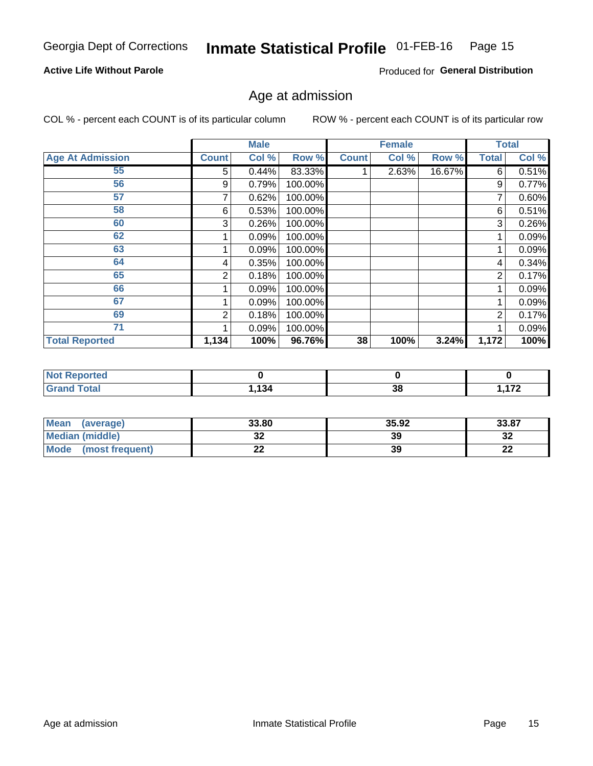Georgia Dept of Corrections **Inmate Statistical Profile** 01-FEB-16

**Active Life Without Parole**

Produced for **General Distribution**

## Age at admission

COL % - percent each COUNT is of its particular column

ROW % - percent each COUNT is of its particular row

| | Male | | | Female | | | Total | |
|---|---|---|---|---|---|---|---|---|
| **Age At Admission** | **Count** | **Col %** | **Row %** | **Count** | **Col %** | **Row %** | **Total** | **Col %** |
| 55 | 5 | 0.44% | 83.33% | 1 | 2.63% | 16.67% | 6 | 0.51% |
| 56 | 9 | 0.79% | 100.00% | | | | 9 | 0.77% |
| 57 | 7 | 0.62% | 100.00% | | | | 7 | 0.60% |
| 58 | 6 | 0.53% | 100.00% | | | | 6 | 0.51% |
| 60 | 3 | 0.26% | 100.00% | | | | 3 | 0.26% |
| 62 | 1 | 0.09% | 100.00% | | | | 1 | 0.09% |
| 63 | 1 | 0.09% | 100.00% | | | | 1 | 0.09% |
| 64 | 4 | 0.35% | 100.00% | | | | 4 | 0.34% |
| 65 | 2 | 0.18% | 100.00% | | | | 2 | 0.17% |
| 66 | 1 | 0.09% | 100.00% | | | | 1 | 0.09% |
| 67 | 1 | 0.09% | 100.00% | | | | 1 | 0.09% |
| 69 | 2 | 0.18% | 100.00% | | | | 2 | 0.17% |
| 71 | 1 | 0.09% | 100.00% | | | | 1 | 0.09% |
| **Total Reported** | **1,134** | **100%** | **96.76%** | **38** | **100%** | **3.24%** | **1,172** | **100%** |

| | Male | Female | Total |
|---|---|---|---|
| **Not Reported** | **0** | **0** | **0** |
| **Grand Total** | **1,134** | **38** | **1,172** |

| | Male | Female | Total |
|---|---|---|---|
| **Mean (average)** | **33.80** | **35.92** | **33.87** |
| **Median (middle)** | **32** | **39** | **32** |
| **Mode (most frequent)** | **22** | **39** | **22** |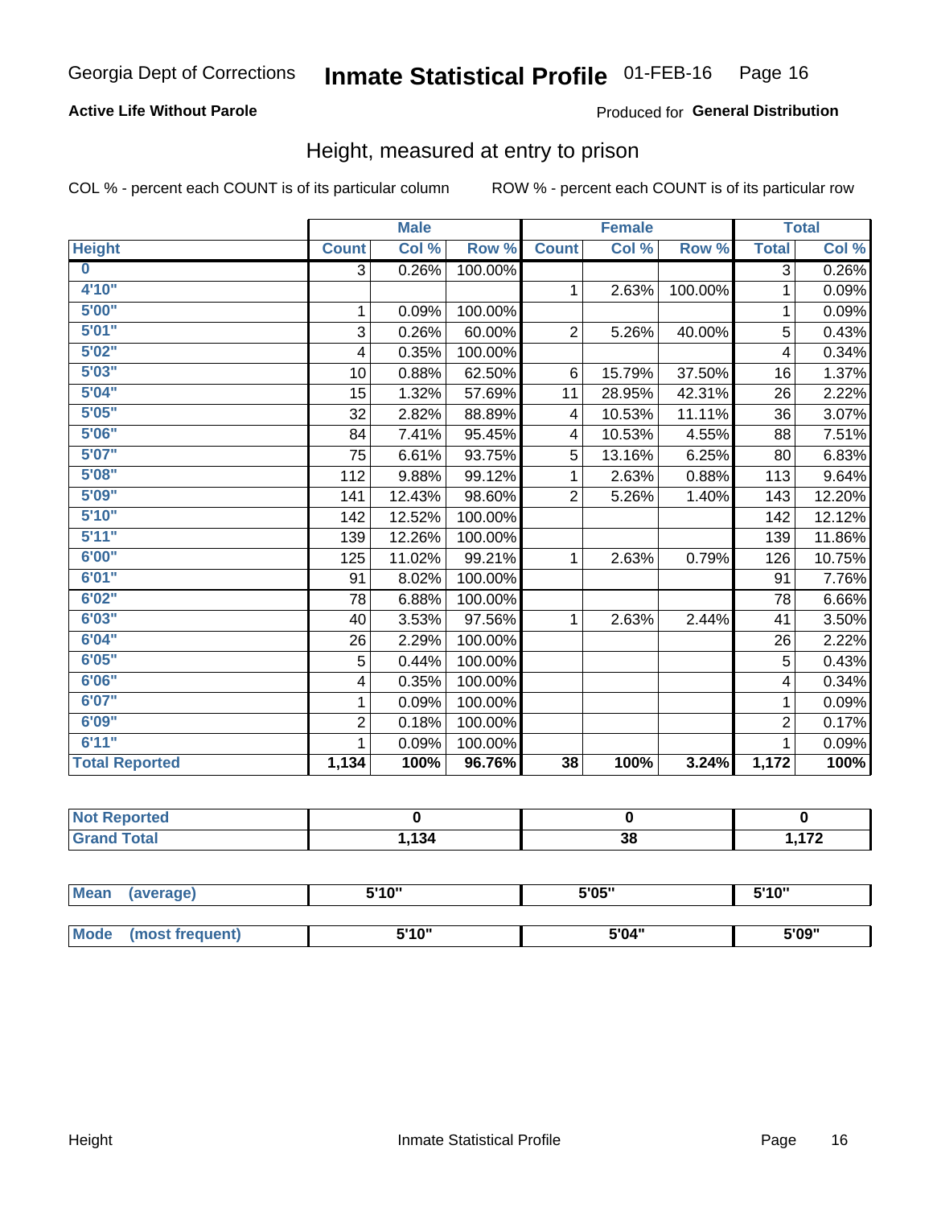Georgia Dept of Corrections **Inmate Statistical Profile** 01-FEB-16

**Active Life Without Parole**

Produced for **General Distribution**

## Height, measured at entry to prison

COL % - percent each COUNT is of its particular column ROW % - percent each COUNT is of its particular row

| | Male | | | Female | | | Total | |
|---|---|---|---|---|---|---|---|---|
| **Height** | **Count** | **Col %** | **Row %** | **Count** | **Col %** | **Row %** | **Total** | **Col %** |
| **0** | 3 | 0.26% | 100.00% | | | | 3 | 0.26% |
| **4'10"** | | | | 1 | 2.63% | 100.00% | 1 | 0.09% |
| **5'00"** | 1 | 0.09% | 100.00% | | | | 1 | 0.09% |
| **5'01"** | 3 | 0.26% | 60.00% | 2 | 5.26% | 40.00% | 5 | 0.43% |
| **5'02"** | 4 | 0.35% | 100.00% | | | | 4 | 0.34% |
| **5'03"** | 10 | 0.88% | 62.50% | 6 | 15.79% | 37.50% | 16 | 1.37% |
| **5'04"** | 15 | 1.32% | 57.69% | 11 | 28.95% | 42.31% | 26 | 2.22% |
| **5'05"** | 32 | 2.82% | 88.89% | 4 | 10.53% | 11.11% | 36 | 3.07% |
| **5'06"** | 84 | 7.41% | 95.45% | 4 | 10.53% | 4.55% | 88 | 7.51% |
| **5'07"** | 75 | 6.61% | 93.75% | 5 | 13.16% | 6.25% | 80 | 6.83% |
| **5'08"** | 112 | 9.88% | 99.12% | 1 | 2.63% | 0.88% | 113 | 9.64% |
| **5'09"** | 141 | 12.43% | 98.60% | 2 | 5.26% | 1.40% | 143 | 12.20% |
| **5'10"** | 142 | 12.52% | 100.00% | | | | 142 | 12.12% |
| **5'11"** | 139 | 12.26% | 100.00% | | | | 139 | 11.86% |
| **6'00"** | 125 | 11.02% | 99.21% | 1 | 2.63% | 0.79% | 126 | 10.75% |
| **6'01"** | 91 | 8.02% | 100.00% | | | | 91 | 7.76% |
| **6'02"** | 78 | 6.88% | 100.00% | | | | 78 | 6.66% |
| **6'03"** | 40 | 3.53% | 97.56% | 1 | 2.63% | 2.44% | 41 | 3.50% |
| **6'04"** | 26 | 2.29% | 100.00% | | | | 26 | 2.22% |
| **6'05"** | 5 | 0.44% | 100.00% | | | | 5 | 0.43% |
| **6'06"** | 4 | 0.35% | 100.00% | | | | 4 | 0.34% |
| **6'07"** | 1 | 0.09% | 100.00% | | | | 1 | 0.09% |
| **6'09"** | 2 | 0.18% | 100.00% | | | | 2 | 0.17% |
| **6'11"** | 1 | 0.09% | 100.00% | | | | 1 | 0.09% |
| **Total Reported** | **1,134** | **100%** | **96.76%** | **38** | **100%** | **3.24%** | **1,172** | **100%** |

| | Male | Female | Total |
|---|---|---|---|
| **Not Reported** | **0** | **0** | **0** |
| **Grand Total** | **1,134** | **38** | **1,172** |

| | Male | Female | Total |
|---|---|---|---|
| **Mean (average)** | **5'10"** | **5'05"** | **5'10"** |
| **Mode (most frequent)** | **5'10"** | **5'04"** | **5'09"** |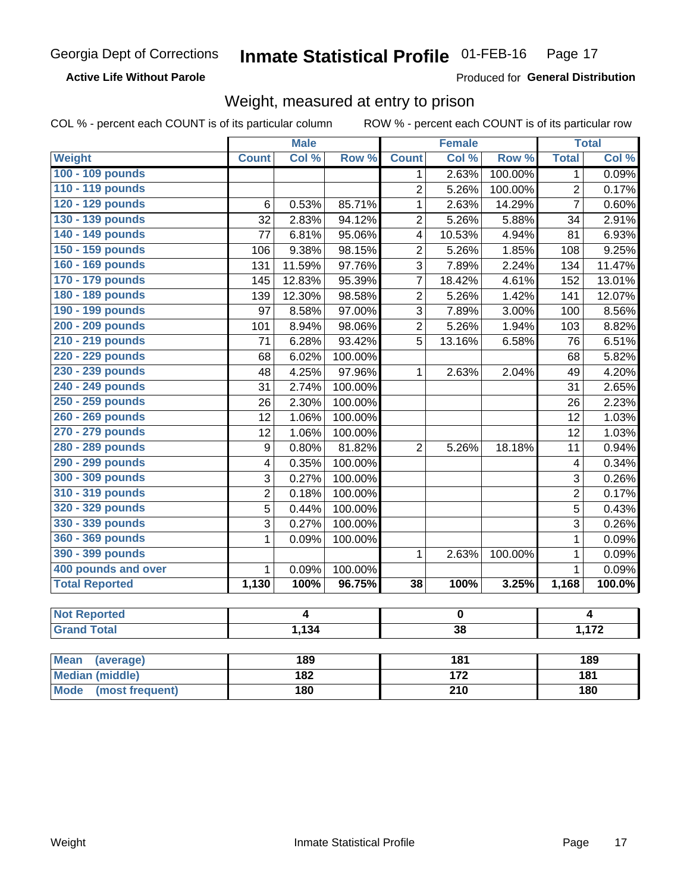Georgia Dept of Corrections **Inmate Statistical Profile** 01-FEB-16

**Active Life Without Parole** Produced for **General Distribution**

## Weight, measured at entry to prison

COL % - percent each COUNT is of its particular column ROW % - percent each COUNT is of its particular row

| | Male | | | Female | | | Total | |
|---|---|---|---|---|---|---|---|---|
| **Weight** | **Count** | **Col %** | **Row %** | **Count** | **Col %** | **Row %** | **Total** | **Col %** |
| 100 - 109 pounds | | | | 1 | 2.63% | 100.00% | 1 | 0.09% |
| 110 - 119 pounds | | | | 2 | 5.26% | 100.00% | 2 | 0.17% |
| 120 - 129 pounds | 6 | 0.53% | 85.71% | 1 | 2.63% | 14.29% | 7 | 0.60% |
| 130 - 139 pounds | 32 | 2.83% | 94.12% | 2 | 5.26% | 5.88% | 34 | 2.91% |
| 140 - 149 pounds | 77 | 6.81% | 95.06% | 4 | 10.53% | 4.94% | 81 | 6.93% |
| 150 - 159 pounds | 106 | 9.38% | 98.15% | 2 | 5.26% | 1.85% | 108 | 9.25% |
| 160 - 169 pounds | 131 | 11.59% | 97.76% | 3 | 7.89% | 2.24% | 134 | 11.47% |
| 170 - 179 pounds | 145 | 12.83% | 95.39% | 7 | 18.42% | 4.61% | 152 | 13.01% |
| 180 - 189 pounds | 139 | 12.30% | 98.58% | 2 | 5.26% | 1.42% | 141 | 12.07% |
| 190 - 199 pounds | 97 | 8.58% | 97.00% | 3 | 7.89% | 3.00% | 100 | 8.56% |
| 200 - 209 pounds | 101 | 8.94% | 98.06% | 2 | 5.26% | 1.94% | 103 | 8.82% |
| 210 - 219 pounds | 71 | 6.28% | 93.42% | 5 | 13.16% | 6.58% | 76 | 6.51% |
| 220 - 229 pounds | 68 | 6.02% | 100.00% | | | | 68 | 5.82% |
| 230 - 239 pounds | 48 | 4.25% | 97.96% | 1 | 2.63% | 2.04% | 49 | 4.20% |
| 240 - 249 pounds | 31 | 2.74% | 100.00% | | | | 31 | 2.65% |
| 250 - 259 pounds | 26 | 2.30% | 100.00% | | | | 26 | 2.23% |
| 260 - 269 pounds | 12 | 1.06% | 100.00% | | | | 12 | 1.03% |
| 270 - 279 pounds | 12 | 1.06% | 100.00% | | | | 12 | 1.03% |
| 280 - 289 pounds | 9 | 0.80% | 81.82% | 2 | 5.26% | 18.18% | 11 | 0.94% |
| 290 - 299 pounds | 4 | 0.35% | 100.00% | | | | 4 | 0.34% |
| 300 - 309 pounds | 3 | 0.27% | 100.00% | | | | 3 | 0.26% |
| 310 - 319 pounds | 2 | 0.18% | 100.00% | | | | 2 | 0.17% |
| 320 - 329 pounds | 5 | 0.44% | 100.00% | | | | 5 | 0.43% |
| 330 - 339 pounds | 3 | 0.27% | 100.00% | | | | 3 | 0.26% |
| 360 - 369 pounds | 1 | 0.09% | 100.00% | | | | 1 | 0.09% |
| 390 - 399 pounds | | | | 1 | 2.63% | 100.00% | 1 | 0.09% |
| 400 pounds and over | 1 | 0.09% | 100.00% | | | | 1 | 0.09% |
| **Total Reported** | **1,130** | **100%** | **96.75%** | **38** | **100%** | **3.25%** | **1,168** | **100.0%** |

| | Male | Female | Total |
|---|---|---|---|
| **Not Reported** | **4** | **0** | **4** |
| **Grand Total** | **1,134** | **38** | **1,172** |

| | Male | Female | Total |
|---|---|---|---|
| **Mean (average)** | **189** | **181** | **189** |
| **Median (middle)** | **182** | **172** | **181** |
| **Mode (most frequent)** | **180** | **210** | **180** |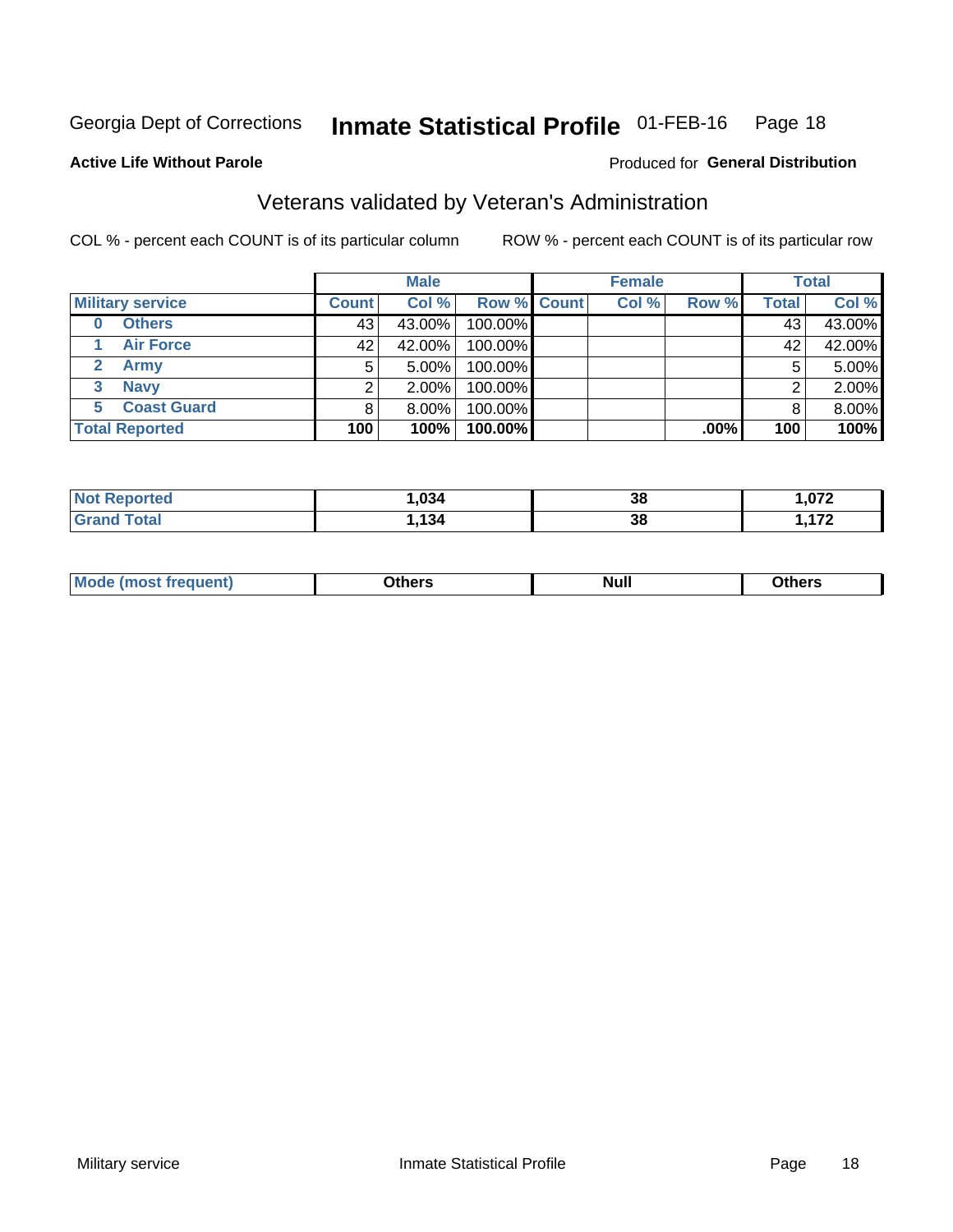Georgia Dept of Corrections **Inmate Statistical Profile** 01-FEB-16

**Active Life Without Parole**

Produced for **General Distribution**

## Veterans validated by Veteran's Administration

COL % - percent each COUNT is of its particular column

ROW % - percent each COUNT is of its particular row

| Military service | Male | | | Female | | | Total | |
|---|---|---|---|---|---|---|---|---|
| | Count | Col % | Row % | Count | Col % | Row % | Total | Col % |
| 0 Others | 43 | 43.00% | 100.00% | | | | 43 | 43.00% |
| 1 Air Force | 42 | 42.00% | 100.00% | | | | 42 | 42.00% |
| 2 Army | 5 | 5.00% | 100.00% | | | | 5 | 5.00% |
| 3 Navy | 2 | 2.00% | 100.00% | | | | 2 | 2.00% |
| 5 Coast Guard | 8 | 8.00% | 100.00% | | | | 8 | 8.00% |
| **Total Reported** | **100** | **100%** | **100.00%** | | | **.00%** | **100** | **100%** |

| | Male | Female | Total |
|---|---|---|---|
| Not Reported | 1,034 | 38 | 1,072 |
| Grand Total | 1,134 | 38 | 1,172 |

| | Male | Female | Total |
|---|---|---|---|
| Mode (most frequent) | Others | Null | Others |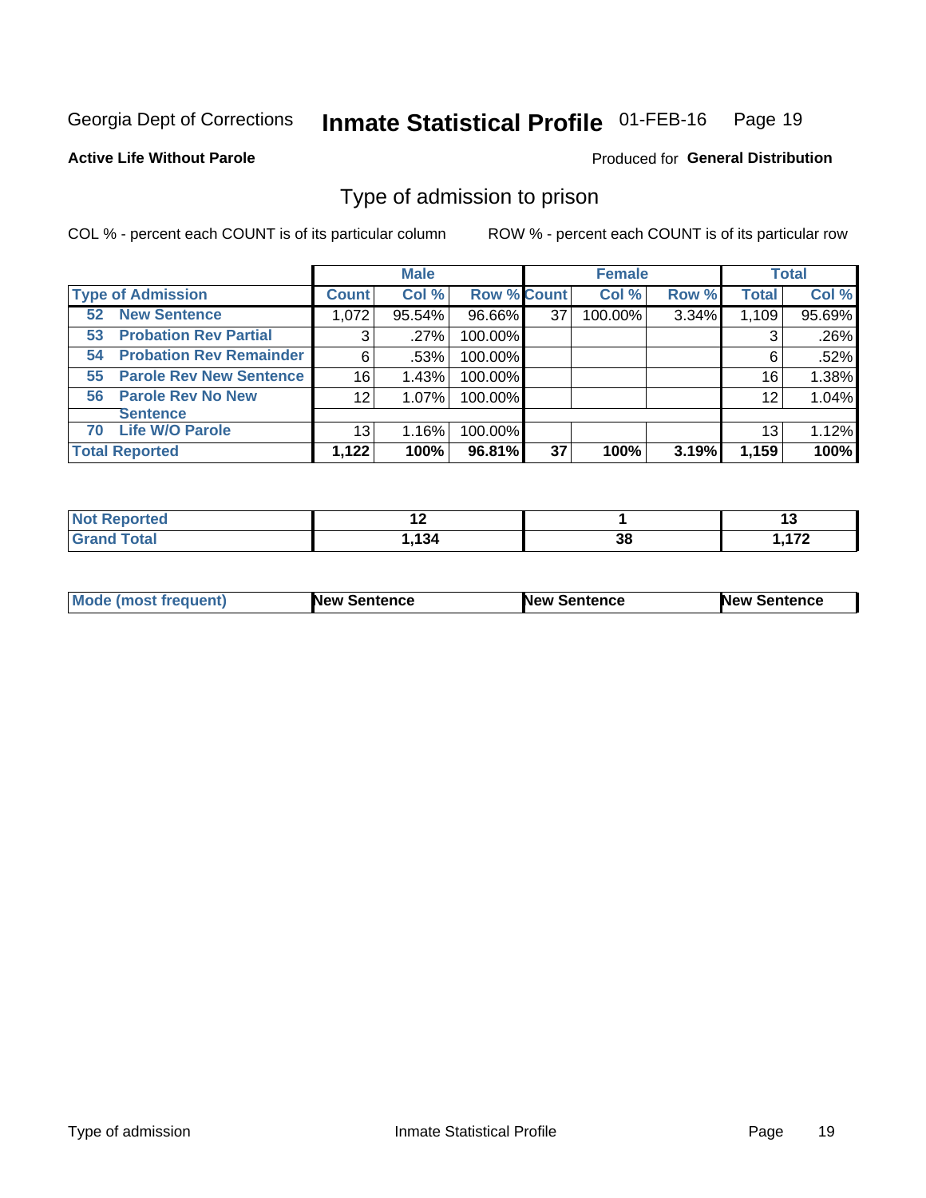Georgia Dept of Corrections **Inmate Statistical Profile** 01-FEB-16

**Active Life Without Parole**

Produced for **General Distribution**

## Type of admission to prison

COL % - percent each COUNT is of its particular column ROW % - percent each COUNT is of its particular row

| | Male | | | Female | | | Total | |
|---|---|---|---|---|---|---|---|---|
| **Type of Admission** | **Count** | **Col %** | **Row %** | **Count** | **Col %** | **Row %** | **Total** | **Col %** |
| **52 New Sentence** | 1,072 | 95.54% | 96.66% | 37 | 100.00% | 3.34% | 1,109 | 95.69% |
| **53 Probation Rev Partial** | 3 | .27% | 100.00% | | | | 3 | .26% |
| **54 Probation Rev Remainder** | 6 | .53% | 100.00% | | | | 6 | .52% |
| **55 Parole Rev New Sentence** | 16 | 1.43% | 100.00% | | | | 16 | 1.38% |
| **56 Parole Rev No New Sentence** | 12 | 1.07% | 100.00% | | | | 12 | 1.04% |
| **70 Life W/O Parole** | 13 | 1.16% | 100.00% | | | | 13 | 1.12% |
| **Total Reported** | **1,122** | **100%** | **96.81%** | **37** | **100%** | **3.19%** | **1,159** | **100%** |

| | Male | Female | Total |
|---|---|---|---|
| **Not Reported** | **12** | **1** | **13** |
| **Grand Total** | **1,134** | **38** | **1,172** |

| | Male | Female | Total |
|---|---|---|---|
| **Mode (most frequent)** | **New Sentence** | **New Sentence** | **New Sentence** |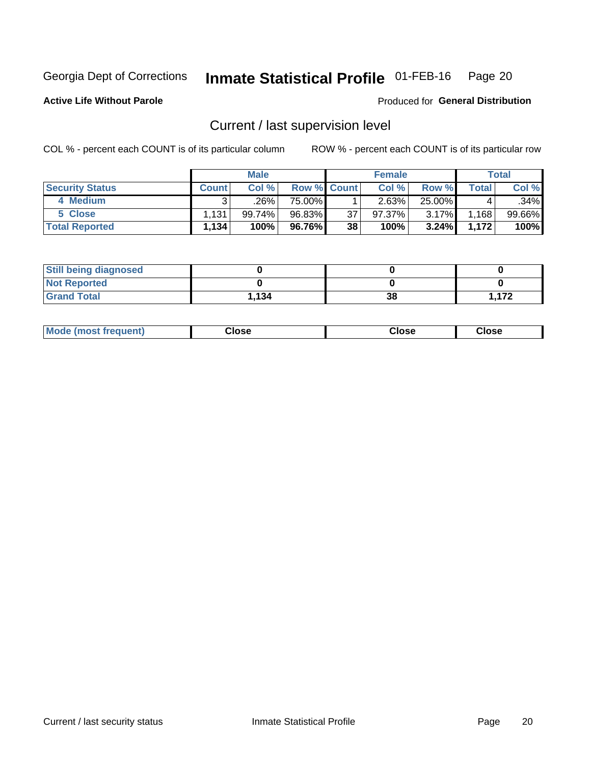Georgia Dept of Corrections **Inmate Statistical Profile** 01-FEB-16

**Active Life Without Parole**

Produced for **General Distribution**

## Current / last supervision level

COL % - percent each COUNT is of its particular column ROW % - percent each COUNT is of its particular row

| | Male | | | Female | | | Total | |
|---|---|---|---|---|---|---|---|---|
| **Security Status** | **Count** | **Col %** | **Row %** | **Count** | **Col %** | **Row %** | **Total** | **Col %** |
| 4 Medium | 3 | .26% | 75.00% | 1 | 2.63% | 25.00% | 4 | .34% |
| 5 Close | 1,131 | 99.74% | 96.83% | 37 | 97.37% | 3.17% | 1,168 | 99.66% |
| **Total Reported** | **1,134** | **100%** | **96.76%** | **38** | **100%** | **3.24%** | **1,172** | **100%** |

| | Male | Female | Total |
|---|---|---|---|
| **Still being diagnosed** | **0** | **0** | **0** |
| **Not Reported** | **0** | **0** | **0** |
| **Grand Total** | **1,134** | **38** | **1,172** |

| | Male | Female | Total |
|---|---|---|---|
| **Mode (most frequent)** | **Close** | **Close** | **Close** |

Current / last security status Inmate Statistical Profile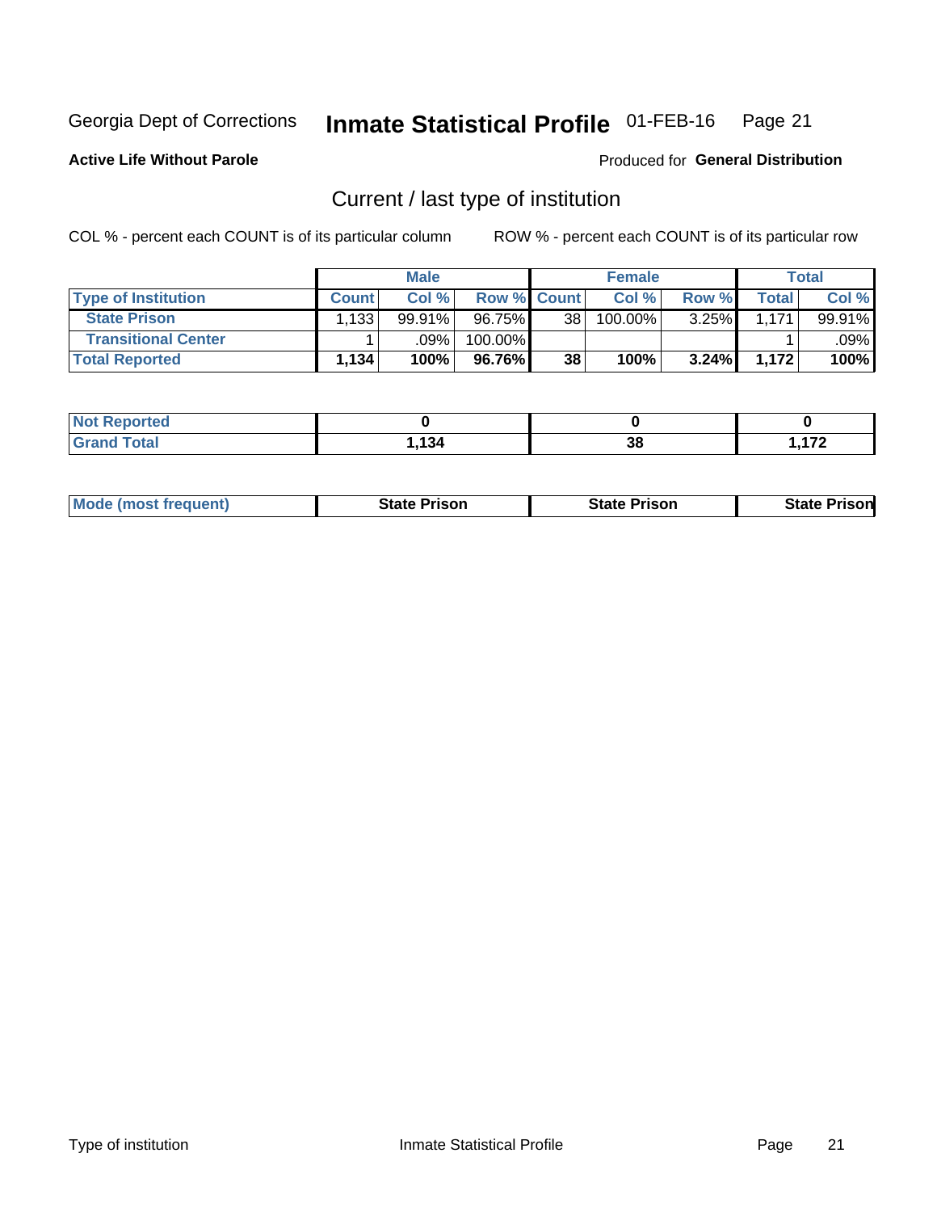Georgia Dept of Corrections **Inmate Statistical Profile** 01-FEB-16

**Active Life Without Parole**

Produced for **General Distribution**

## Current / last type of institution

COL % - percent each COUNT is of its particular column ROW % - percent each COUNT is of its particular row

| | Male | | | Female | | | Total | |
|---|---|---|---|---|---|---|---|---|
| **Type of Institution** | **Count** | **Col %** | **Row %** | **Count** | **Col %** | **Row %** | **Total** | **Col %** |
| **State Prison** | 1,133 | 99.91% | 96.75% | 38 | 100.00% | 3.25% | 1,171 | 99.91% |
| **Transitional Center** | 1 | .09% | 100.00% | | | | 1 | .09% |
| **Total Reported** | **1,134** | **100%** | **96.76%** | **38** | **100%** | **3.24%** | **1,172** | **100%** |

| | Male | Female | Total |
|---|---|---|---|
| **Not Reported** | **0** | **0** | **0** |
| **Grand Total** | **1,134** | **38** | **1,172** |

| | Male | Female | Total |
|---|---|---|---|
| **Mode (most frequent)** | **State Prison** | **State Prison** | **State Prison** |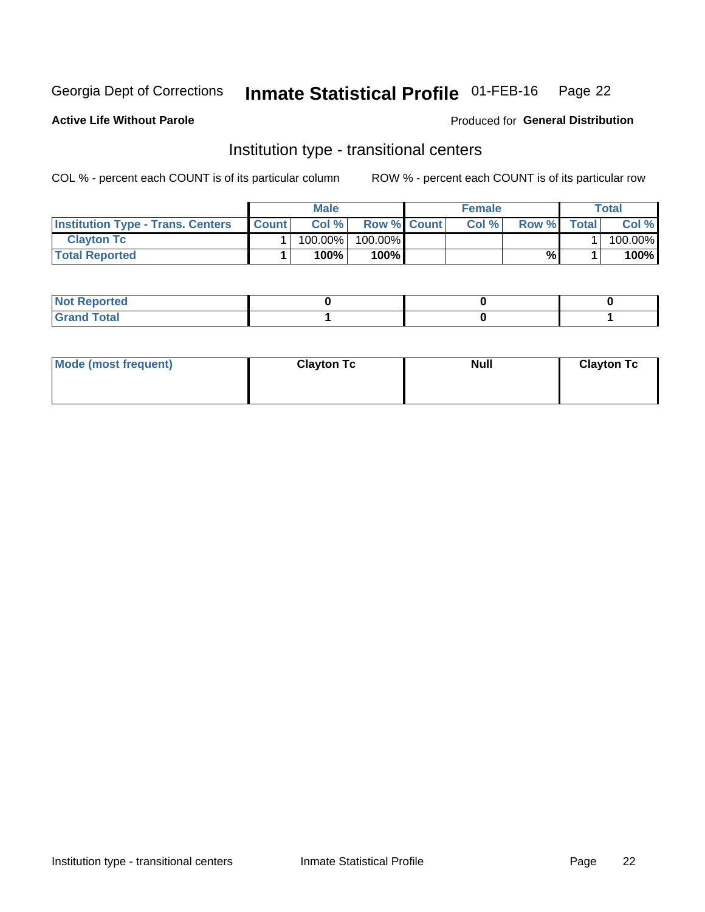Georgia Dept of Corrections **Inmate Statistical Profile** 01-FEB-16

**Active Life Without Parole**

Produced for **General Distribution**

## Institution type - transitional centers

COL % - percent each COUNT is of its particular column

ROW % - percent each COUNT is of its particular row

| | Male | | | Female | | | Total | |
|---|---|---|---|---|---|---|---|---|
| **Institution Type - Trans. Centers** | **Count** | **Col %** | **Row %** | **Count** | **Col %** | **Row %** | **Total** | **Col %** |
| **Clayton Tc** | 1 | 100.00% | 100.00% | | | | 1 | 100.00% |
| **Total Reported** | **1** | **100%** | **100%** | | | **%** | **1** | **100%** |

| | Male | Female | Total |
|---|---|---|---|
| **Not Reported** | **0** | **0** | **0** |
| **Grand Total** | **1** | **0** | **1** |

| | Male | Female | Total |
|---|---|---|---|
| **Mode (most frequent)** | **Clayton Tc** | **Null** | **Clayton Tc** |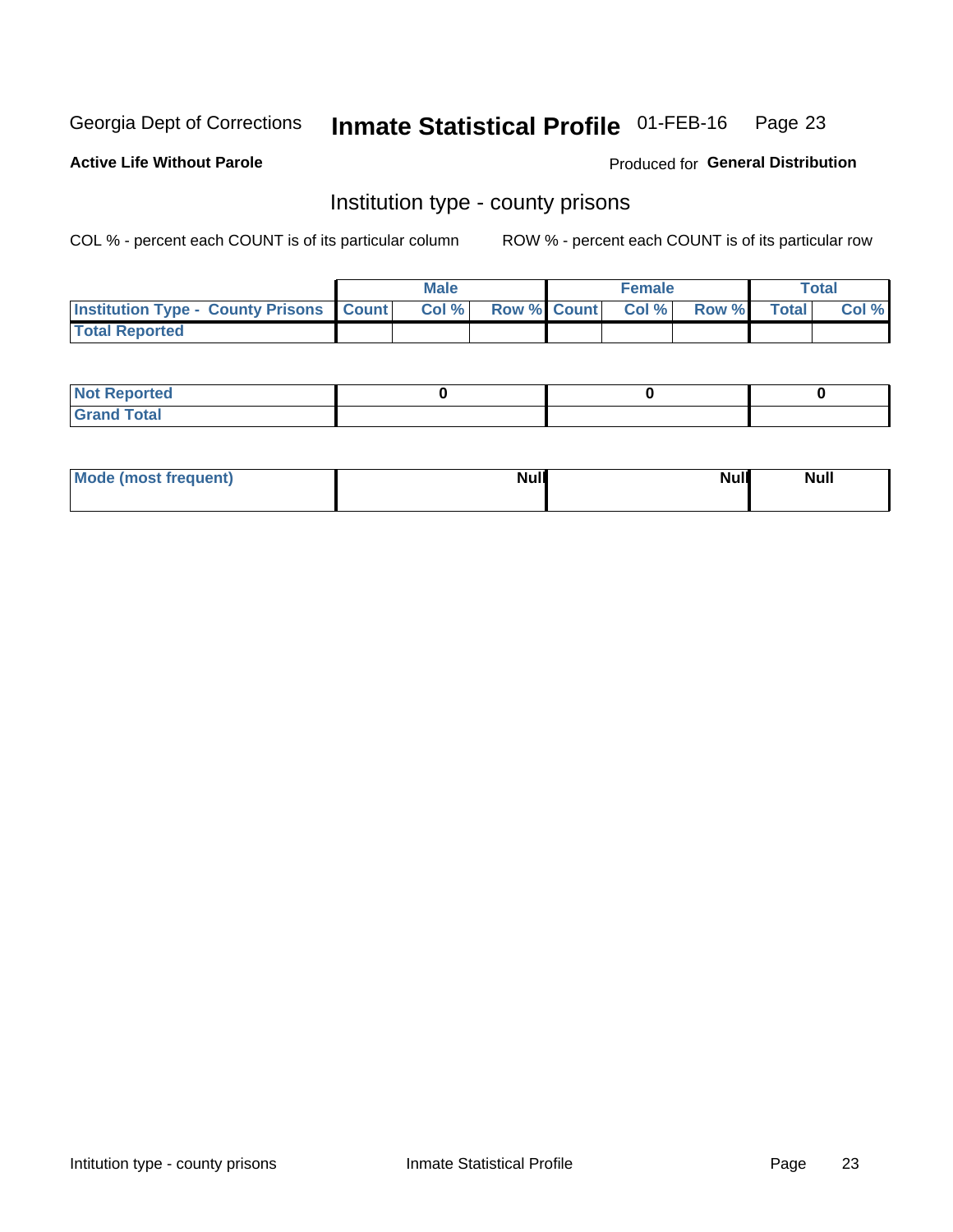Georgia Dept of Corrections **Inmate Statistical Profile** 01-FEB-16

**Active Life Without Parole**

Produced for **General Distribution**

## Institution type - county prisons

COL % - percent each COUNT is of its particular column

ROW % - percent each COUNT is of its particular row

| | Male | | | Female | | | Total | |
|---|---|---|---|---|---|---|---|---|
| **Institution Type - County Prisons** | **Count** | **Col %** | **Row %** | **Count** | **Col %** | **Row %** | **Total** | **Col %** |
| **Total Reported** | | | | | | | | |

| | Male | Female | Total |
|---|---|---|---|
| **Not Reported** | 0 | 0 | 0 |
| **Grand Total** | | | |

| | Male | Female | Total |
|---|---|---|---|
| **Mode (most frequent)** | Null | Null | Null |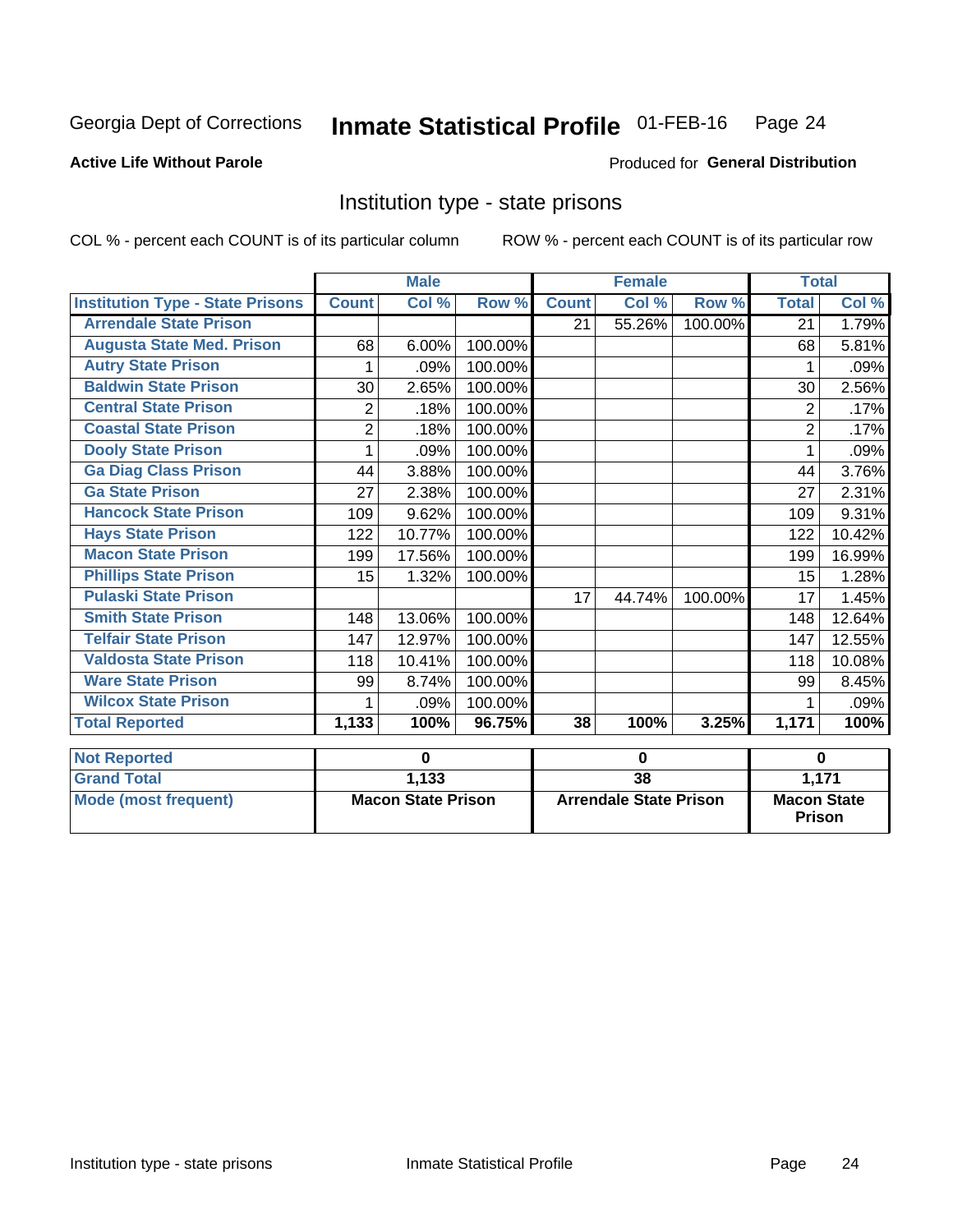Georgia Dept of Corrections **Inmate Statistical Profile** 01-FEB-16

**Active Life Without Parole**

Produced for **General Distribution**

## Institution type - state prisons

COL % - percent each COUNT is of its particular column    ROW % - percent each COUNT is of its particular row

| | Male | | | Female | | | Total | |
|---|---|---|---|---|---|---|---|---|
| **Institution Type - State Prisons** | **Count** | **Col %** | **Row %** | **Count** | **Col %** | **Row %** | **Total** | **Col %** |
| **Arrendale State Prison** | | | | 21 | 55.26% | 100.00% | 21 | 1.79% |
| **Augusta State Med. Prison** | 68 | 6.00% | 100.00% | | | | 68 | 5.81% |
| **Autry State Prison** | 1 | .09% | 100.00% | | | | 1 | .09% |
| **Baldwin State Prison** | 30 | 2.65% | 100.00% | | | | 30 | 2.56% |
| **Central State Prison** | 2 | .18% | 100.00% | | | | 2 | .17% |
| **Coastal State Prison** | 2 | .18% | 100.00% | | | | 2 | .17% |
| **Dooly State Prison** | 1 | .09% | 100.00% | | | | 1 | .09% |
| **Ga Diag Class Prison** | 44 | 3.88% | 100.00% | | | | 44 | 3.76% |
| **Ga State Prison** | 27 | 2.38% | 100.00% | | | | 27 | 2.31% |
| **Hancock State Prison** | 109 | 9.62% | 100.00% | | | | 109 | 9.31% |
| **Hays State Prison** | 122 | 10.77% | 100.00% | | | | 122 | 10.42% |
| **Macon State Prison** | 199 | 17.56% | 100.00% | | | | 199 | 16.99% |
| **Phillips State Prison** | 15 | 1.32% | 100.00% | | | | 15 | 1.28% |
| **Pulaski State Prison** | | | | 17 | 44.74% | 100.00% | 17 | 1.45% |
| **Smith State Prison** | 148 | 13.06% | 100.00% | | | | 148 | 12.64% |
| **Telfair State Prison** | 147 | 12.97% | 100.00% | | | | 147 | 12.55% |
| **Valdosta State Prison** | 118 | 10.41% | 100.00% | | | | 118 | 10.08% |
| **Ware State Prison** | 99 | 8.74% | 100.00% | | | | 99 | 8.45% |
| **Wilcox State Prison** | 1 | .09% | 100.00% | | | | 1 | .09% |
| **Total Reported** | **1,133** | **100%** | **96.75%** | **38** | **100%** | **3.25%** | **1,171** | **100%** |

| | Male | Female | Total |
|---|---|---|---|
| **Not Reported** | **0** | **0** | **0** |
| **Grand Total** | **1,133** | **38** | **1,171** |
| **Mode (most frequent)** | **Macon State Prison** | **Arrendale State Prison** | **Macon State Prison** |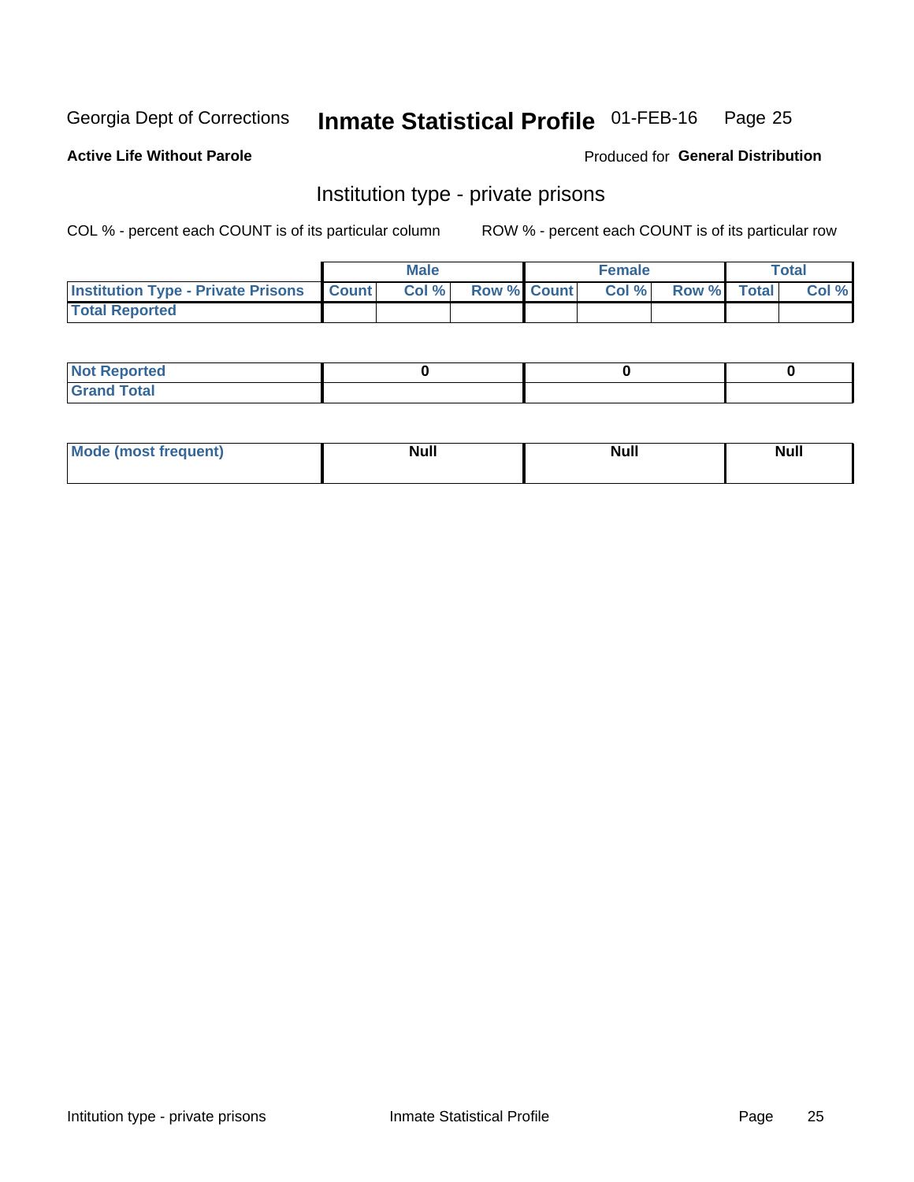Georgia Dept of Corrections **Inmate Statistical Profile** 01-FEB-16

**Active Life Without Parole**

Produced for **General Distribution**

## Institution type - private prisons

COL % - percent each COUNT is of its particular column

ROW % - percent each COUNT is of its particular row

| | Male | | | Female | | | Total | |
|---|---|---|---|---|---|---|---|---|
| **Institution Type - Private Prisons** | **Count** | **Col %** | **Row %** | **Count** | **Col %** | **Row %** | **Total** | **Col %** |
| **Total Reported** | | | | | | | | |

| | Male | Female | Total |
|---|---|---|---|
| **Not Reported** | 0 | 0 | 0 |
| **Grand Total** | | | |

| | Male | Female | Total |
|---|---|---|---|
| **Mode (most frequent)** | Null | Null | Null |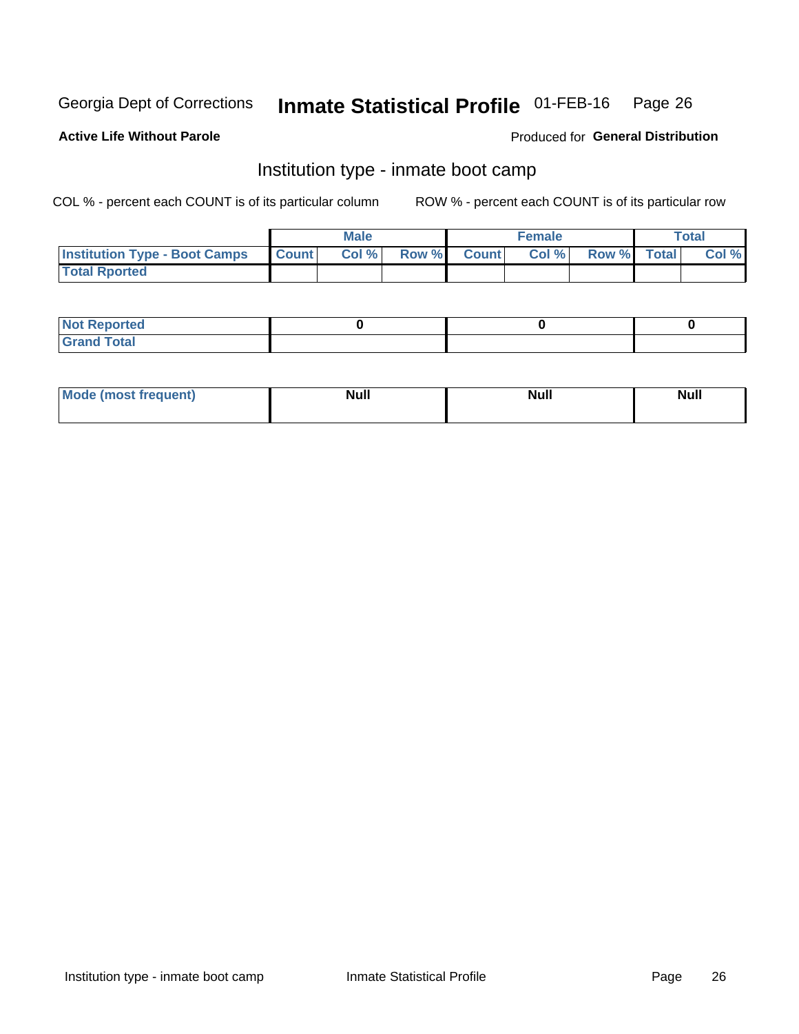Georgia Dept of Corrections **Inmate Statistical Profile** 01-FEB-16

**Active Life Without Parole**

Produced for **General Distribution**

## Institution type - inmate boot camp

COL % - percent each COUNT is of its particular column

ROW % - percent each COUNT is of its particular row

| | Male | | | Female | | | Total | |
|---|---|---|---|---|---|---|---|---|
| **Institution Type - Boot Camps** | **Count** | **Col %** | **Row %** | **Count** | **Col %** | **Row %** | **Total** | **Col %** |
| **Total Rported** | | | | | | | | |

| | Male | Female | Total |
|---|---|---|---|
| **Not Reported** | **0** | **0** | **0** |
| **Grand Total** | | | |

| | Male | Female | Total |
|---|---|---|---|
| **Mode (most frequent)** | **Null** | **Null** | **Null** |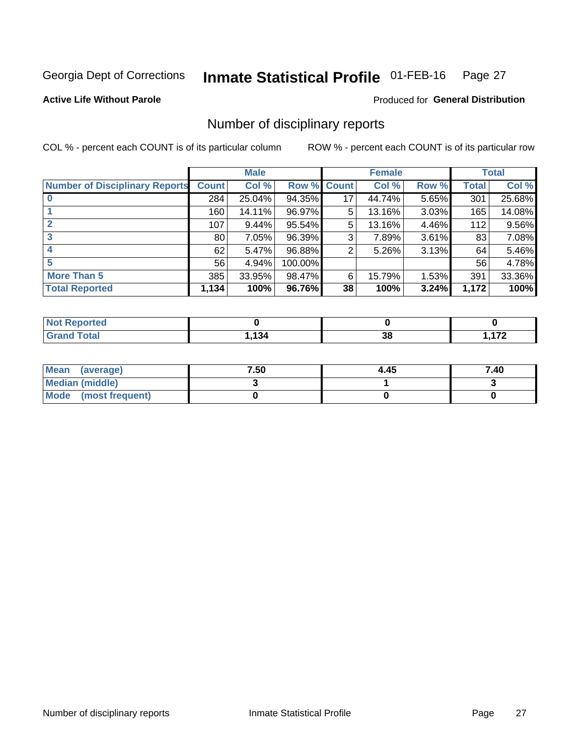Georgia Dept of Corrections **Inmate Statistical Profile** 01-FEB-16

**Active Life Without Parole**

Produced for **General Distribution**

## Number of disciplinary reports

COL % - percent each COUNT is of its particular column    ROW % - percent each COUNT is of its particular row

| | Male | | | Female | | | Total | |
|---|---|---|---|---|---|---|---|---|
| **Number of Disciplinary Reports** | **Count** | **Col %** | **Row %** | **Count** | **Col %** | **Row %** | **Total** | **Col %** |
| **0** | 284 | 25.04% | 94.35% | 17 | 44.74% | 5.65% | 301 | 25.68% |
| **1** | 160 | 14.11% | 96.97% | 5 | 13.16% | 3.03% | 165 | 14.08% |
| **2** | 107 | 9.44% | 95.54% | 5 | 13.16% | 4.46% | 112 | 9.56% |
| **3** | 80 | 7.05% | 96.39% | 3 | 7.89% | 3.61% | 83 | 7.08% |
| **4** | 62 | 5.47% | 96.88% | 2 | 5.26% | 3.13% | 64 | 5.46% |
| **5** | 56 | 4.94% | 100.00% | | | | 56 | 4.78% |
| **More Than 5** | 385 | 33.95% | 98.47% | 6 | 15.79% | 1.53% | 391 | 33.36% |
| **Total Reported** | **1,134** | **100%** | **96.76%** | **38** | **100%** | **3.24%** | **1,172** | **100%** |

| | Male | Female | Total |
|---|---|---|---|
| **Not Reported** | **0** | **0** | **0** |
| **Grand Total** | **1,134** | **38** | **1,172** |

| | Male | Female | Total |
|---|---|---|---|
| **Mean (average)** | **7.50** | **4.45** | **7.40** |
| **Median (middle)** | **3** | **1** | **3** |
| **Mode (most frequent)** | **0** | **0** | **0** |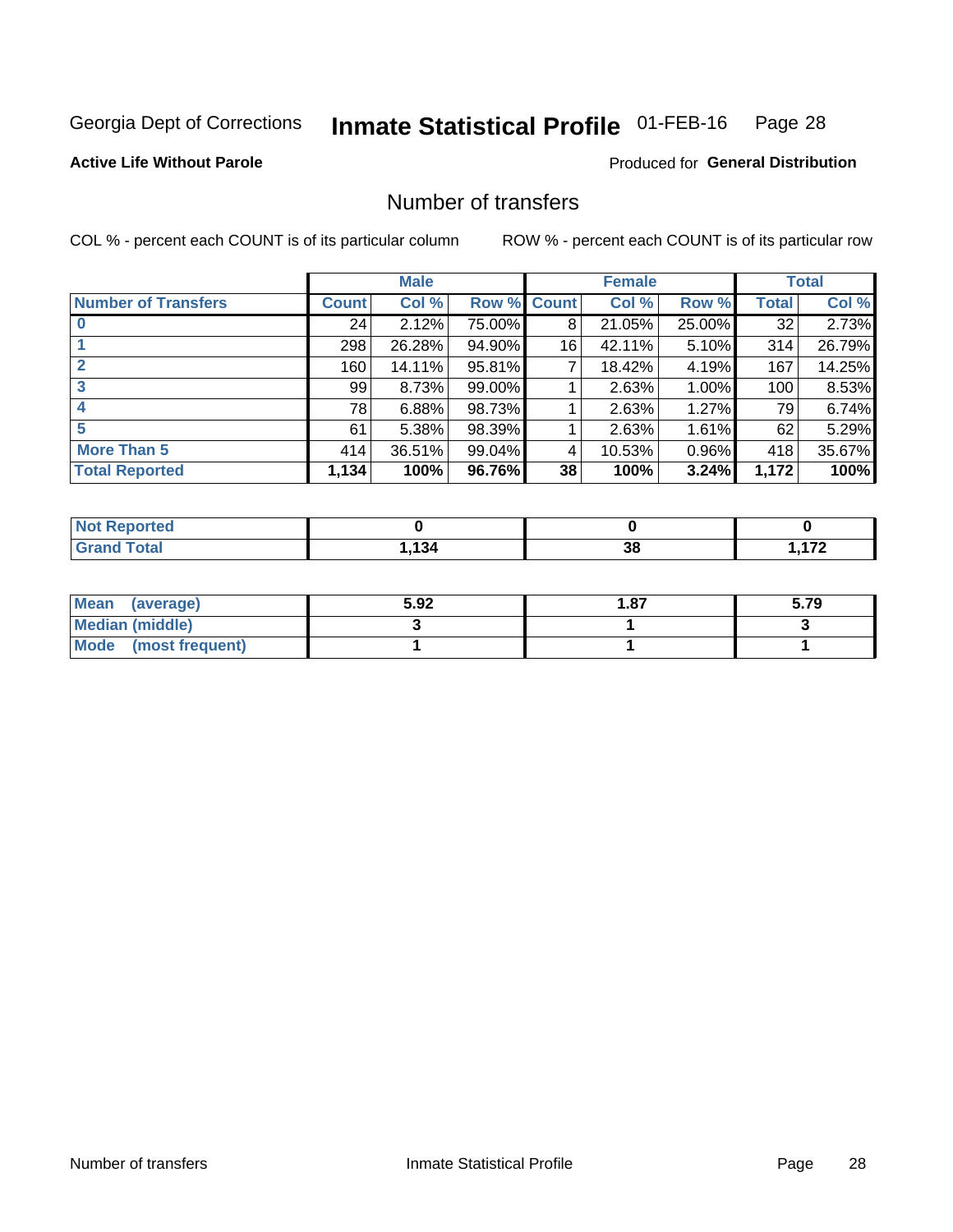Georgia Dept of Corrections **Inmate Statistical Profile** 01-FEB-16

**Active Life Without Parole**

Produced for **General Distribution**

## Number of transfers

COL % - percent each COUNT is of its particular column ROW % - percent each COUNT is of its particular row

| | Male | | | Female | | | Total | |
|---|---|---|---|---|---|---|---|---|
| **Number of Transfers** | **Count** | **Col %** | **Row %** | **Count** | **Col %** | **Row %** | **Total** | **Col %** |
| **0** | 24 | 2.12% | 75.00% | 8 | 21.05% | 25.00% | 32 | 2.73% |
| **1** | 298 | 26.28% | 94.90% | 16 | 42.11% | 5.10% | 314 | 26.79% |
| **2** | 160 | 14.11% | 95.81% | 7 | 18.42% | 4.19% | 167 | 14.25% |
| **3** | 99 | 8.73% | 99.00% | 1 | 2.63% | 1.00% | 100 | 8.53% |
| **4** | 78 | 6.88% | 98.73% | 1 | 2.63% | 1.27% | 79 | 6.74% |
| **5** | 61 | 5.38% | 98.39% | 1 | 2.63% | 1.61% | 62 | 5.29% |
| **More Than 5** | 414 | 36.51% | 99.04% | 4 | 10.53% | 0.96% | 418 | 35.67% |
| **Total Reported** | **1,134** | **100%** | **96.76%** | **38** | **100%** | **3.24%** | **1,172** | **100%** |

| | Male | Female | Total |
|---|---|---|---|
| **Not Reported** | **0** | **0** | **0** |
| **Grand Total** | **1,134** | **38** | **1,172** |

| | Male | Female | Total |
|---|---|---|---|
| **Mean (average)** | **5.92** | **1.87** | **5.79** |
| **Median (middle)** | **3** | **1** | **3** |
| **Mode (most frequent)** | **1** | **1** | **1** |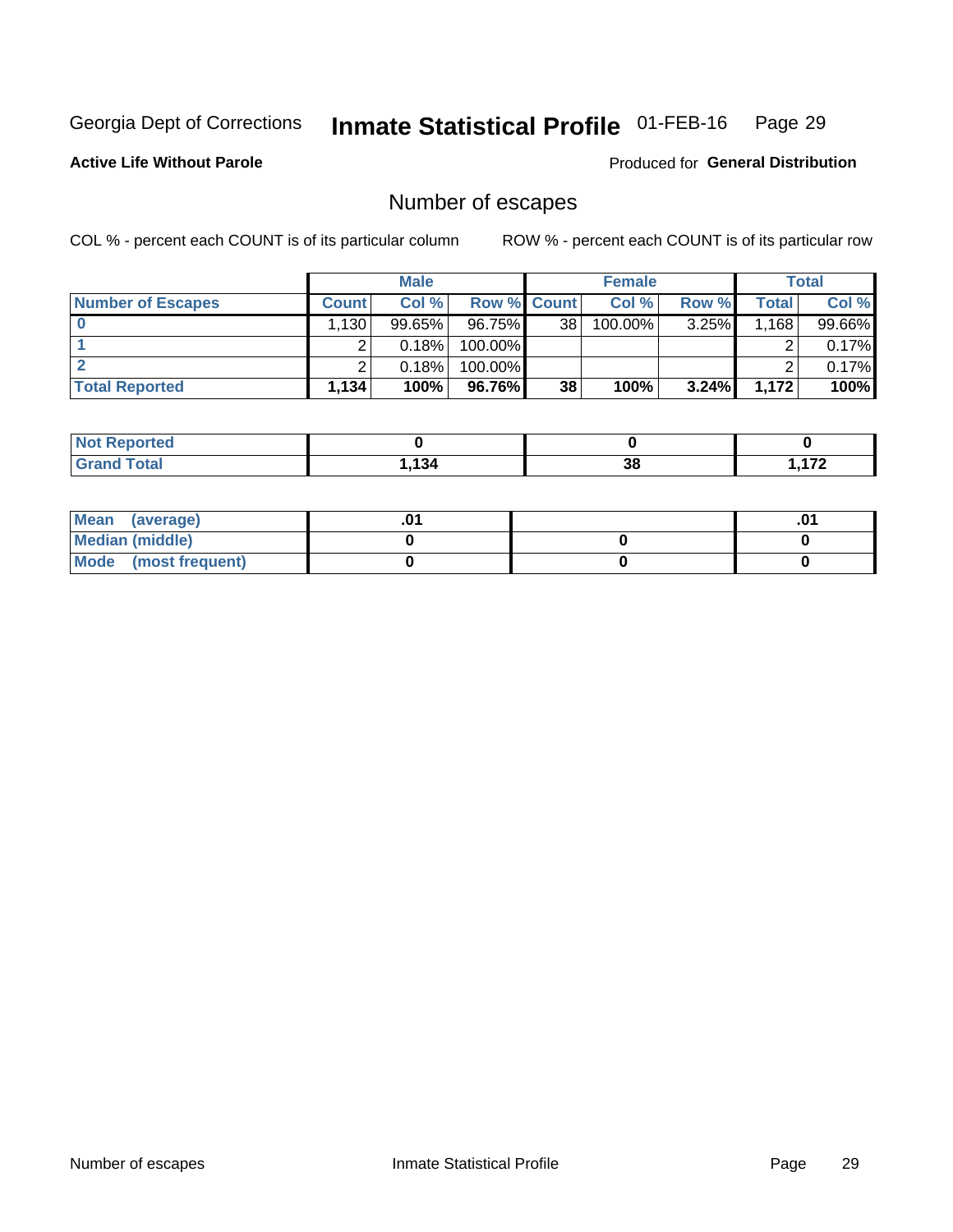Georgia Dept of Corrections **Inmate Statistical Profile** 01-FEB-16

**Active Life Without Parole**

Produced for **General Distribution**

## Number of escapes

COL % - percent each COUNT is of its particular column

ROW % - percent each COUNT is of its particular row

| | Male | | | Female | | | Total | |
|---|---|---|---|---|---|---|---|---|
| **Number of Escapes** | **Count** | **Col %** | **Row %** | **Count** | **Col %** | **Row %** | **Total** | **Col %** |
| **0** | 1,130 | 99.65% | 96.75% | 38 | 100.00% | 3.25% | 1,168 | 99.66% |
| **1** | 2 | 0.18% | 100.00% | | | | 2 | 0.17% |
| **2** | 2 | 0.18% | 100.00% | | | | 2 | 0.17% |
| **Total Reported** | **1,134** | **100%** | **96.76%** | **38** | **100%** | **3.24%** | **1,172** | **100%** |

| | Male | Female | Total |
|---|---|---|---|
| **Not Reported** | **0** | **0** | **0** |
| **Grand Total** | **1,134** | **38** | **1,172** |

| | Male | Female | Total |
|---|---|---|---|
| **Mean (average)** | **.01** | | **.01** |
| **Median (middle)** | **0** | **0** | **0** |
| **Mode (most frequent)** | **0** | **0** | **0** |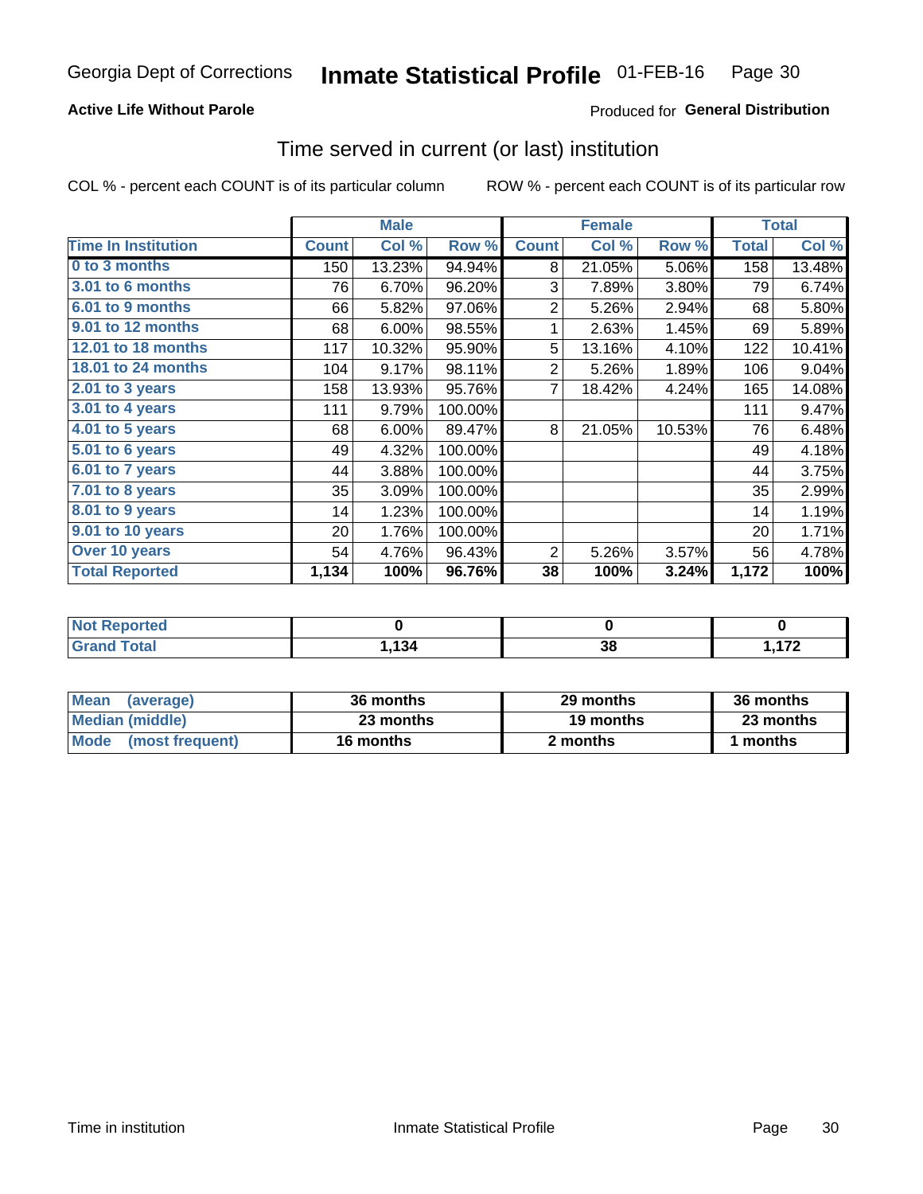Georgia Dept of Corrections **Inmate Statistical Profile** 01-FEB-16

**Active Life Without Parole**

Produced for **General Distribution**

## Time served in current (or last) institution

COL % - percent each COUNT is of its particular column

ROW % - percent each COUNT is of its particular row

| | Male | | | Female | | | Total | |
|---|---|---|---|---|---|---|---|---|
| **Time In Institution** | **Count** | **Col %** | **Row %** | **Count** | **Col %** | **Row %** | **Total** | **Col %** |
| **0 to 3 months** | 150 | 13.23% | 94.94% | 8 | 21.05% | 5.06% | 158 | 13.48% |
| **3.01 to 6 months** | 76 | 6.70% | 96.20% | 3 | 7.89% | 3.80% | 79 | 6.74% |
| **6.01 to 9 months** | 66 | 5.82% | 97.06% | 2 | 5.26% | 2.94% | 68 | 5.80% |
| **9.01 to 12 months** | 68 | 6.00% | 98.55% | 1 | 2.63% | 1.45% | 69 | 5.89% |
| **12.01 to 18 months** | 117 | 10.32% | 95.90% | 5 | 13.16% | 4.10% | 122 | 10.41% |
| **18.01 to 24 months** | 104 | 9.17% | 98.11% | 2 | 5.26% | 1.89% | 106 | 9.04% |
| **2.01 to 3 years** | 158 | 13.93% | 95.76% | 7 | 18.42% | 4.24% | 165 | 14.08% |
| **3.01 to 4 years** | 111 | 9.79% | 100.00% | | | | 111 | 9.47% |
| **4.01 to 5 years** | 68 | 6.00% | 89.47% | 8 | 21.05% | 10.53% | 76 | 6.48% |
| **5.01 to 6 years** | 49 | 4.32% | 100.00% | | | | 49 | 4.18% |
| **6.01 to 7 years** | 44 | 3.88% | 100.00% | | | | 44 | 3.75% |
| **7.01 to 8 years** | 35 | 3.09% | 100.00% | | | | 35 | 2.99% |
| **8.01 to 9 years** | 14 | 1.23% | 100.00% | | | | 14 | 1.19% |
| **9.01 to 10 years** | 20 | 1.76% | 100.00% | | | | 20 | 1.71% |
| **Over 10 years** | 54 | 4.76% | 96.43% | 2 | 5.26% | 3.57% | 56 | 4.78% |
| **Total Reported** | **1,134** | **100%** | **96.76%** | **38** | **100%** | **3.24%** | **1,172** | **100%** |

| | Male | Female | Total |
|---|---|---|---|
| **Not Reported** | **0** | **0** | **0** |
| **Grand Total** | **1,134** | **38** | **1,172** |

| | Male | Female | Total |
|---|---|---|---|
| **Mean (average)** | **36 months** | **29 months** | **36 months** |
| **Median (middle)** | **23 months** | **19 months** | **23 months** |
| **Mode (most frequent)** | **16 months** | **2 months** | **1 months** |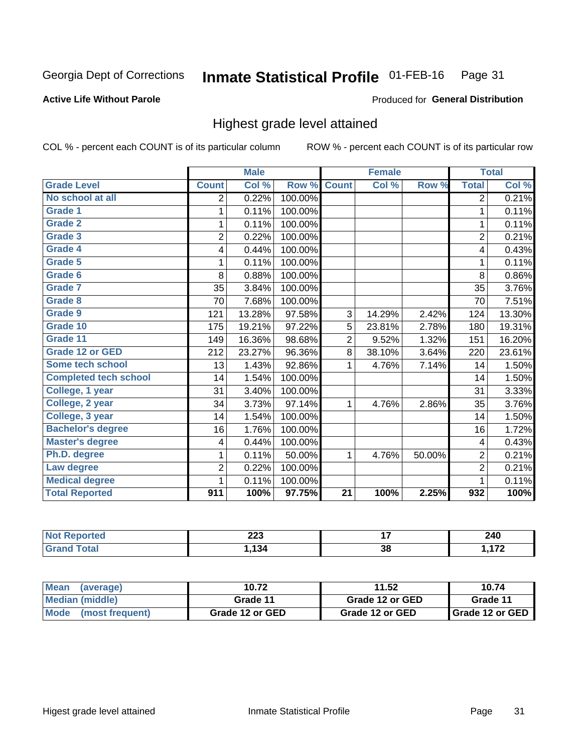Georgia Dept of Corrections **Inmate Statistical Profile** 01-FEB-16

**Active Life Without Parole**

Produced for **General Distribution**

## Highest grade level attained

COL % - percent each COUNT is of its particular column

ROW % - percent each COUNT is of its particular row

| | Male | | | Female | | | Total | |
|---|---|---|---|---|---|---|---|---|
| **Grade Level** | **Count** | **Col %** | **Row %** | **Count** | **Col %** | **Row %** | **Total** | **Col %** |
| **No school at all** | 2 | 0.22% | 100.00% | | | | 2 | 0.21% |
| **Grade 1** | 1 | 0.11% | 100.00% | | | | 1 | 0.11% |
| **Grade 2** | 1 | 0.11% | 100.00% | | | | 1 | 0.11% |
| **Grade 3** | 2 | 0.22% | 100.00% | | | | 2 | 0.21% |
| **Grade 4** | 4 | 0.44% | 100.00% | | | | 4 | 0.43% |
| **Grade 5** | 1 | 0.11% | 100.00% | | | | 1 | 0.11% |
| **Grade 6** | 8 | 0.88% | 100.00% | | | | 8 | 0.86% |
| **Grade 7** | 35 | 3.84% | 100.00% | | | | 35 | 3.76% |
| **Grade 8** | 70 | 7.68% | 100.00% | | | | 70 | 7.51% |
| **Grade 9** | 121 | 13.28% | 97.58% | 3 | 14.29% | 2.42% | 124 | 13.30% |
| **Grade 10** | 175 | 19.21% | 97.22% | 5 | 23.81% | 2.78% | 180 | 19.31% |
| **Grade 11** | 149 | 16.36% | 98.68% | 2 | 9.52% | 1.32% | 151 | 16.20% |
| **Grade 12 or GED** | 212 | 23.27% | 96.36% | 8 | 38.10% | 3.64% | 220 | 23.61% |
| **Some tech school** | 13 | 1.43% | 92.86% | 1 | 4.76% | 7.14% | 14 | 1.50% |
| **Completed tech school** | 14 | 1.54% | 100.00% | | | | 14 | 1.50% |
| **College, 1 year** | 31 | 3.40% | 100.00% | | | | 31 | 3.33% |
| **College, 2 year** | 34 | 3.73% | 97.14% | 1 | 4.76% | 2.86% | 35 | 3.76% |
| **College, 3 year** | 14 | 1.54% | 100.00% | | | | 14 | 1.50% |
| **Bachelor's degree** | 16 | 1.76% | 100.00% | | | | 16 | 1.72% |
| **Master's degree** | 4 | 0.44% | 100.00% | | | | 4 | 0.43% |
| **Ph.D. degree** | 1 | 0.11% | 50.00% | 1 | 4.76% | 50.00% | 2 | 0.21% |
| **Law degree** | 2 | 0.22% | 100.00% | | | | 2 | 0.21% |
| **Medical degree** | 1 | 0.11% | 100.00% | | | | 1 | 0.11% |
| **Total Reported** | **911** | **100%** | **97.75%** | **21** | **100%** | **2.25%** | **932** | **100%** |

| | Male | Female | Total |
|---|---|---|---|
| **Not Reported** | **223** | **17** | **240** |
| **Grand Total** | **1,134** | **38** | **1,172** |

| | Male | Female | Total |
|---|---|---|---|
| **Mean (average)** | **10.72** | **11.52** | **10.74** |
| **Median (middle)** | **Grade 11** | **Grade 12 or GED** | **Grade 11** |
| **Mode (most frequent)** | **Grade 12 or GED** | **Grade 12 or GED** | **Grade 12 or GED** |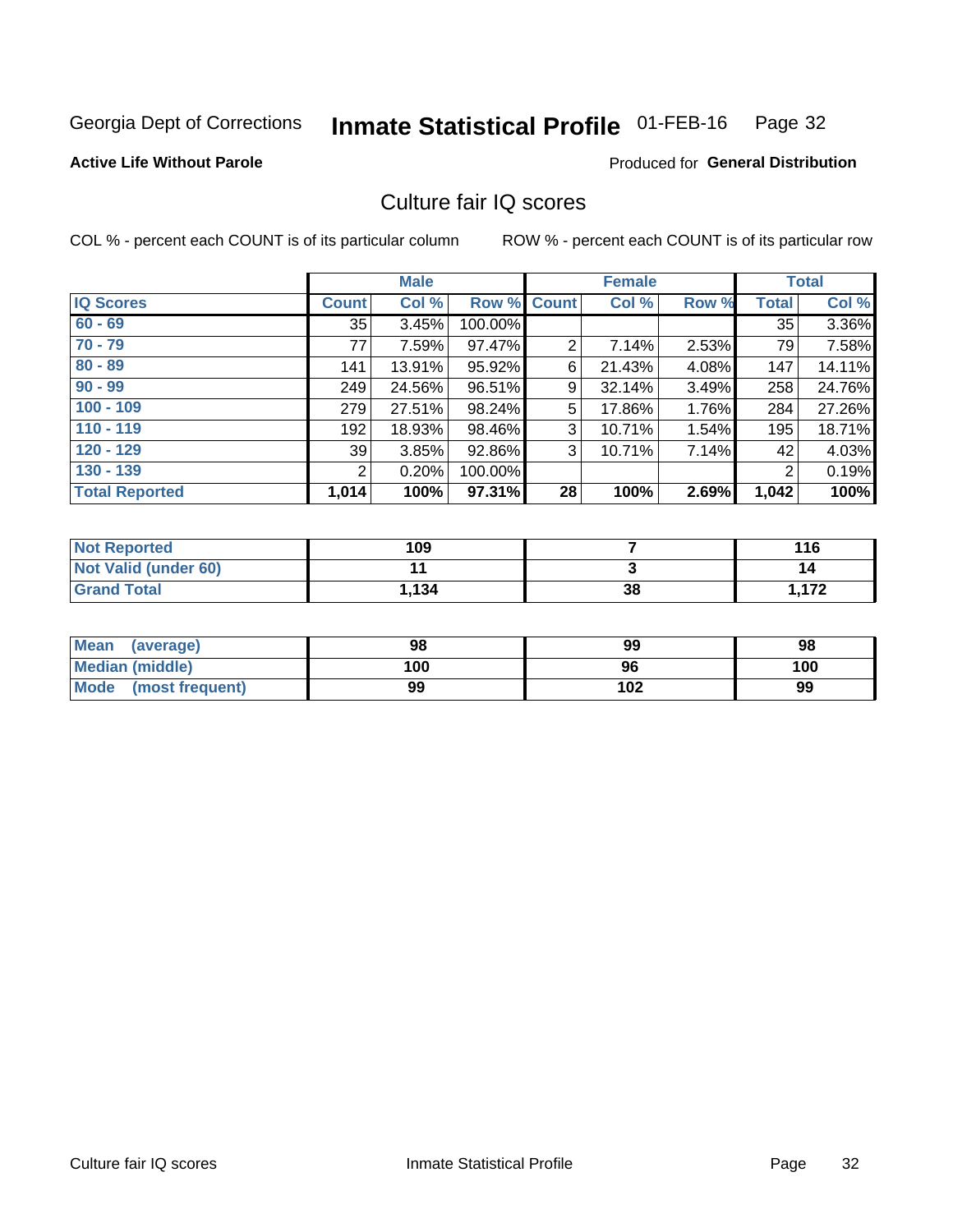Georgia Dept of Corrections **Inmate Statistical Profile** 01-FEB-16

**Active Life Without Parole**

Produced for **General Distribution**

## Culture fair IQ scores

COL % - percent each COUNT is of its particular column

ROW % - percent each COUNT is of its particular row

| | Male | | | Female | | | Total | |
|---|---|---|---|---|---|---|---|---|
| **IQ Scores** | **Count** | **Col %** | **Row %** | **Count** | **Col %** | **Row %** | **Total** | **Col %** |
| 60 - 69 | 35 | 3.45% | 100.00% | | | | 35 | 3.36% |
| 70 - 79 | 77 | 7.59% | 97.47% | 2 | 7.14% | 2.53% | 79 | 7.58% |
| 80 - 89 | 141 | 13.91% | 95.92% | 6 | 21.43% | 4.08% | 147 | 14.11% |
| 90 - 99 | 249 | 24.56% | 96.51% | 9 | 32.14% | 3.49% | 258 | 24.76% |
| 100 - 109 | 279 | 27.51% | 98.24% | 5 | 17.86% | 1.76% | 284 | 27.26% |
| 110 - 119 | 192 | 18.93% | 98.46% | 3 | 10.71% | 1.54% | 195 | 18.71% |
| 120 - 129 | 39 | 3.85% | 92.86% | 3 | 10.71% | 7.14% | 42 | 4.03% |
| 130 - 139 | 2 | 0.20% | 100.00% | | | | 2 | 0.19% |
| **Total Reported** | **1,014** | **100%** | **97.31%** | **28** | **100%** | **2.69%** | **1,042** | **100%** |

| | Male | Female | Total |
|---|---|---|---|
| **Not Reported** | **109** | **7** | **116** |
| **Not Valid (under 60)** | **11** | **3** | **14** |
| **Grand Total** | **1,134** | **38** | **1,172** |

| | Male | Female | Total |
|---|---|---|---|
| **Mean (average)** | **98** | **99** | **98** |
| **Median (middle)** | **100** | **96** | **100** |
| **Mode (most frequent)** | **99** | **102** | **99** |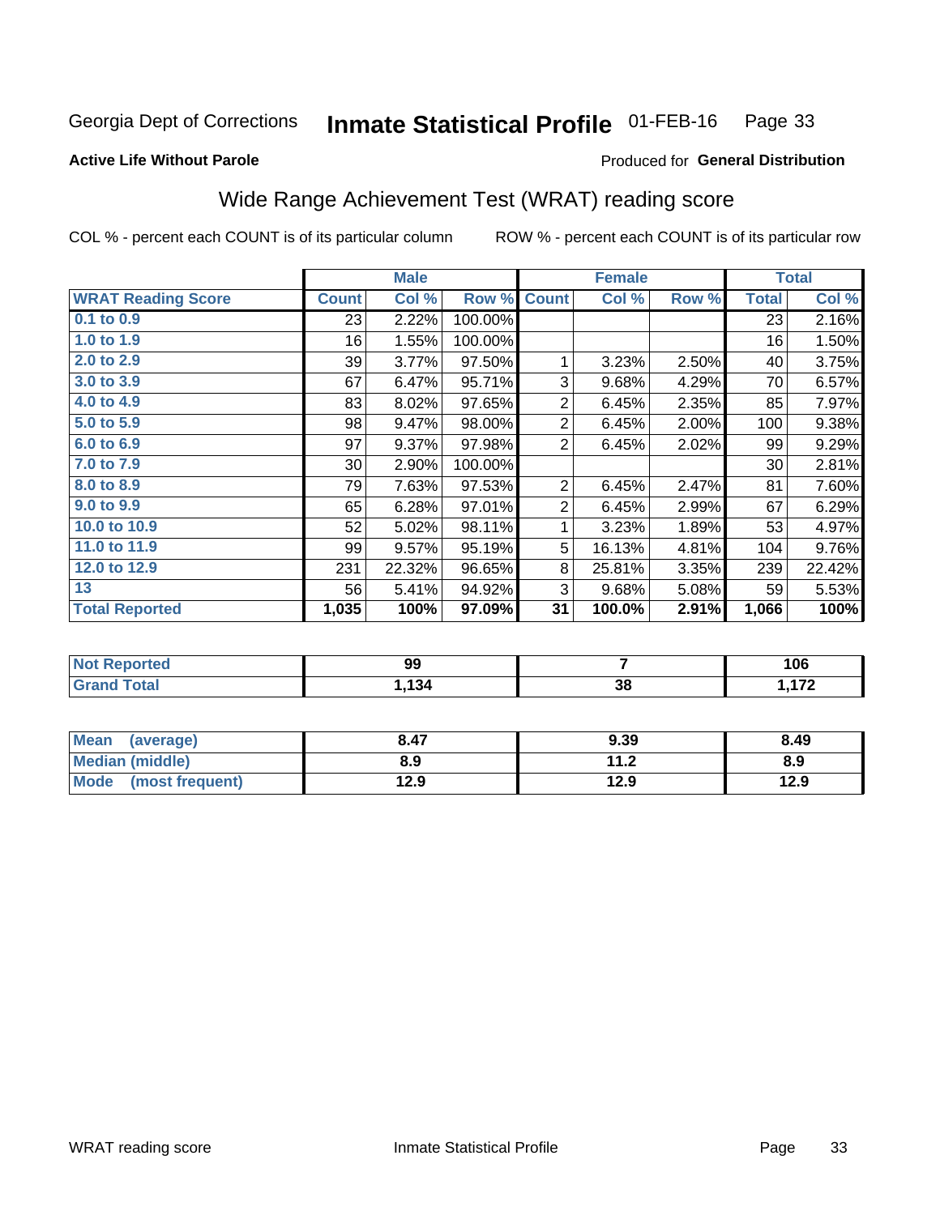Georgia Dept of Corrections **Inmate Statistical Profile** 01-FEB-16 Page 33

**Active Life Without Parole**

Produced for **General Distribution**

## Wide Range Achievement Test (WRAT) reading score

COL % - percent each COUNT is of its particular column ROW % - percent each COUNT is of its particular row

| | Male | | | Female | | | Total | |
|---|---|---|---|---|---|---|---|---|
| **WRAT Reading Score** | **Count** | **Col %** | **Row %** | **Count** | **Col %** | **Row %** | **Total** | **Col %** |
| 0.1 to 0.9 | 23 | 2.22% | 100.00% | | | | 23 | 2.16% |
| 1.0 to 1.9 | 16 | 1.55% | 100.00% | | | | 16 | 1.50% |
| 2.0 to 2.9 | 39 | 3.77% | 97.50% | 1 | 3.23% | 2.50% | 40 | 3.75% |
| 3.0 to 3.9 | 67 | 6.47% | 95.71% | 3 | 9.68% | 4.29% | 70 | 6.57% |
| 4.0 to 4.9 | 83 | 8.02% | 97.65% | 2 | 6.45% | 2.35% | 85 | 7.97% |
| 5.0 to 5.9 | 98 | 9.47% | 98.00% | 2 | 6.45% | 2.00% | 100 | 9.38% |
| 6.0 to 6.9 | 97 | 9.37% | 97.98% | 2 | 6.45% | 2.02% | 99 | 9.29% |
| 7.0 to 7.9 | 30 | 2.90% | 100.00% | | | | 30 | 2.81% |
| 8.0 to 8.9 | 79 | 7.63% | 97.53% | 2 | 6.45% | 2.47% | 81 | 7.60% |
| 9.0 to 9.9 | 65 | 6.28% | 97.01% | 2 | 6.45% | 2.99% | 67 | 6.29% |
| 10.0 to 10.9 | 52 | 5.02% | 98.11% | 1 | 3.23% | 1.89% | 53 | 4.97% |
| 11.0 to 11.9 | 99 | 9.57% | 95.19% | 5 | 16.13% | 4.81% | 104 | 9.76% |
| 12.0 to 12.9 | 231 | 22.32% | 96.65% | 8 | 25.81% | 3.35% | 239 | 22.42% |
| 13 | 56 | 5.41% | 94.92% | 3 | 9.68% | 5.08% | 59 | 5.53% |
| **Total Reported** | **1,035** | **100%** | **97.09%** | **31** | **100.0%** | **2.91%** | **1,066** | **100%** |

| | Male | Female | Total |
|---|---|---|---|
| Not Reported | 99 | 7 | 106 |
| Grand Total | 1,134 | 38 | 1,172 |

| | Male | Female | Total |
|---|---|---|---|
| Mean (average) | 8.47 | 9.39 | 8.49 |
| Median (middle) | 8.9 | 11.2 | 8.9 |
| Mode (most frequent) | 12.9 | 12.9 | 12.9 |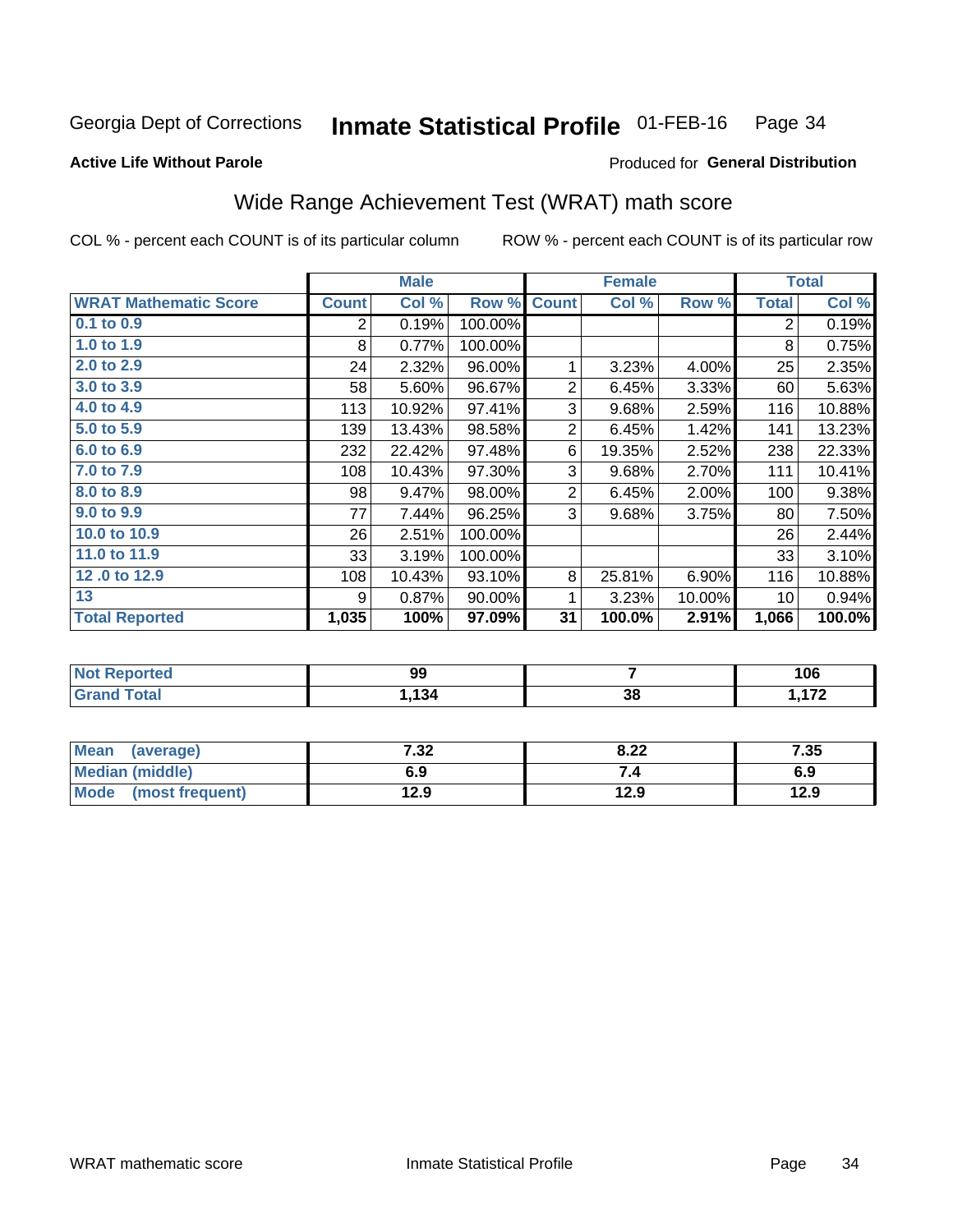Georgia Dept of Corrections **Inmate Statistical Profile** 01-FEB-16 Page 34

**Active Life Without Parole**

Produced for **General Distribution**

## Wide Range Achievement Test (WRAT) math score

COL % - percent each COUNT is of its particular column ROW % - percent each COUNT is of its particular row

| | Male | | | Female | | | Total | |
|---|---|---|---|---|---|---|---|---|
| **WRAT Mathematic Score** | **Count** | **Col %** | **Row %** | **Count** | **Col %** | **Row %** | **Total** | **Col %** |
| 0.1 to 0.9 | 2 | 0.19% | 100.00% | | | | 2 | 0.19% |
| 1.0 to 1.9 | 8 | 0.77% | 100.00% | | | | 8 | 0.75% |
| 2.0 to 2.9 | 24 | 2.32% | 96.00% | 1 | 3.23% | 4.00% | 25 | 2.35% |
| 3.0 to 3.9 | 58 | 5.60% | 96.67% | 2 | 6.45% | 3.33% | 60 | 5.63% |
| 4.0 to 4.9 | 113 | 10.92% | 97.41% | 3 | 9.68% | 2.59% | 116 | 10.88% |
| 5.0 to 5.9 | 139 | 13.43% | 98.58% | 2 | 6.45% | 1.42% | 141 | 13.23% |
| 6.0 to 6.9 | 232 | 22.42% | 97.48% | 6 | 19.35% | 2.52% | 238 | 22.33% |
| 7.0 to 7.9 | 108 | 10.43% | 97.30% | 3 | 9.68% | 2.70% | 111 | 10.41% |
| 8.0 to 8.9 | 98 | 9.47% | 98.00% | 2 | 6.45% | 2.00% | 100 | 9.38% |
| 9.0 to 9.9 | 77 | 7.44% | 96.25% | 3 | 9.68% | 3.75% | 80 | 7.50% |
| 10.0 to 10.9 | 26 | 2.51% | 100.00% | | | | 26 | 2.44% |
| 11.0 to 11.9 | 33 | 3.19% | 100.00% | | | | 33 | 3.10% |
| 12 .0 to 12.9 | 108 | 10.43% | 93.10% | 8 | 25.81% | 6.90% | 116 | 10.88% |
| 13 | 9 | 0.87% | 90.00% | 1 | 3.23% | 10.00% | 10 | 0.94% |
| **Total Reported** | **1,035** | **100%** | **97.09%** | **31** | **100.0%** | **2.91%** | **1,066** | **100.0%** |

| | Male | Female | Total |
|---|---|---|---|
| **Not Reported** | **99** | **7** | **106** |
| **Grand Total** | **1,134** | **38** | **1,172** |

| | Male | Female | Total |
|---|---|---|---|
| **Mean (average)** | **7.32** | **8.22** | **7.35** |
| **Median (middle)** | **6.9** | **7.4** | **6.9** |
| **Mode (most frequent)** | **12.9** | **12.9** | **12.9** |

WRAT mathematic score Inmate Statistical Profile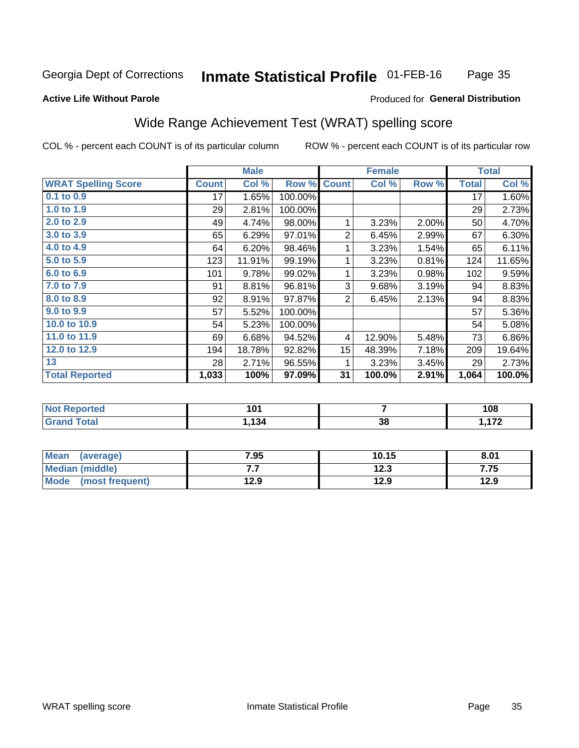Georgia Dept of Corrections **Inmate Statistical Profile** 01-FEB-16

**Active Life Without Parole**

Produced for **General Distribution**

## Wide Range Achievement Test (WRAT) spelling score

COL % - percent each COUNT is of its particular column ROW % - percent each COUNT is of its particular row

| | Male | | | Female | | | Total | |
|---|---|---|---|---|---|---|---|---|
| **WRAT Spelling Score** | **Count** | **Col %** | **Row %** | **Count** | **Col %** | **Row %** | **Total** | **Col %** |
| 0.1 to 0.9 | 17 | 1.65% | 100.00% | | | | 17 | 1.60% |
| 1.0 to 1.9 | 29 | 2.81% | 100.00% | | | | 29 | 2.73% |
| 2.0 to 2.9 | 49 | 4.74% | 98.00% | 1 | 3.23% | 2.00% | 50 | 4.70% |
| 3.0 to 3.9 | 65 | 6.29% | 97.01% | 2 | 6.45% | 2.99% | 67 | 6.30% |
| 4.0 to 4.9 | 64 | 6.20% | 98.46% | 1 | 3.23% | 1.54% | 65 | 6.11% |
| 5.0 to 5.9 | 123 | 11.91% | 99.19% | 1 | 3.23% | 0.81% | 124 | 11.65% |
| 6.0 to 6.9 | 101 | 9.78% | 99.02% | 1 | 3.23% | 0.98% | 102 | 9.59% |
| 7.0 to 7.9 | 91 | 8.81% | 96.81% | 3 | 9.68% | 3.19% | 94 | 8.83% |
| 8.0 to 8.9 | 92 | 8.91% | 97.87% | 2 | 6.45% | 2.13% | 94 | 8.83% |
| 9.0 to 9.9 | 57 | 5.52% | 100.00% | | | | 57 | 5.36% |
| 10.0 to 10.9 | 54 | 5.23% | 100.00% | | | | 54 | 5.08% |
| 11.0 to 11.9 | 69 | 6.68% | 94.52% | 4 | 12.90% | 5.48% | 73 | 6.86% |
| 12.0 to 12.9 | 194 | 18.78% | 92.82% | 15 | 48.39% | 7.18% | 209 | 19.64% |
| 13 | 28 | 2.71% | 96.55% | 1 | 3.23% | 3.45% | 29 | 2.73% |
| **Total Reported** | **1,033** | **100%** | **97.09%** | **31** | **100.0%** | **2.91%** | **1,064** | **100.0%** |

| | Male | Female | Total |
|---|---|---|---|
| **Not Reported** | **101** | **7** | **108** |
| **Grand Total** | **1,134** | **38** | **1,172** |

| | Male | Female | Total |
|---|---|---|---|
| **Mean (average)** | **7.95** | **10.15** | **8.01** |
| **Median (middle)** | **7.7** | **12.3** | **7.75** |
| **Mode (most frequent)** | **12.9** | **12.9** | **12.9** |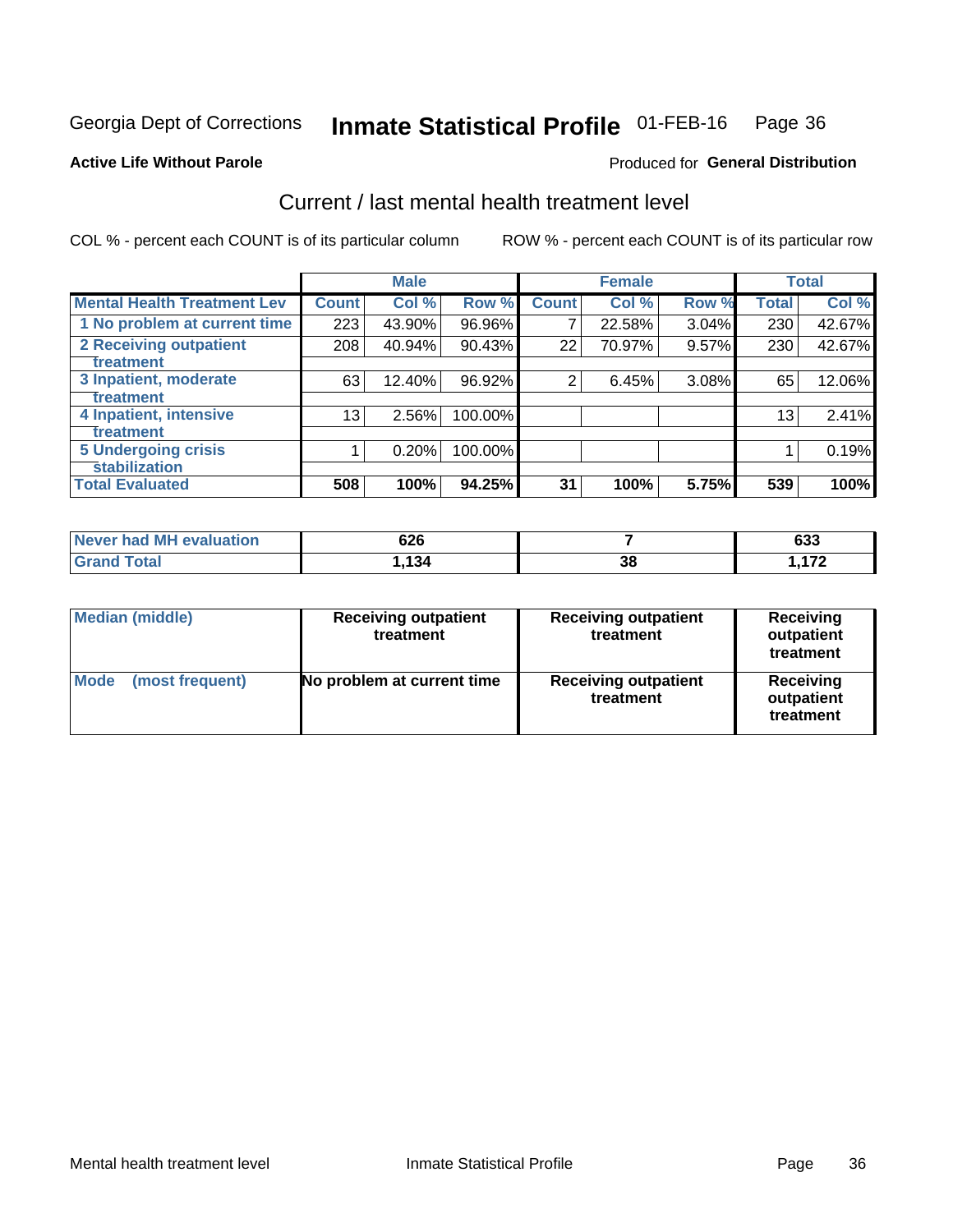Georgia Dept of Corrections **Inmate Statistical Profile** 01-FEB-16

**Active Life Without Parole**

Produced for **General Distribution**

## Current / last mental health treatment level

COL % - percent each COUNT is of its particular column     ROW % - percent each COUNT is of its particular row

| | Male | | | Female | | | Total | |
|---|---|---|---|---|---|---|---|---|
| **Mental Health Treatment Lev** | **Count** | **Col %** | **Row %** | **Count** | **Col %** | **Row %** | **Total** | **Col %** |
| 1 No problem at current time | 223 | 43.90% | 96.96% | 7 | 22.58% | 3.04% | 230 | 42.67% |
| 2 Receiving outpatient treatment | 208 | 40.94% | 90.43% | 22 | 70.97% | 9.57% | 230 | 42.67% |
| 3 Inpatient, moderate treatment | 63 | 12.40% | 96.92% | 2 | 6.45% | 3.08% | 65 | 12.06% |
| 4 Inpatient, intensive treatment | 13 | 2.56% | 100.00% | | | | 13 | 2.41% |
| 5 Undergoing crisis stabilization | 1 | 0.20% | 100.00% | | | | 1 | 0.19% |
| **Total Evaluated** | **508** | **100%** | **94.25%** | **31** | **100%** | **5.75%** | **539** | **100%** |

| | Male | Female | Total |
|---|---|---|---|
| Never had MH evaluation | 626 | 7 | 633 |
| Grand Total | 1,134 | 38 | 1,172 |

| | Male | Female | Total |
|---|---|---|---|
| Median (middle) | Receiving outpatient treatment | Receiving outpatient treatment | Receiving outpatient treatment |
| Mode (most frequent) | No problem at current time | Receiving outpatient treatment | Receiving outpatient treatment |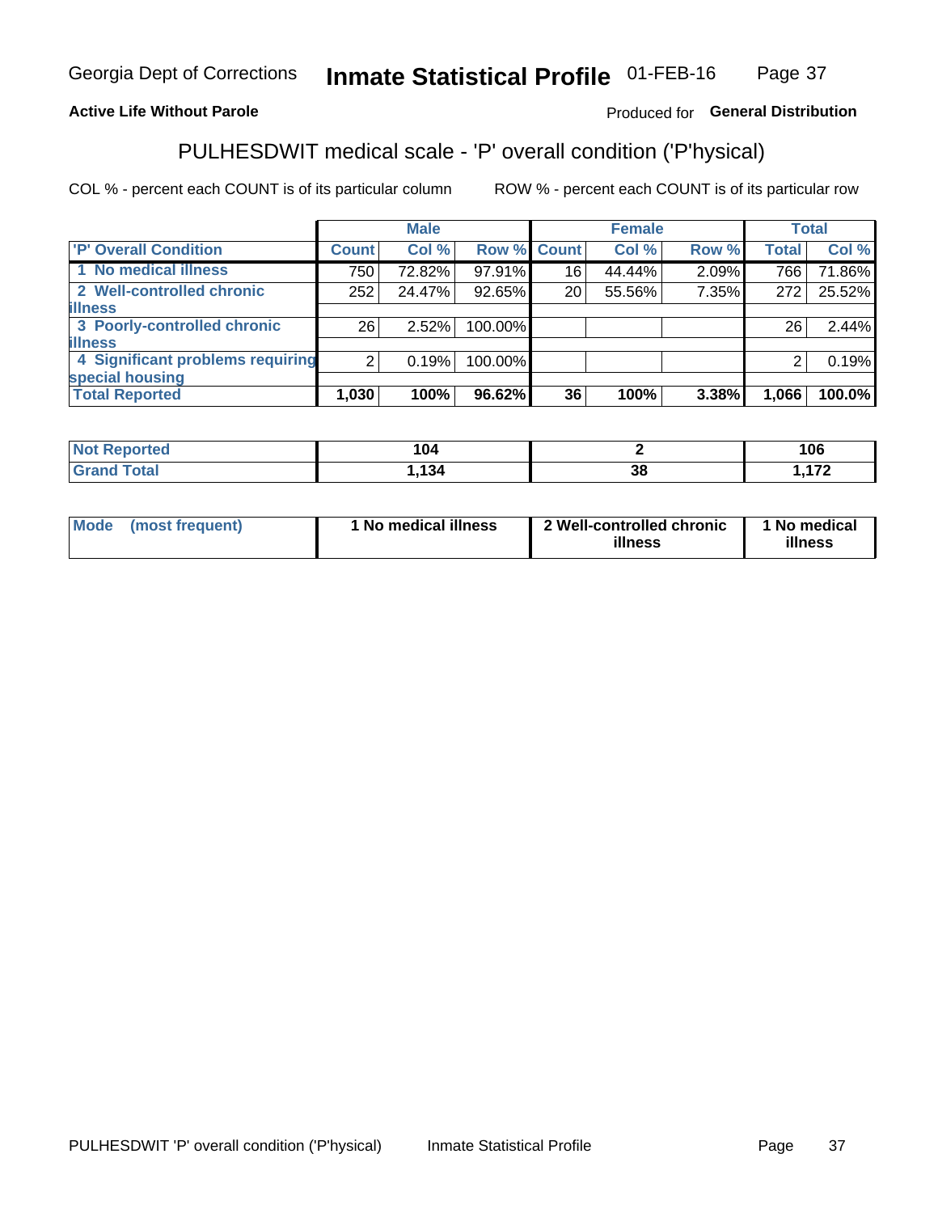Georgia Dept of Corrections **Inmate Statistical Profile** 01-FEB-16

**Active Life Without Parole**

Produced for **General Distribution**

## PULHESDWIT medical scale - 'P' overall condition ('P'hysical)

COL % - percent each COUNT is of its particular column

ROW % - percent each COUNT is of its particular row

| | Male | | | Female | | | Total | |
|---|---|---|---|---|---|---|---|---|
| 'P' Overall Condition | Count | Col % | Row % | Count | Col % | Row % | Total | Col % |
| 1 No medical illness | 750 | 72.82% | 97.91% | 16 | 44.44% | 2.09% | 766 | 71.86% |
| 2 Well-controlled chronic illness | 252 | 24.47% | 92.65% | 20 | 55.56% | 7.35% | 272 | 25.52% |
| 3 Poorly-controlled chronic illness | 26 | 2.52% | 100.00% | | | | 26 | 2.44% |
| 4 Significant problems requiring special housing | 2 | 0.19% | 100.00% | | | | 2 | 0.19% |
| **Total Reported** | **1,030** | **100%** | **96.62%** | **36** | **100%** | **3.38%** | **1,066** | **100.0%** |

| | Male | Female | Total |
|---|---|---|---|
| Not Reported | 104 | 2 | 106 |
| Grand Total | 1,134 | 38 | 1,172 |

| | Male | Female | Total |
|---|---|---|---|
| Mode (most frequent) | 1 No medical illness | 2 Well-controlled chronic illness | 1 No medical illness |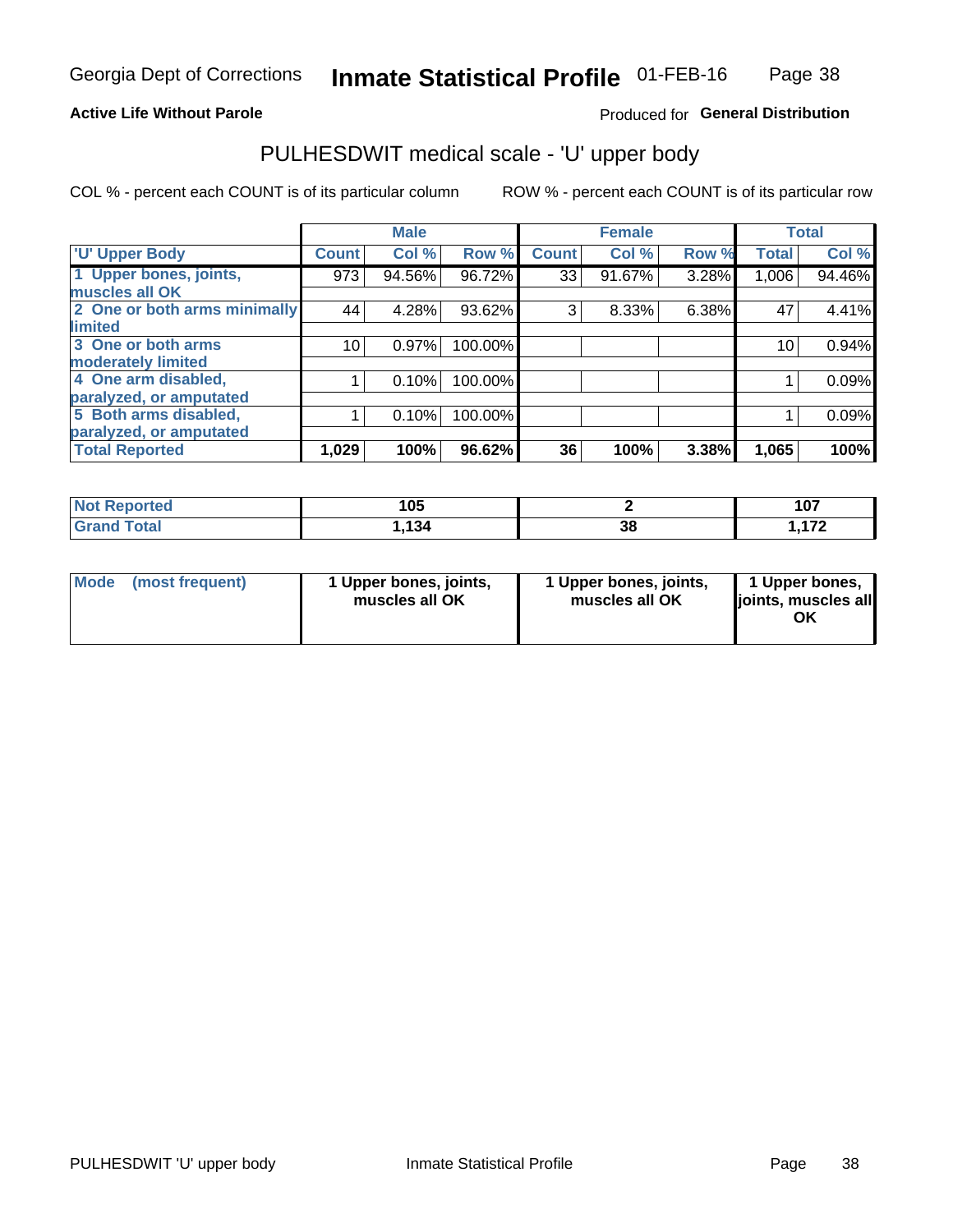**Active Life Without Parole** Produced for **General Distribution**

# PULHESDWIT medical scale - 'U' upper body

COL % - percent each COUNT is of its particular column ROW % - percent each COUNT is of its particular row

| | Male | | | Female | | | Total | |
|---|---|---|---|---|---|---|---|---|
| 'U' Upper Body | Count | Col % | Row % | Count | Col % | Row % | Total | Col % |
| 1 Upper bones, joints, muscles all OK | 973 | 94.56% | 96.72% | 33 | 91.67% | 3.28% | 1,006 | 94.46% |
| 2 One or both arms minimally limited | 44 | 4.28% | 93.62% | 3 | 8.33% | 6.38% | 47 | 4.41% |
| 3 One or both arms moderately limited | 10 | 0.97% | 100.00% | | | | 10 | 0.94% |
| 4 One arm disabled, paralyzed, or amputated | 1 | 0.10% | 100.00% | | | | 1 | 0.09% |
| 5 Both arms disabled, paralyzed, or amputated | 1 | 0.10% | 100.00% | | | | 1 | 0.09% |
| **Total Reported** | **1,029** | **100%** | **96.62%** | **36** | **100%** | **3.38%** | **1,065** | **100%** |

| | Male | Female | Total |
|---|---|---|---|
| Not Reported | 105 | 2 | 107 |
| Grand Total | 1,134 | 38 | 1,172 |

| | Male | Female | Total |
|---|---|---|---|
| Mode (most frequent) | 1 Upper bones, joints, muscles all OK | 1 Upper bones, joints, muscles all OK | 1 Upper bones, joints, muscles all OK |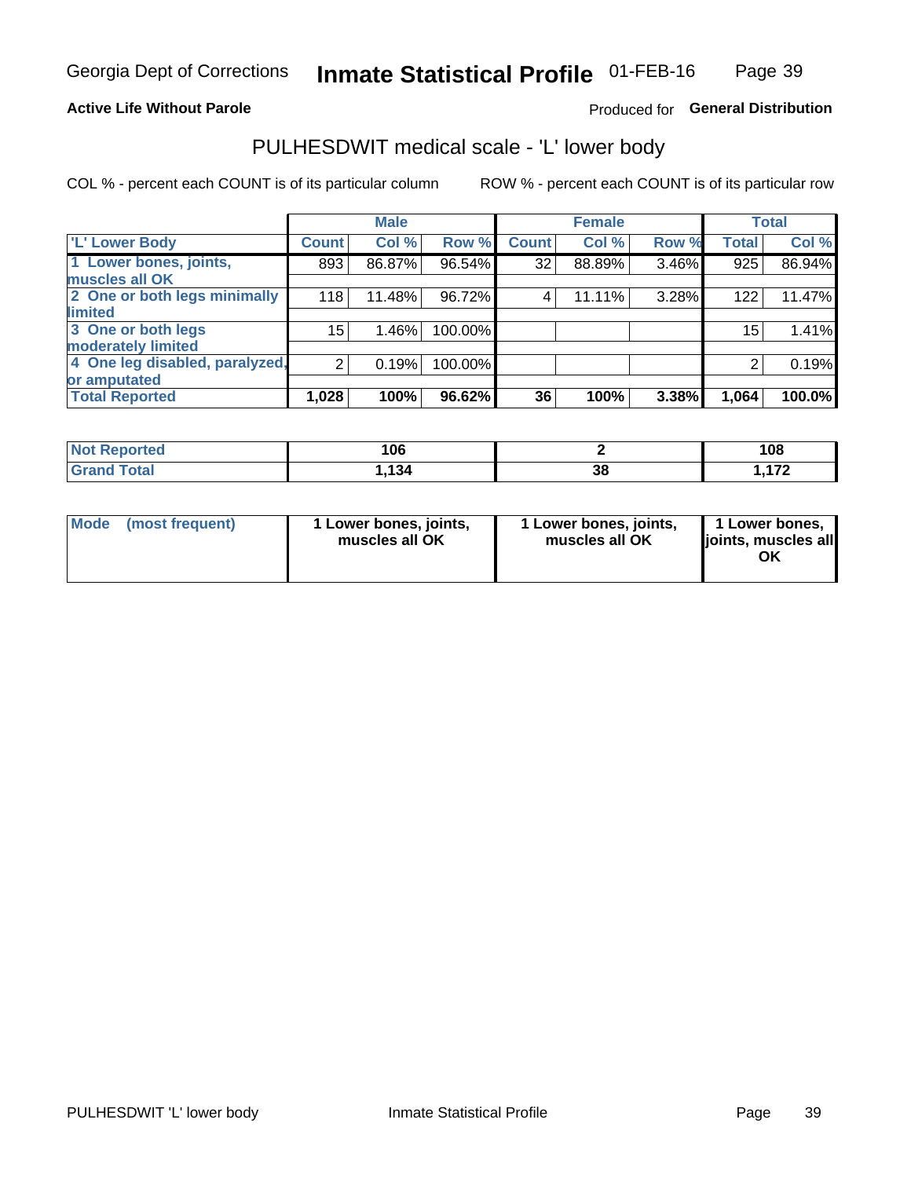**Active Life Without Parole**

Produced for **General Distribution**

## PULHESDWIT medical scale - 'L' lower body

COL % - percent each COUNT is of its particular column

ROW % - percent each COUNT is of its particular row

| | Male | | | Female | | | Total | |
|---|---|---|---|---|---|---|---|---|
| 'L' Lower Body | Count | Col % | Row % | Count | Col % | Row % | Total | Col % |
| 1 Lower bones, joints, muscles all OK | 893 | 86.87% | 96.54% | 32 | 88.89% | 3.46% | 925 | 86.94% |
| 2 One or both legs minimally limited | 118 | 11.48% | 96.72% | 4 | 11.11% | 3.28% | 122 | 11.47% |
| 3 One or both legs moderately limited | 15 | 1.46% | 100.00% | | | | 15 | 1.41% |
| 4 One leg disabled, paralyzed, or amputated | 2 | 0.19% | 100.00% | | | | 2 | 0.19% |
| **Total Reported** | **1,028** | **100%** | **96.62%** | **36** | **100%** | **3.38%** | **1,064** | **100.0%** |

| | Male | Female | Total |
|---|---|---|---|
| Not Reported | 106 | 2 | 108 |
| Grand Total | 1,134 | 38 | 1,172 |

| | Male | Female | Total |
|---|---|---|---|
| Mode (most frequent) | 1 Lower bones, joints, muscles all OK | 1 Lower bones, joints, muscles all OK | 1 Lower bones, joints, muscles all OK |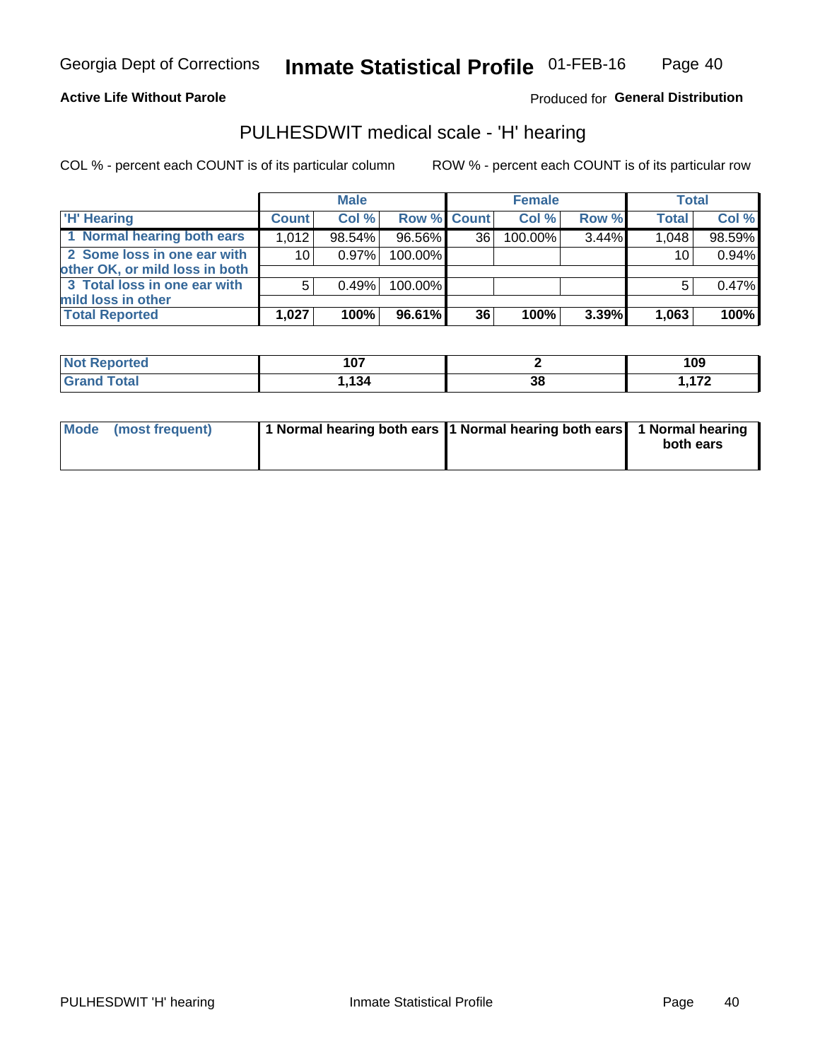Georgia Dept of Corrections **Inmate Statistical Profile** 01-FEB-16

**Active Life Without Parole**

Produced for **General Distribution**

## PULHESDWIT medical scale - 'H' hearing

COL % - percent each COUNT is of its particular column

ROW % - percent each COUNT is of its particular row

| | Male | | | Female | | | Total | |
|---|---|---|---|---|---|---|---|---|
| 'H' Hearing | Count | Col % | Row % | Count | Col % | Row % | Total | Col % |
| 1 Normal hearing both ears | 1,012 | 98.54% | 96.56% | 36 | 100.00% | 3.44% | 1,048 | 98.59% |
| 2 Some loss in one ear with other OK, or mild loss in both | 10 | 0.97% | 100.00% | | | | 10 | 0.94% |
| 3 Total loss in one ear with mild loss in other | 5 | 0.49% | 100.00% | | | | 5 | 0.47% |
| **Total Reported** | **1,027** | **100%** | **96.61%** | **36** | **100%** | **3.39%** | **1,063** | **100%** |

| | Male | Female | Total |
|---|---|---|---|
| Not Reported | **107** | **2** | **109** |
| Grand Total | **1,134** | **38** | **1,172** |

| | Male | Female | Total |
|---|---|---|---|
| Mode (most frequent) | **1 Normal hearing both ears** | **1 Normal hearing both ears** | **1 Normal hearing both ears** |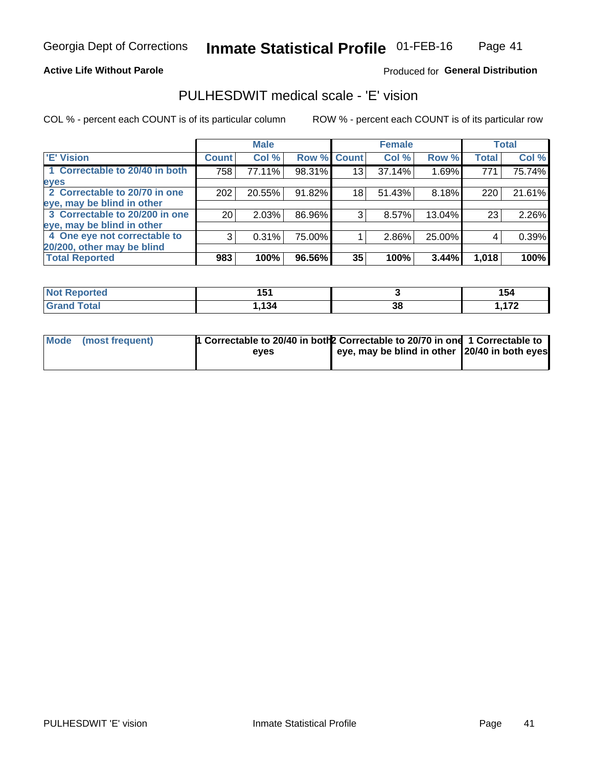**Active Life Without Parole**

Produced for **General Distribution**

## PULHESDWIT medical scale - 'E' vision

COL % - percent each COUNT is of its particular column

ROW % - percent each COUNT is of its particular row

| | Male | | | Female | | | Total | |
|---|---|---|---|---|---|---|---|---|
| 'E' Vision | Count | Col % | Row % | Count | Col % | Row % | Total | Col % |
| 1 Correctable to 20/40 in both eyes | 758 | 77.11% | 98.31% | 13 | 37.14% | 1.69% | 771 | 75.74% |
| 2 Correctable to 20/70 in one eye, may be blind in other | 202 | 20.55% | 91.82% | 18 | 51.43% | 8.18% | 220 | 21.61% |
| 3 Correctable to 20/200 in one eye, may be blind in other | 20 | 2.03% | 86.96% | 3 | 8.57% | 13.04% | 23 | 2.26% |
| 4 One eye not correctable to 20/200, other may be blind | 3 | 0.31% | 75.00% | 1 | 2.86% | 25.00% | 4 | 0.39% |
| **Total Reported** | **983** | **100%** | **96.56%** | **35** | **100%** | **3.44%** | **1,018** | **100%** |

| | Male | Female | Total |
|---|---|---|---|
| Not Reported | 151 | 3 | 154 |
| Grand Total | 1,134 | 38 | 1,172 |

| | Male | Female | Total |
|---|---|---|---|
| Mode (most frequent) | 1 Correctable to 20/40 in both eyes | 2 Correctable to 20/70 in one eye, may be blind in other | 1 Correctable to 20/40 in both eyes |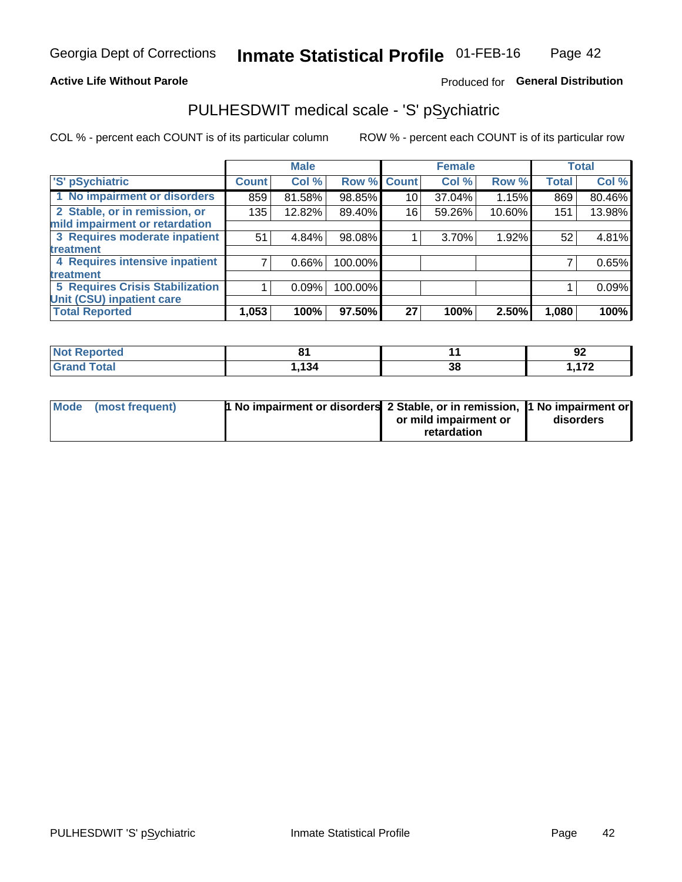Georgia Dept of Corrections **Inmate Statistical Profile** 01-FEB-16

**Active Life Without Parole**

Produced for **General Distribution**

## PULHESDWIT medical scale - 'S' pSychiatric

COL % - percent each COUNT is of its particular column

ROW % - percent each COUNT is of its particular row

| | Male | | | Female | | | Total | |
|---|---|---|---|---|---|---|---|---|
| 'S' pSychiatric | Count | Col % | Row % | Count | Col % | Row % | Total | Col % |
| 1 No impairment or disorders | 859 | 81.58% | 98.85% | 10 | 37.04% | 1.15% | 869 | 80.46% |
| 2 Stable, or in remission, or mild impairment or retardation | 135 | 12.82% | 89.40% | 16 | 59.26% | 10.60% | 151 | 13.98% |
| 3 Requires moderate inpatient treatment | 51 | 4.84% | 98.08% | 1 | 3.70% | 1.92% | 52 | 4.81% |
| 4 Requires intensive inpatient treatment | 7 | 0.66% | 100.00% | | | | 7 | 0.65% |
| 5 Requires Crisis Stabilization Unit (CSU) inpatient care | 1 | 0.09% | 100.00% | | | | 1 | 0.09% |
| **Total Reported** | **1,053** | **100%** | **97.50%** | **27** | **100%** | **2.50%** | **1,080** | **100%** |

| | Male | Female | Total |
|---|---|---|---|
| Not Reported | 81 | 11 | 92 |
| Grand Total | 1,134 | 38 | 1,172 |

| | Male | Female | Total |
|---|---|---|---|
| Mode (most frequent) | 1 No impairment or disorders | 2 Stable, or in remission, or mild impairment or retardation | 1 No impairment or disorders |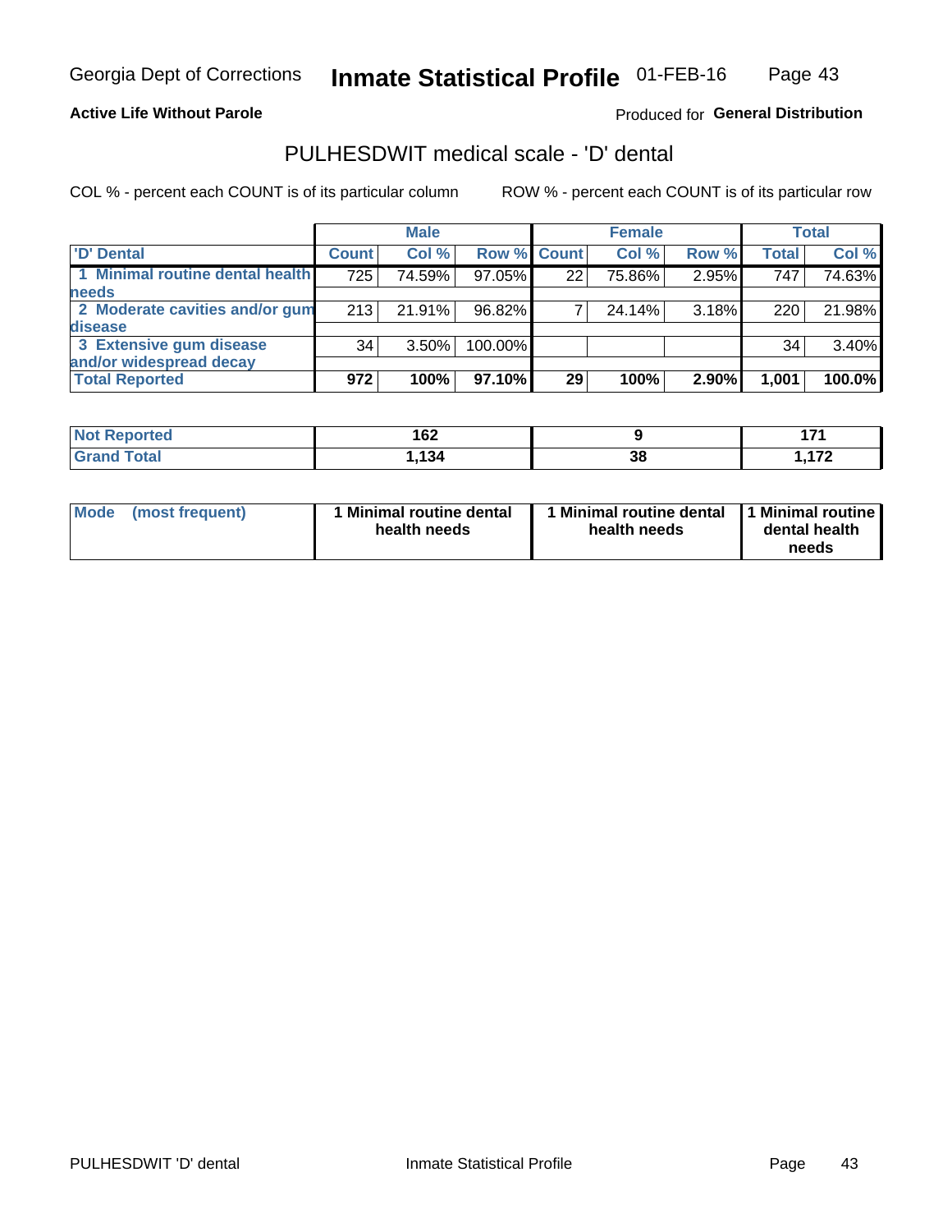Georgia Dept of Corrections **Inmate Statistical Profile** 01-FEB-16

**Active Life Without Parole**

Produced for **General Distribution**

# PULHESDWIT medical scale - 'D' dental

COL % - percent each COUNT is of its particular column ROW % - percent each COUNT is of its particular row

| | Male | | | Female | | | Total | |
|---|---|---|---|---|---|---|---|---|
| 'D' Dental | Count | Col % | Row % | Count | Col % | Row % | Total | Col % |
| 1 Minimal routine dental health needs | 725 | 74.59% | 97.05% | 22 | 75.86% | 2.95% | 747 | 74.63% |
| 2 Moderate cavities and/or gum disease | 213 | 21.91% | 96.82% | 7 | 24.14% | 3.18% | 220 | 21.98% |
| 3 Extensive gum disease and/or widespread decay | 34 | 3.50% | 100.00% | | | | 34 | 3.40% |
| **Total Reported** | **972** | **100%** | **97.10%** | **29** | **100%** | **2.90%** | **1,001** | **100.0%** |

| | Male | Female | Total |
|---|---|---|---|
| Not Reported | 162 | 9 | 171 |
| Grand Total | 1,134 | 38 | 1,172 |

| | Male | Female | Total |
|---|---|---|---|
| Mode (most frequent) | 1 Minimal routine dental health needs | 1 Minimal routine dental health needs | 1 Minimal routine dental health needs |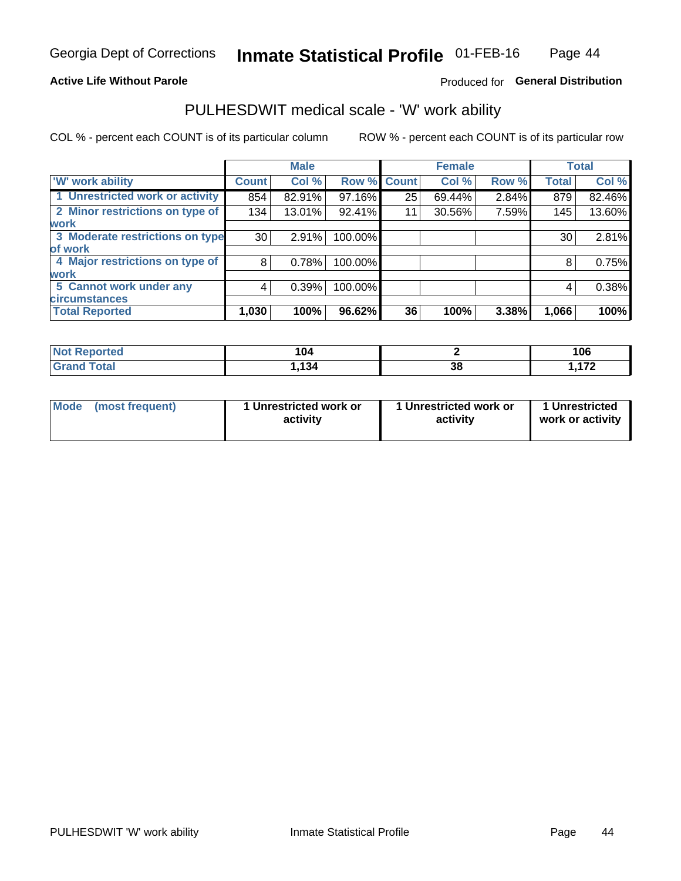Georgia Dept of Corrections **Inmate Statistical Profile** 01-FEB-16

**Active Life Without Parole**

Produced for **General Distribution**

## PULHESDWIT medical scale - 'W' work ability

COL % - percent each COUNT is of its particular column ROW % - percent each COUNT is of its particular row

| | Male | | | Female | | | Total | |
|---|---|---|---|---|---|---|---|---|
| 'W' work ability | Count | Col % | Row % | Count | Col % | Row % | Total | Col % |
| 1 Unrestricted work or activity | 854 | 82.91% | 97.16% | 25 | 69.44% | 2.84% | 879 | 82.46% |
| 2 Minor restrictions on type of work | 134 | 13.01% | 92.41% | 11 | 30.56% | 7.59% | 145 | 13.60% |
| 3 Moderate restrictions on type of work | 30 | 2.91% | 100.00% | | | | 30 | 2.81% |
| 4 Major restrictions on type of work | 8 | 0.78% | 100.00% | | | | 8 | 0.75% |
| 5 Cannot work under any circumstances | 4 | 0.39% | 100.00% | | | | 4 | 0.38% |
| **Total Reported** | **1,030** | **100%** | **96.62%** | **36** | **100%** | **3.38%** | **1,066** | **100%** |

| | Male | Female | Total |
|---|---|---|---|
| Not Reported | 104 | 2 | 106 |
| Grand Total | 1,134 | 38 | 1,172 |

| | Male | Female | Total |
|---|---|---|---|
| Mode (most frequent) | 1 Unrestricted work or activity | 1 Unrestricted work or activity | 1 Unrestricted work or activity |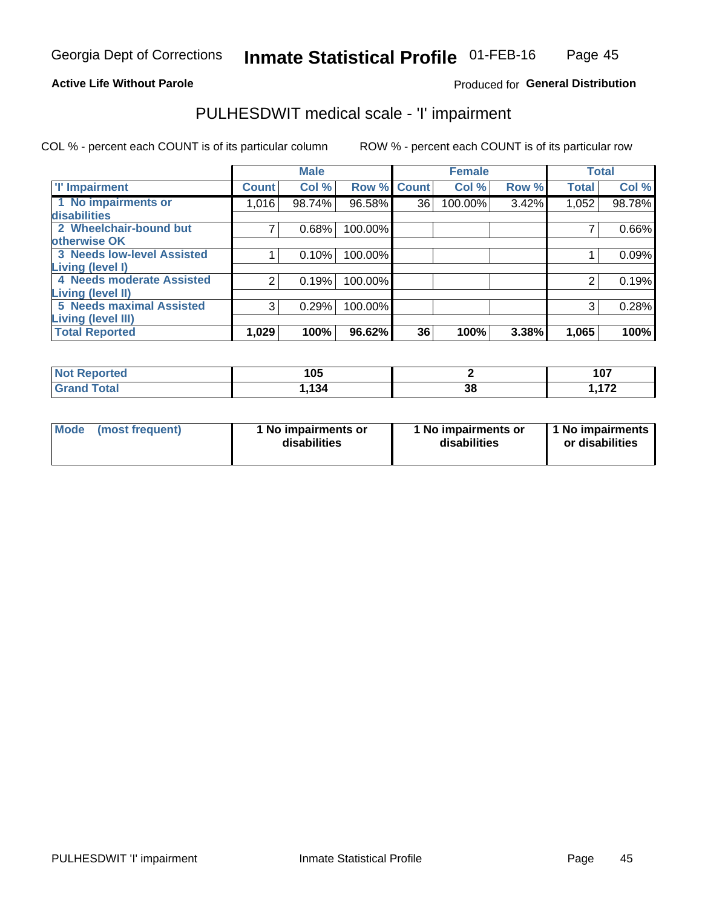**Active Life Without Parole**

Produced for **General Distribution**

## PULHESDWIT medical scale - 'I' impairment

COL % - percent each COUNT is of its particular column

ROW % - percent each COUNT is of its particular row

| | Male | | | Female | | | Total | |
|---|---|---|---|---|---|---|---|---|
| 'I' Impairment | Count | Col % | Row % | Count | Col % | Row % | Total | Col % |
| 1 No impairments or disabilities | 1,016 | 98.74% | 96.58% | 36 | 100.00% | 3.42% | 1,052 | 98.78% |
| 2 Wheelchair-bound but otherwise OK | 7 | 0.68% | 100.00% | | | | 7 | 0.66% |
| 3 Needs low-level Assisted Living (level I) | 1 | 0.10% | 100.00% | | | | 1 | 0.09% |
| 4 Needs moderate Assisted Living (level II) | 2 | 0.19% | 100.00% | | | | 2 | 0.19% |
| 5 Needs maximal Assisted Living (level III) | 3 | 0.29% | 100.00% | | | | 3 | 0.28% |
| **Total Reported** | **1,029** | **100%** | **96.62%** | **36** | **100%** | **3.38%** | **1,065** | **100%** |

| | Male | Female | Total |
|---|---|---|---|
| Not Reported | 105 | 2 | 107 |
| Grand Total | 1,134 | 38 | 1,172 |

| Mode (most frequent) | Male | Female | Total |
|---|---|---|---|
| | 1 No impairments or disabilities | 1 No impairments or disabilities | 1 No impairments or disabilities |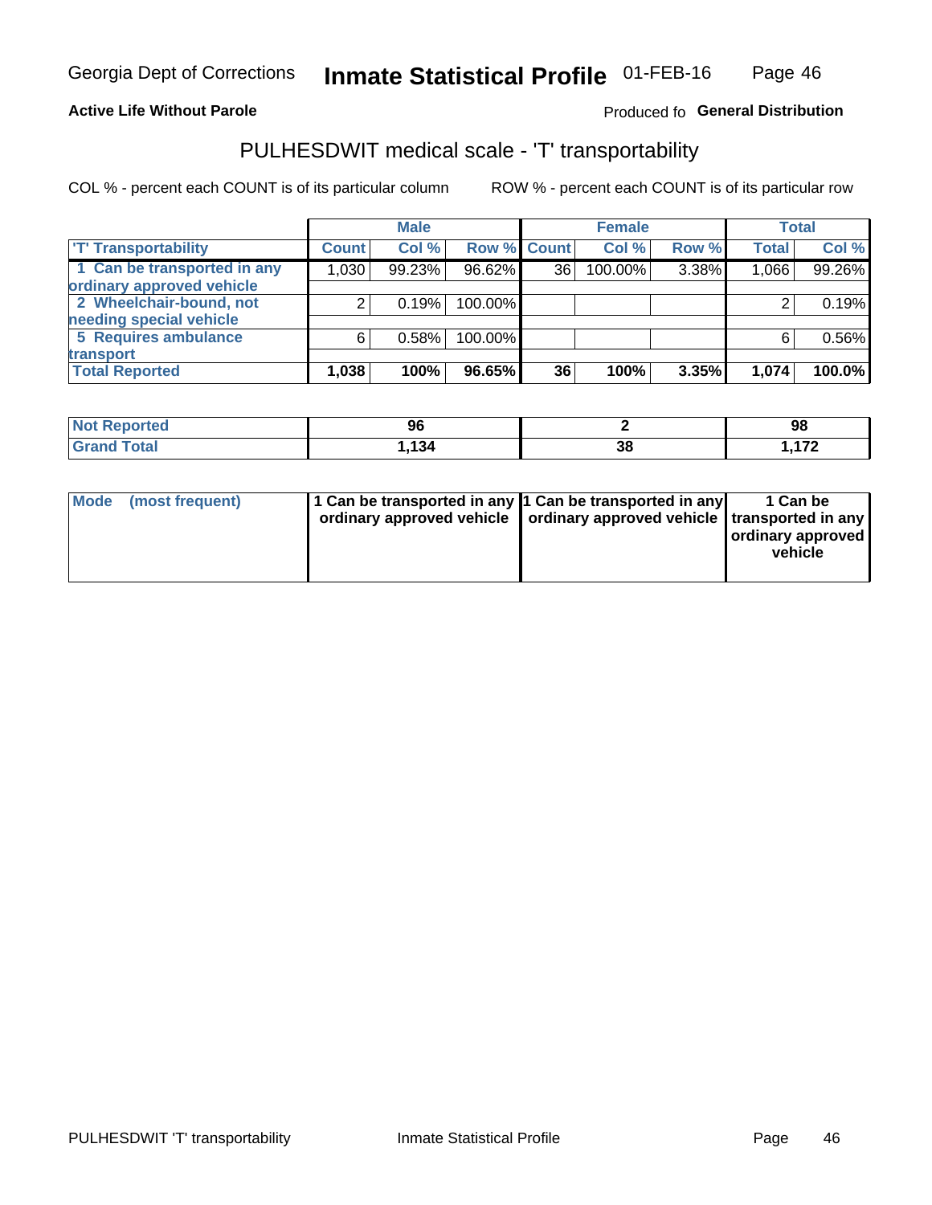Georgia Dept of Corrections **Inmate Statistical Profile** 01-FEB-16

**Active Life Without Parole**

Produced fo **General Distribution**

## PULHESDWIT medical scale - 'T' transportability

COL % - percent each COUNT is of its particular column

ROW % - percent each COUNT is of its particular row

| | Male | | | Female | | | Total | |
|---|---|---|---|---|---|---|---|---|
| 'T' Transportability | Count | Col % | Row % | Count | Col % | Row % | Total | Col % |
| 1 Can be transported in any ordinary approved vehicle | 1,030 | 99.23% | 96.62% | 36 | 100.00% | 3.38% | 1,066 | 99.26% |
| 2 Wheelchair-bound, not needing special vehicle | 2 | 0.19% | 100.00% | | | | 2 | 0.19% |
| 5 Requires ambulance transport | 6 | 0.58% | 100.00% | | | | 6 | 0.56% |
| **Total Reported** | **1,038** | **100%** | **96.65%** | **36** | **100%** | **3.35%** | **1,074** | **100.0%** |

| | Male | Female | Total |
|---|---|---|---|
| Not Reported | 96 | 2 | 98 |
| Grand Total | 1,134 | 38 | 1,172 |

| | Male | Female | Total |
|---|---|---|---|
| Mode (most frequent) | 1 Can be transported in any ordinary approved vehicle | 1 Can be transported in any ordinary approved vehicle | 1 Can be transported in any ordinary approved vehicle |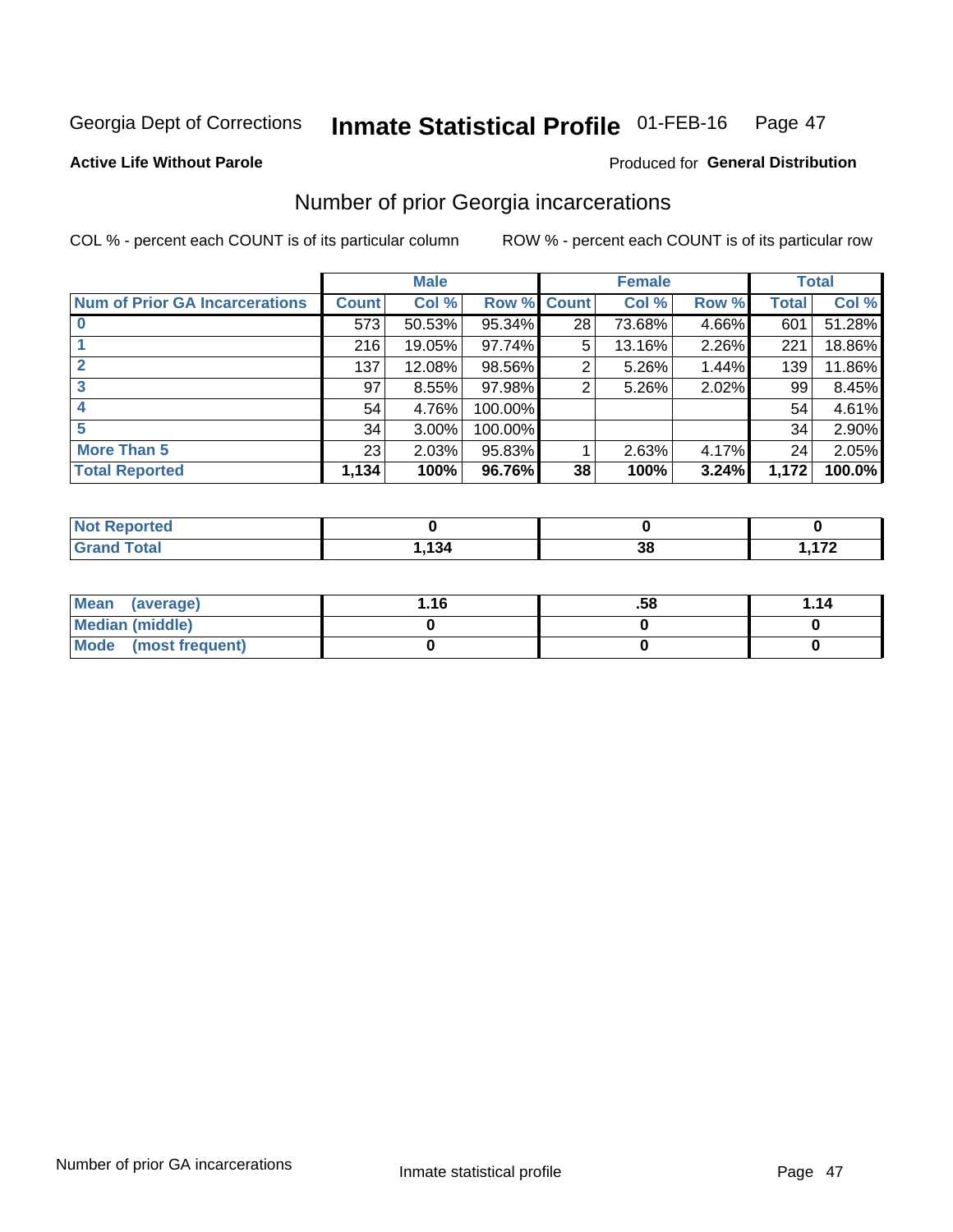Georgia Dept of Corrections **Inmate Statistical Profile** 01-FEB-16

**Active Life Without Parole**

Produced for **General Distribution**

## Number of prior Georgia incarcerations

COL % - percent each COUNT is of its particular column

ROW % - percent each COUNT is of its particular row

| | Male | | | Female | | | Total | |
|---|---|---|---|---|---|---|---|---|
| **Num of Prior GA Incarcerations** | **Count** | **Col %** | **Row %** | **Count** | **Col %** | **Row %** | **Total** | **Col %** |
| **0** | 573 | 50.53% | 95.34% | 28 | 73.68% | 4.66% | 601 | 51.28% |
| **1** | 216 | 19.05% | 97.74% | 5 | 13.16% | 2.26% | 221 | 18.86% |
| **2** | 137 | 12.08% | 98.56% | 2 | 5.26% | 1.44% | 139 | 11.86% |
| **3** | 97 | 8.55% | 97.98% | 2 | 5.26% | 2.02% | 99 | 8.45% |
| **4** | 54 | 4.76% | 100.00% | | | | 54 | 4.61% |
| **5** | 34 | 3.00% | 100.00% | | | | 34 | 2.90% |
| **More Than 5** | 23 | 2.03% | 95.83% | 1 | 2.63% | 4.17% | 24 | 2.05% |
| **Total Reported** | **1,134** | **100%** | **96.76%** | **38** | **100%** | **3.24%** | **1,172** | **100.0%** |

| | Male | Female | Total |
|---|---|---|---|
| **Not Reported** | **0** | **0** | **0** |
| **Grand Total** | **1,134** | **38** | **1,172** |

| | Male | Female | Total |
|---|---|---|---|
| **Mean (average)** | **1.16** | **.58** | **1.14** |
| **Median (middle)** | **0** | **0** | **0** |
| **Mode (most frequent)** | **0** | **0** | **0** |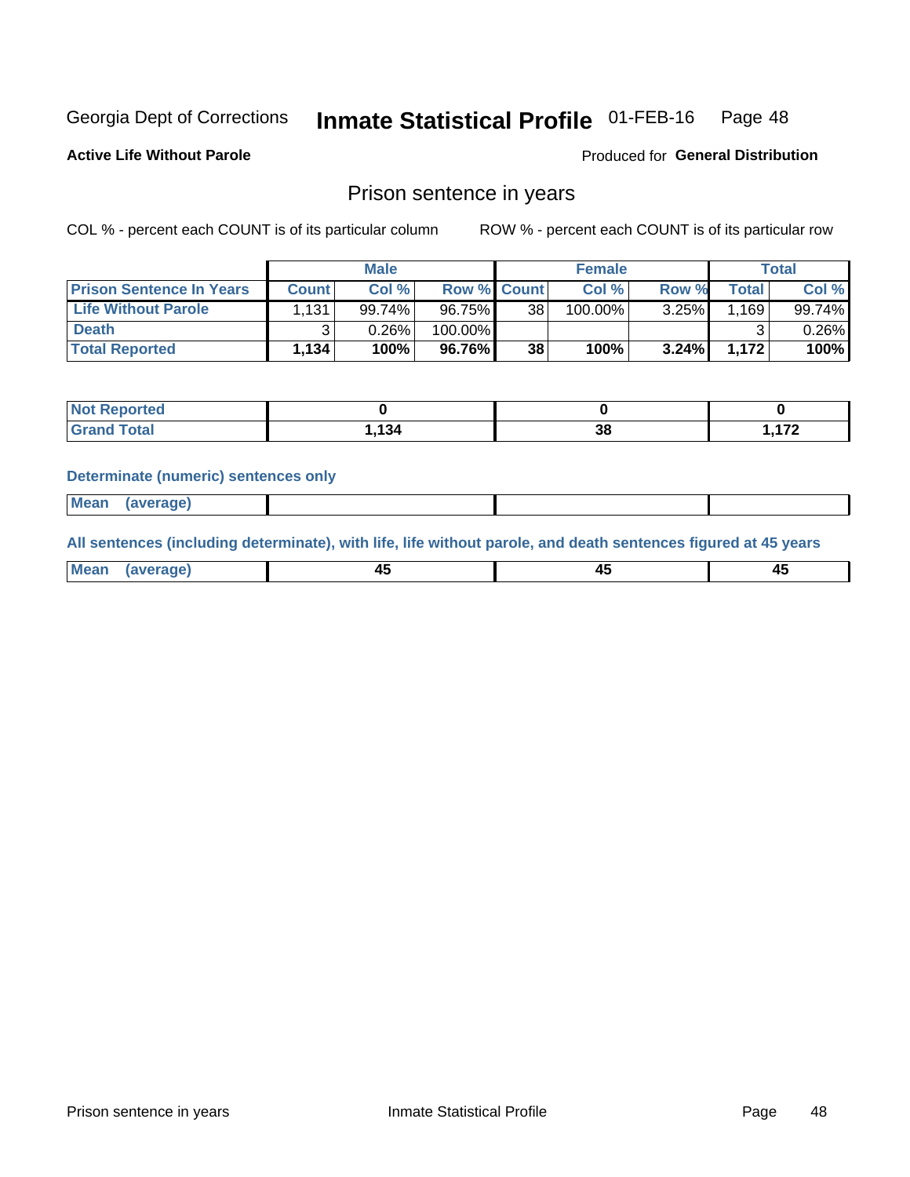Georgia Dept of Corrections **Inmate Statistical Profile** 01-FEB-16

**Active Life Without Parole**

Produced for **General Distribution**

## Prison sentence in years

COL % - percent each COUNT is of its particular column    ROW % - percent each COUNT is of its particular row

| | Male | | | Female | | | Total | |
|---|---|---|---|---|---|---|---|---|
| **Prison Sentence In Years** | **Count** | **Col %** | **Row %** | **Count** | **Col %** | **Row %** | **Total** | **Col %** |
| **Life Without Parole** | 1,131 | 99.74% | 96.75% | 38 | 100.00% | 3.25% | 1,169 | 99.74% |
| **Death** | 3 | 0.26% | 100.00% | | | | 3 | 0.26% |
| **Total Reported** | **1,134** | **100%** | **96.76%** | **38** | **100%** | **3.24%** | **1,172** | **100%** |

| | Male | Female | Total |
|---|---|---|---|
| **Not Reported** | **0** | **0** | **0** |
| **Grand Total** | **1,134** | **38** | **1,172** |

**Determinate (numeric) sentences only**

| | Male | Female | Total |
|---|---|---|---|
| **Mean (average)** | | | |

**All sentences (including determinate), with life, life without parole, and death sentences figured at 45 years**

| | Male | Female | Total |
|---|---|---|---|
| **Mean (average)** | **45** | **45** | **45** |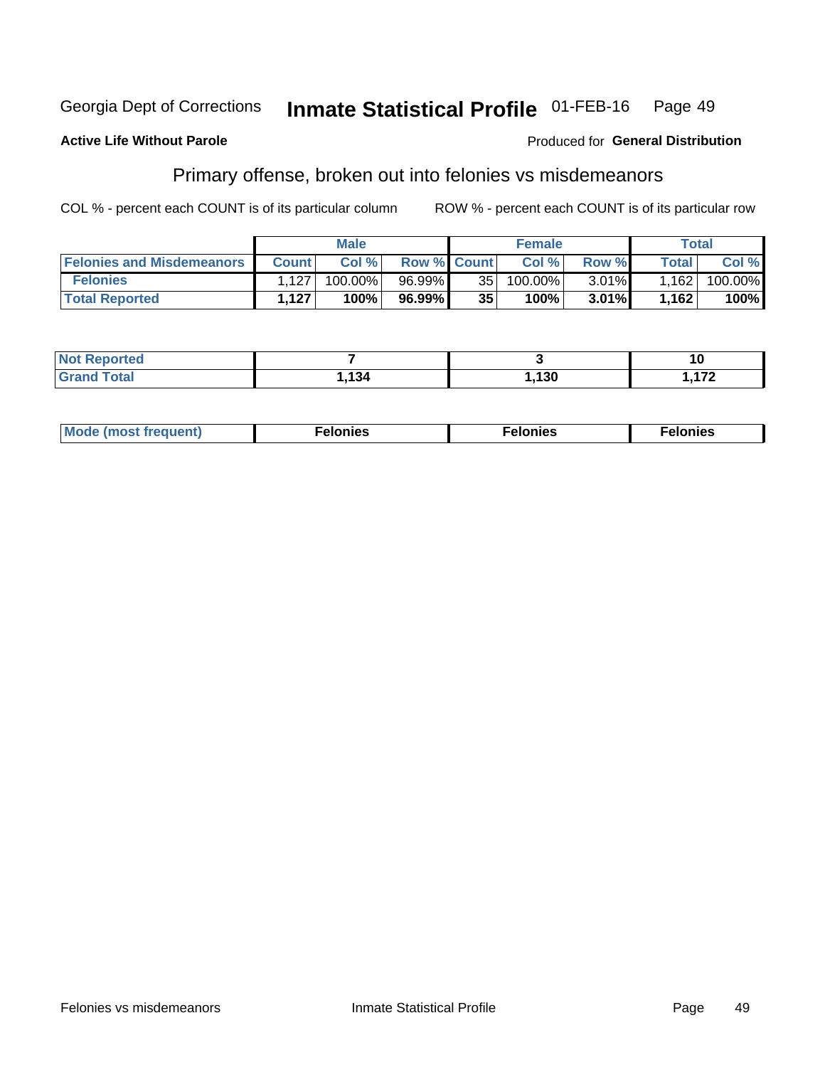Georgia Dept of Corrections **Inmate Statistical Profile** 01-FEB-16

**Active Life Without Parole**

Produced for **General Distribution**

## Primary offense, broken out into felonies vs misdemeanors

COL % - percent each COUNT is of its particular column

ROW % - percent each COUNT is of its particular row

| | Male | | | Female | | | Total | |
|---|---|---|---|---|---|---|---|---|
| **Felonies and Misdemeanors** | **Count** | **Col %** | **Row %** | **Count** | **Col %** | **Row %** | **Total** | **Col %** |
| **Felonies** | 1,127 | 100.00% | 96.99% | 35 | 100.00% | 3.01% | 1,162 | 100.00% |
| **Total Reported** | **1,127** | **100%** | **96.99%** | **35** | **100%** | **3.01%** | **1,162** | **100%** |

| | Male | Female | Total |
|---|---|---|---|
| **Not Reported** | **7** | **3** | **10** |
| **Grand Total** | **1,134** | **1,130** | **1,172** |

| | Male | Female | Total |
|---|---|---|---|
| **Mode (most frequent)** | **Felonies** | **Felonies** | **Felonies** |

Felonies vs misdemeanors

Inmate Statistical Profile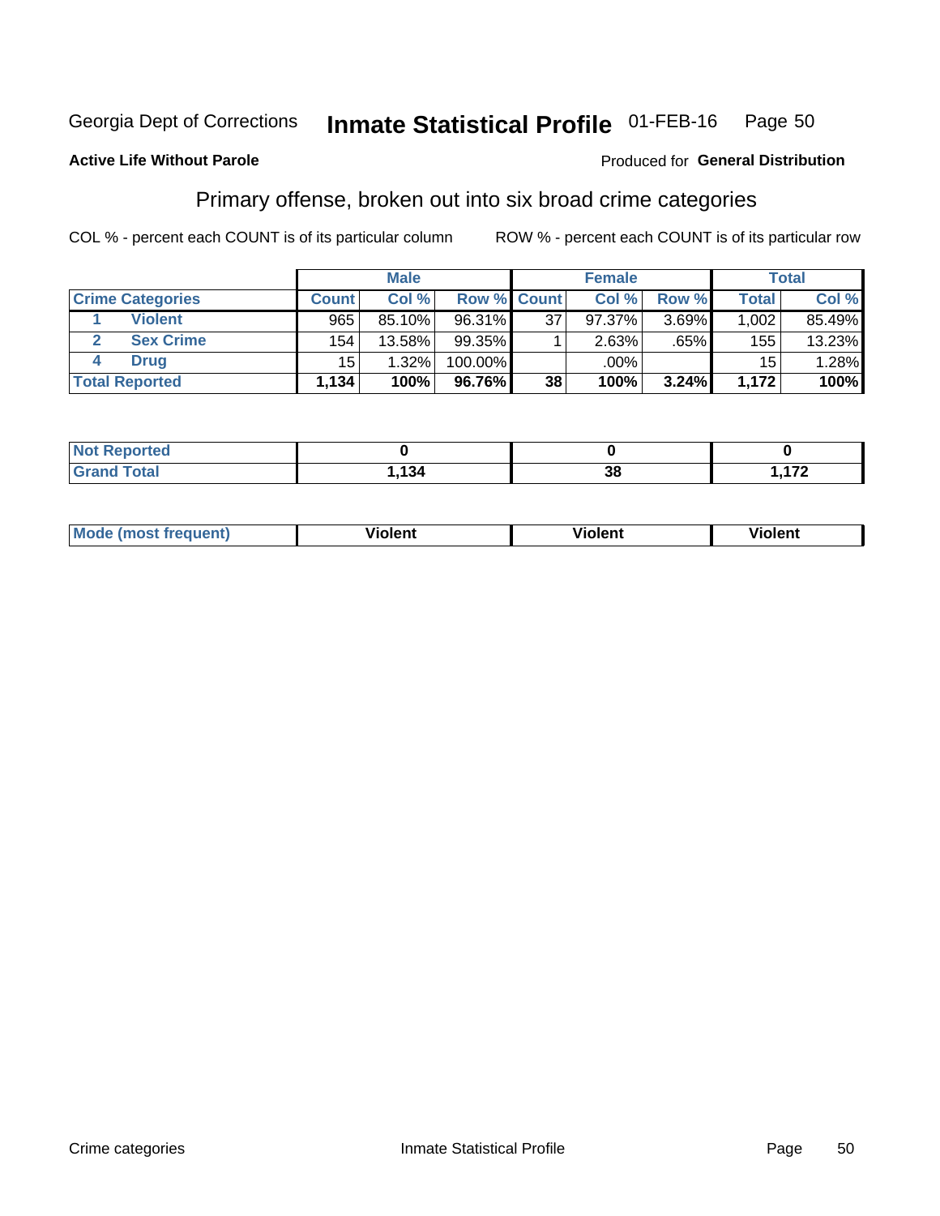Georgia Dept of Corrections **Inmate Statistical Profile** 01-FEB-16 Page 50

**Active Life Without Parole**

Produced for **General Distribution**

## Primary offense, broken out into six broad crime categories

COL % - percent each COUNT is of its particular column    ROW % - percent each COUNT is of its particular row

| | | Male | | | Female | | | Total | |
|---|---|---|---|---|---|---|---|---|---|
| **Crime Categories** | | **Count** | **Col %** | **Row %** | **Count** | **Col %** | **Row %** | **Total** | **Col %** |
| 1 | **Violent** | 965 | 85.10% | 96.31% | 37 | 97.37% | 3.69% | 1,002 | 85.49% |
| 2 | **Sex Crime** | 154 | 13.58% | 99.35% | 1 | 2.63% | .65% | 155 | 13.23% |
| 4 | **Drug** | 15 | 1.32% | 100.00% | | .00% | | 15 | 1.28% |
| **Total Reported** | | **1,134** | **100%** | **96.76%** | **38** | **100%** | **3.24%** | **1,172** | **100%** |

| | Male | Female | Total |
|---|---|---|---|
| **Not Reported** | **0** | **0** | **0** |
| **Grand Total** | **1,134** | **38** | **1,172** |

| | Male | Female | Total |
|---|---|---|---|
| **Mode (most frequent)** | **Violent** | **Violent** | **Violent** |

Crime categories    Inmate Statistical Profile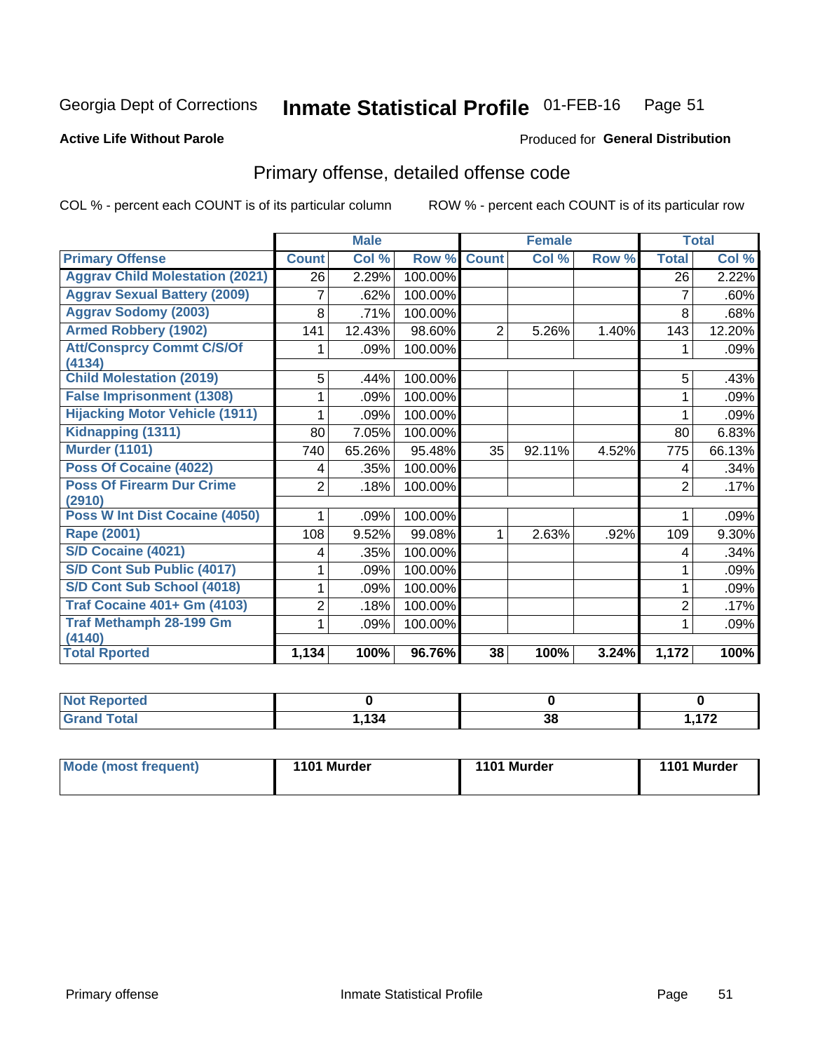Georgia Dept of Corrections **Inmate Statistical Profile** 01-FEB-16

**Active Life Without Parole**

Produced for **General Distribution**

## Primary offense, detailed offense code

COL % - percent each COUNT is of its particular column ROW % - percent each COUNT is of its particular row

| | Male | | | Female | | | Total | |
|---|---|---|---|---|---|---|---|---|
| **Primary Offense** | **Count** | **Col %** | **Row %** | **Count** | **Col %** | **Row %** | **Total** | **Col %** |
| **Aggrav Child Molestation (2021)** | 26 | 2.29% | 100.00% | | | | 26 | 2.22% |
| **Aggrav Sexual Battery (2009)** | 7 | .62% | 100.00% | | | | 7 | .60% |
| **Aggrav Sodomy (2003)** | 8 | .71% | 100.00% | | | | 8 | .68% |
| **Armed Robbery (1902)** | 141 | 12.43% | 98.60% | 2 | 5.26% | 1.40% | 143 | 12.20% |
| **Att/Consprcy Commt C/S/Of (4134)** | 1 | .09% | 100.00% | | | | 1 | .09% |
| **Child Molestation (2019)** | 5 | .44% | 100.00% | | | | 5 | .43% |
| **False Imprisonment (1308)** | 1 | .09% | 100.00% | | | | 1 | .09% |
| **Hijacking Motor Vehicle (1911)** | 1 | .09% | 100.00% | | | | 1 | .09% |
| **Kidnapping (1311)** | 80 | 7.05% | 100.00% | | | | 80 | 6.83% |
| **Murder (1101)** | 740 | 65.26% | 95.48% | 35 | 92.11% | 4.52% | 775 | 66.13% |
| **Poss Of Cocaine (4022)** | 4 | .35% | 100.00% | | | | 4 | .34% |
| **Poss Of Firearm Dur Crime (2910)** | 2 | .18% | 100.00% | | | | 2 | .17% |
| **Poss W Int Dist Cocaine (4050)** | 1 | .09% | 100.00% | | | | 1 | .09% |
| **Rape (2001)** | 108 | 9.52% | 99.08% | 1 | 2.63% | .92% | 109 | 9.30% |
| **S/D Cocaine (4021)** | 4 | .35% | 100.00% | | | | 4 | .34% |
| **S/D Cont Sub Public (4017)** | 1 | .09% | 100.00% | | | | 1 | .09% |
| **S/D Cont Sub School (4018)** | 1 | .09% | 100.00% | | | | 1 | .09% |
| **Traf Cocaine 401+ Gm (4103)** | 2 | .18% | 100.00% | | | | 2 | .17% |
| **Traf Methamph 28-199 Gm (4140)** | 1 | .09% | 100.00% | | | | 1 | .09% |
| **Total Rported** | **1,134** | **100%** | **96.76%** | **38** | **100%** | **3.24%** | **1,172** | **100%** |

| | Male | Female | Total |
|---|---|---|---|
| **Not Reported** | **0** | **0** | **0** |
| **Grand Total** | **1,134** | **38** | **1,172** |

| | Male | Female | Total |
|---|---|---|---|
| **Mode (most frequent)** | **1101 Murder** | **1101 Murder** | **1101 Murder** |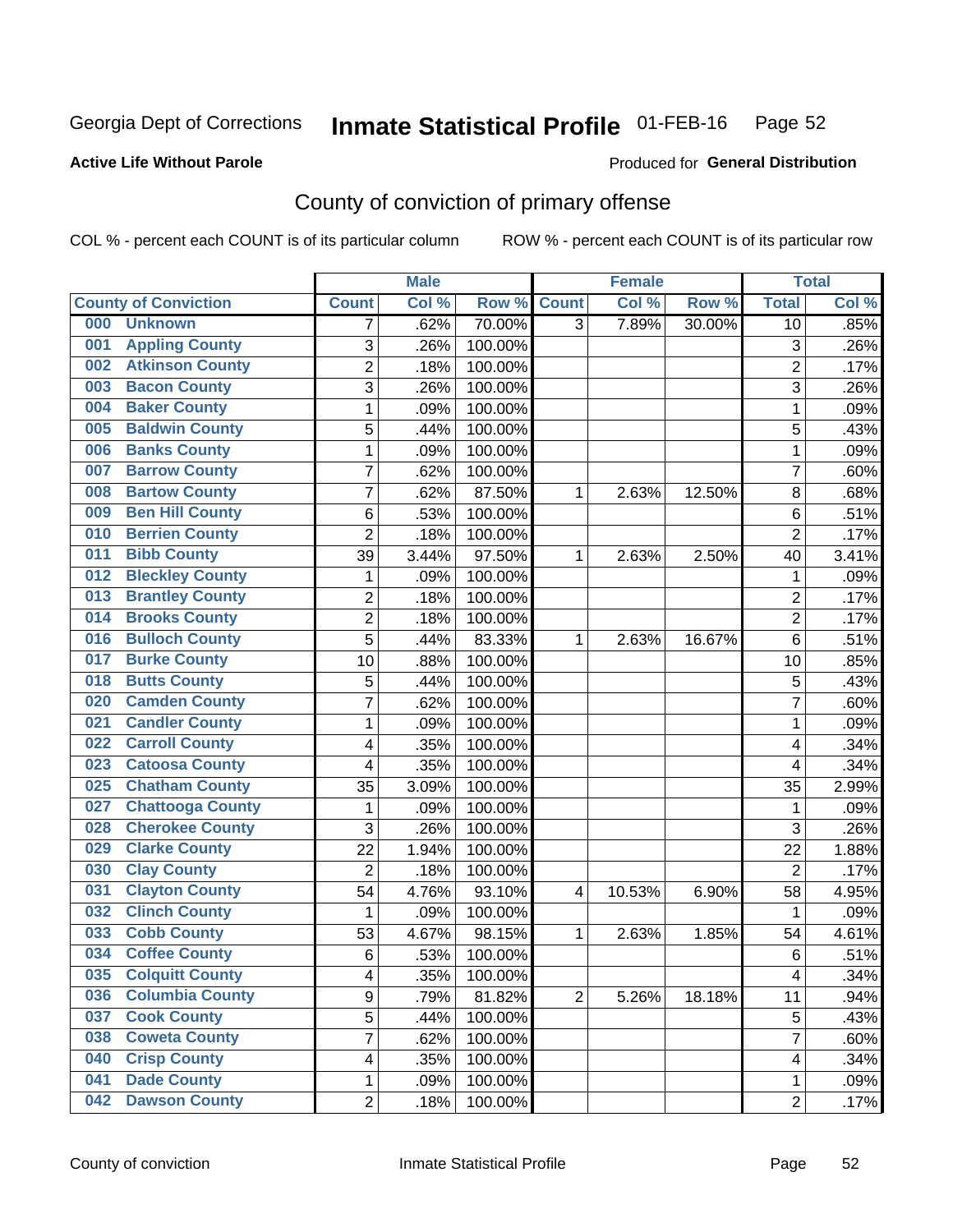Georgia Dept of Corrections **Inmate Statistical Profile** 01-FEB-16

**Active Life Without Parole**

Produced for **General Distribution**

## County of conviction of primary offense

COL % - percent each COUNT is of its particular column ROW % - percent each COUNT is of its particular row

| County of Conviction | Male | | | Female | | | Total | |
|---|---|---|---|---|---|---|---|---|
| | Count | Col % | Row % | Count | Col % | Row % | Total | Col % |
| 000 Unknown | 7 | .62% | 70.00% | 3 | 7.89% | 30.00% | 10 | .85% |
| 001 Appling County | 3 | .26% | 100.00% | | | | 3 | .26% |
| 002 Atkinson County | 2 | .18% | 100.00% | | | | 2 | .17% |
| 003 Bacon County | 3 | .26% | 100.00% | | | | 3 | .26% |
| 004 Baker County | 1 | .09% | 100.00% | | | | 1 | .09% |
| 005 Baldwin County | 5 | .44% | 100.00% | | | | 5 | .43% |
| 006 Banks County | 1 | .09% | 100.00% | | | | 1 | .09% |
| 007 Barrow County | 7 | .62% | 100.00% | | | | 7 | .60% |
| 008 Bartow County | 7 | .62% | 87.50% | 1 | 2.63% | 12.50% | 8 | .68% |
| 009 Ben Hill County | 6 | .53% | 100.00% | | | | 6 | .51% |
| 010 Berrien County | 2 | .18% | 100.00% | | | | 2 | .17% |
| 011 Bibb County | 39 | 3.44% | 97.50% | 1 | 2.63% | 2.50% | 40 | 3.41% |
| 012 Bleckley County | 1 | .09% | 100.00% | | | | 1 | .09% |
| 013 Brantley County | 2 | .18% | 100.00% | | | | 2 | .17% |
| 014 Brooks County | 2 | .18% | 100.00% | | | | 2 | .17% |
| 016 Bulloch County | 5 | .44% | 83.33% | 1 | 2.63% | 16.67% | 6 | .51% |
| 017 Burke County | 10 | .88% | 100.00% | | | | 10 | .85% |
| 018 Butts County | 5 | .44% | 100.00% | | | | 5 | .43% |
| 020 Camden County | 7 | .62% | 100.00% | | | | 7 | .60% |
| 021 Candler County | 1 | .09% | 100.00% | | | | 1 | .09% |
| 022 Carroll County | 4 | .35% | 100.00% | | | | 4 | .34% |
| 023 Catoosa County | 4 | .35% | 100.00% | | | | 4 | .34% |
| 025 Chatham County | 35 | 3.09% | 100.00% | | | | 35 | 2.99% |
| 027 Chattooga County | 1 | .09% | 100.00% | | | | 1 | .09% |
| 028 Cherokee County | 3 | .26% | 100.00% | | | | 3 | .26% |
| 029 Clarke County | 22 | 1.94% | 100.00% | | | | 22 | 1.88% |
| 030 Clay County | 2 | .18% | 100.00% | | | | 2 | .17% |
| 031 Clayton County | 54 | 4.76% | 93.10% | 4 | 10.53% | 6.90% | 58 | 4.95% |
| 032 Clinch County | 1 | .09% | 100.00% | | | | 1 | .09% |
| 033 Cobb County | 53 | 4.67% | 98.15% | 1 | 2.63% | 1.85% | 54 | 4.61% |
| 034 Coffee County | 6 | .53% | 100.00% | | | | 6 | .51% |
| 035 Colquitt County | 4 | .35% | 100.00% | | | | 4 | .34% |
| 036 Columbia County | 9 | .79% | 81.82% | 2 | 5.26% | 18.18% | 11 | .94% |
| 037 Cook County | 5 | .44% | 100.00% | | | | 5 | .43% |
| 038 Coweta County | 7 | .62% | 100.00% | | | | 7 | .60% |
| 040 Crisp County | 4 | .35% | 100.00% | | | | 4 | .34% |
| 041 Dade County | 1 | .09% | 100.00% | | | | 1 | .09% |
| 042 Dawson County | 2 | .18% | 100.00% | | | | 2 | .17% |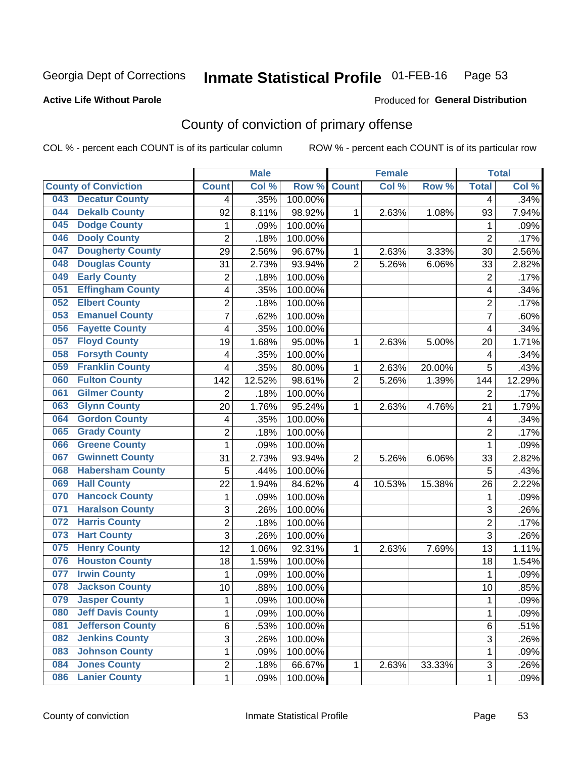Georgia Dept of Corrections **Inmate Statistical Profile** 01-FEB-16 Page 53

**Active Life Without Parole**

Produced for **General Distribution**

## County of conviction of primary offense

COL % - percent each COUNT is of its particular column ROW % - percent each COUNT is of its particular row

| County of Conviction | Male | | | Female | | | Total | |
|---|---|---|---|---|---|---|---|---|
| | Count | Col % | Row % | Count | Col % | Row % | Total | Col % |
| 043 Decatur County | 4 | .35% | 100.00% | | | | 4 | .34% |
| 044 Dekalb County | 92 | 8.11% | 98.92% | 1 | 2.63% | 1.08% | 93 | 7.94% |
| 045 Dodge County | 1 | .09% | 100.00% | | | | 1 | .09% |
| 046 Dooly County | 2 | .18% | 100.00% | | | | 2 | .17% |
| 047 Dougherty County | 29 | 2.56% | 96.67% | 1 | 2.63% | 3.33% | 30 | 2.56% |
| 048 Douglas County | 31 | 2.73% | 93.94% | 2 | 5.26% | 6.06% | 33 | 2.82% |
| 049 Early County | 2 | .18% | 100.00% | | | | 2 | .17% |
| 051 Effingham County | 4 | .35% | 100.00% | | | | 4 | .34% |
| 052 Elbert County | 2 | .18% | 100.00% | | | | 2 | .17% |
| 053 Emanuel County | 7 | .62% | 100.00% | | | | 7 | .60% |
| 056 Fayette County | 4 | .35% | 100.00% | | | | 4 | .34% |
| 057 Floyd County | 19 | 1.68% | 95.00% | 1 | 2.63% | 5.00% | 20 | 1.71% |
| 058 Forsyth County | 4 | .35% | 100.00% | | | | 4 | .34% |
| 059 Franklin County | 4 | .35% | 80.00% | 1 | 2.63% | 20.00% | 5 | .43% |
| 060 Fulton County | 142 | 12.52% | 98.61% | 2 | 5.26% | 1.39% | 144 | 12.29% |
| 061 Gilmer County | 2 | .18% | 100.00% | | | | 2 | .17% |
| 063 Glynn County | 20 | 1.76% | 95.24% | 1 | 2.63% | 4.76% | 21 | 1.79% |
| 064 Gordon County | 4 | .35% | 100.00% | | | | 4 | .34% |
| 065 Grady County | 2 | .18% | 100.00% | | | | 2 | .17% |
| 066 Greene County | 1 | .09% | 100.00% | | | | 1 | .09% |
| 067 Gwinnett County | 31 | 2.73% | 93.94% | 2 | 5.26% | 6.06% | 33 | 2.82% |
| 068 Habersham County | 5 | .44% | 100.00% | | | | 5 | .43% |
| 069 Hall County | 22 | 1.94% | 84.62% | 4 | 10.53% | 15.38% | 26 | 2.22% |
| 070 Hancock County | 1 | .09% | 100.00% | | | | 1 | .09% |
| 071 Haralson County | 3 | .26% | 100.00% | | | | 3 | .26% |
| 072 Harris County | 2 | .18% | 100.00% | | | | 2 | .17% |
| 073 Hart County | 3 | .26% | 100.00% | | | | 3 | .26% |
| 075 Henry County | 12 | 1.06% | 92.31% | 1 | 2.63% | 7.69% | 13 | 1.11% |
| 076 Houston County | 18 | 1.59% | 100.00% | | | | 18 | 1.54% |
| 077 Irwin County | 1 | .09% | 100.00% | | | | 1 | .09% |
| 078 Jackson County | 10 | .88% | 100.00% | | | | 10 | .85% |
| 079 Jasper County | 1 | .09% | 100.00% | | | | 1 | .09% |
| 080 Jeff Davis County | 1 | .09% | 100.00% | | | | 1 | .09% |
| 081 Jefferson County | 6 | .53% | 100.00% | | | | 6 | .51% |
| 082 Jenkins County | 3 | .26% | 100.00% | | | | 3 | .26% |
| 083 Johnson County | 1 | .09% | 100.00% | | | | 1 | .09% |
| 084 Jones County | 2 | .18% | 66.67% | 1 | 2.63% | 33.33% | 3 | .26% |
| 086 Lanier County | 1 | .09% | 100.00% | | | | 1 | .09% |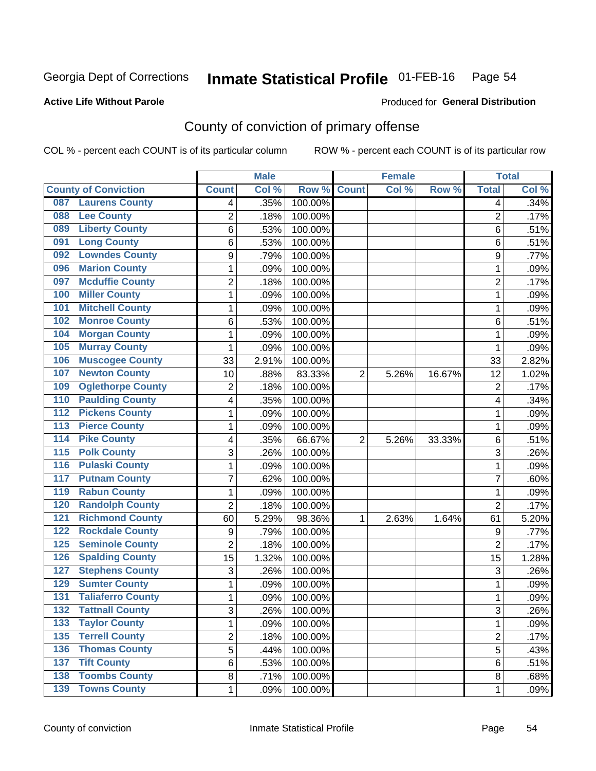Georgia Dept of Corrections **Inmate Statistical Profile** 01-FEB-16

**Active Life Without Parole**

Produced for **General Distribution**

## County of conviction of primary offense

COL % - percent each COUNT is of its particular column ROW % - percent each COUNT is of its particular row

| County of Conviction | Male | | | Female | | | Total | |
|---|---|---|---|---|---|---|---|---|
| | Count | Col % | Row % | Count | Col % | Row % | Total | Col % |
| 087 Laurens County | 4 | .35% | 100.00% | | | | 4 | .34% |
| 088 Lee County | 2 | .18% | 100.00% | | | | 2 | .17% |
| 089 Liberty County | 6 | .53% | 100.00% | | | | 6 | .51% |
| 091 Long County | 6 | .53% | 100.00% | | | | 6 | .51% |
| 092 Lowndes County | 9 | .79% | 100.00% | | | | 9 | .77% |
| 096 Marion County | 1 | .09% | 100.00% | | | | 1 | .09% |
| 097 Mcduffie County | 2 | .18% | 100.00% | | | | 2 | .17% |
| 100 Miller County | 1 | .09% | 100.00% | | | | 1 | .09% |
| 101 Mitchell County | 1 | .09% | 100.00% | | | | 1 | .09% |
| 102 Monroe County | 6 | .53% | 100.00% | | | | 6 | .51% |
| 104 Morgan County | 1 | .09% | 100.00% | | | | 1 | .09% |
| 105 Murray County | 1 | .09% | 100.00% | | | | 1 | .09% |
| 106 Muscogee County | 33 | 2.91% | 100.00% | | | | 33 | 2.82% |
| 107 Newton County | 10 | .88% | 83.33% | 2 | 5.26% | 16.67% | 12 | 1.02% |
| 109 Oglethorpe County | 2 | .18% | 100.00% | | | | 2 | .17% |
| 110 Paulding County | 4 | .35% | 100.00% | | | | 4 | .34% |
| 112 Pickens County | 1 | .09% | 100.00% | | | | 1 | .09% |
| 113 Pierce County | 1 | .09% | 100.00% | | | | 1 | .09% |
| 114 Pike County | 4 | .35% | 66.67% | 2 | 5.26% | 33.33% | 6 | .51% |
| 115 Polk County | 3 | .26% | 100.00% | | | | 3 | .26% |
| 116 Pulaski County | 1 | .09% | 100.00% | | | | 1 | .09% |
| 117 Putnam County | 7 | .62% | 100.00% | | | | 7 | .60% |
| 119 Rabun County | 1 | .09% | 100.00% | | | | 1 | .09% |
| 120 Randolph County | 2 | .18% | 100.00% | | | | 2 | .17% |
| 121 Richmond County | 60 | 5.29% | 98.36% | 1 | 2.63% | 1.64% | 61 | 5.20% |
| 122 Rockdale County | 9 | .79% | 100.00% | | | | 9 | .77% |
| 125 Seminole County | 2 | .18% | 100.00% | | | | 2 | .17% |
| 126 Spalding County | 15 | 1.32% | 100.00% | | | | 15 | 1.28% |
| 127 Stephens County | 3 | .26% | 100.00% | | | | 3 | .26% |
| 129 Sumter County | 1 | .09% | 100.00% | | | | 1 | .09% |
| 131 Taliaferro County | 1 | .09% | 100.00% | | | | 1 | .09% |
| 132 Tattnall County | 3 | .26% | 100.00% | | | | 3 | .26% |
| 133 Taylor County | 1 | .09% | 100.00% | | | | 1 | .09% |
| 135 Terrell County | 2 | .18% | 100.00% | | | | 2 | .17% |
| 136 Thomas County | 5 | .44% | 100.00% | | | | 5 | .43% |
| 137 Tift County | 6 | .53% | 100.00% | | | | 6 | .51% |
| 138 Toombs County | 8 | .71% | 100.00% | | | | 8 | .68% |
| 139 Towns County | 1 | .09% | 100.00% | | | | 1 | .09% |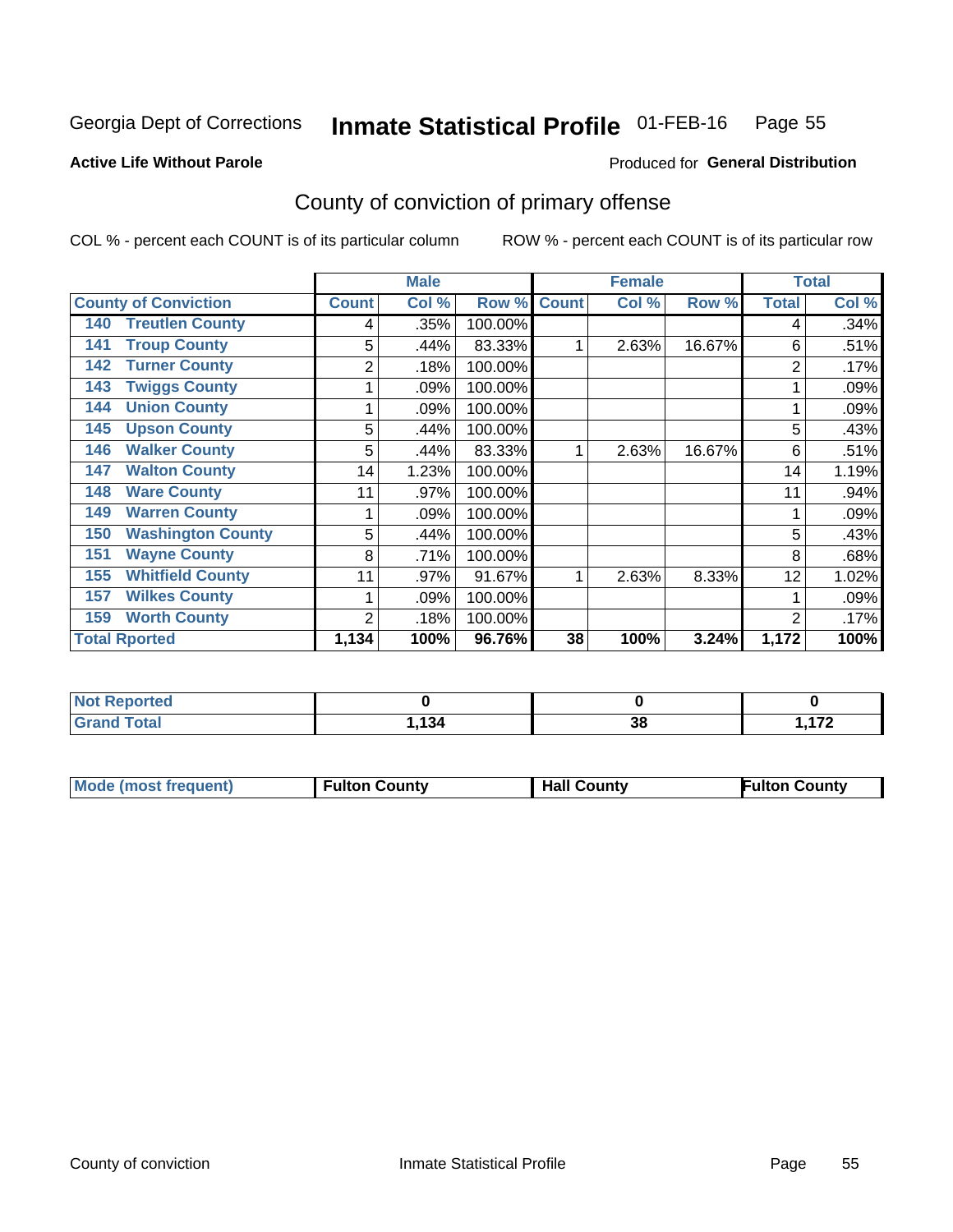Georgia Dept of Corrections **Inmate Statistical Profile** 01-FEB-16 Page 55

**Active Life Without Parole**

Produced for **General Distribution**

# County of conviction of primary offense

COL % - percent each COUNT is of its particular column ROW % - percent each COUNT is of its particular row

| County of Conviction | Male | | | Female | | | Total | |
|---|---|---|---|---|---|---|---|---|
| | Count | Col % | Row % | Count | Col % | Row % | Total | Col % |
| 140 Treutlen County | 4 | .35% | 100.00% | | | | 4 | .34% |
| 141 Troup County | 5 | .44% | 83.33% | 1 | 2.63% | 16.67% | 6 | .51% |
| 142 Turner County | 2 | .18% | 100.00% | | | | 2 | .17% |
| 143 Twiggs County | 1 | .09% | 100.00% | | | | 1 | .09% |
| 144 Union County | 1 | .09% | 100.00% | | | | 1 | .09% |
| 145 Upson County | 5 | .44% | 100.00% | | | | 5 | .43% |
| 146 Walker County | 5 | .44% | 83.33% | 1 | 2.63% | 16.67% | 6 | .51% |
| 147 Walton County | 14 | 1.23% | 100.00% | | | | 14 | 1.19% |
| 148 Ware County | 11 | .97% | 100.00% | | | | 11 | .94% |
| 149 Warren County | 1 | .09% | 100.00% | | | | 1 | .09% |
| 150 Washington County | 5 | .44% | 100.00% | | | | 5 | .43% |
| 151 Wayne County | 8 | .71% | 100.00% | | | | 8 | .68% |
| 155 Whitfield County | 11 | .97% | 91.67% | 1 | 2.63% | 8.33% | 12 | 1.02% |
| 157 Wilkes County | 1 | .09% | 100.00% | | | | 1 | .09% |
| 159 Worth County | 2 | .18% | 100.00% | | | | 2 | .17% |
| **Total Rported** | **1,134** | **100%** | **96.76%** | **38** | **100%** | **3.24%** | **1,172** | **100%** |

| | Male | Female | Total |
|---|---|---|---|
| Not Reported | 0 | 0 | 0 |
| Grand Total | 1,134 | 38 | 1,172 |

| | Male | Female | Total |
|---|---|---|---|
| Mode (most frequent) | Fulton County | Hall County | Fulton County |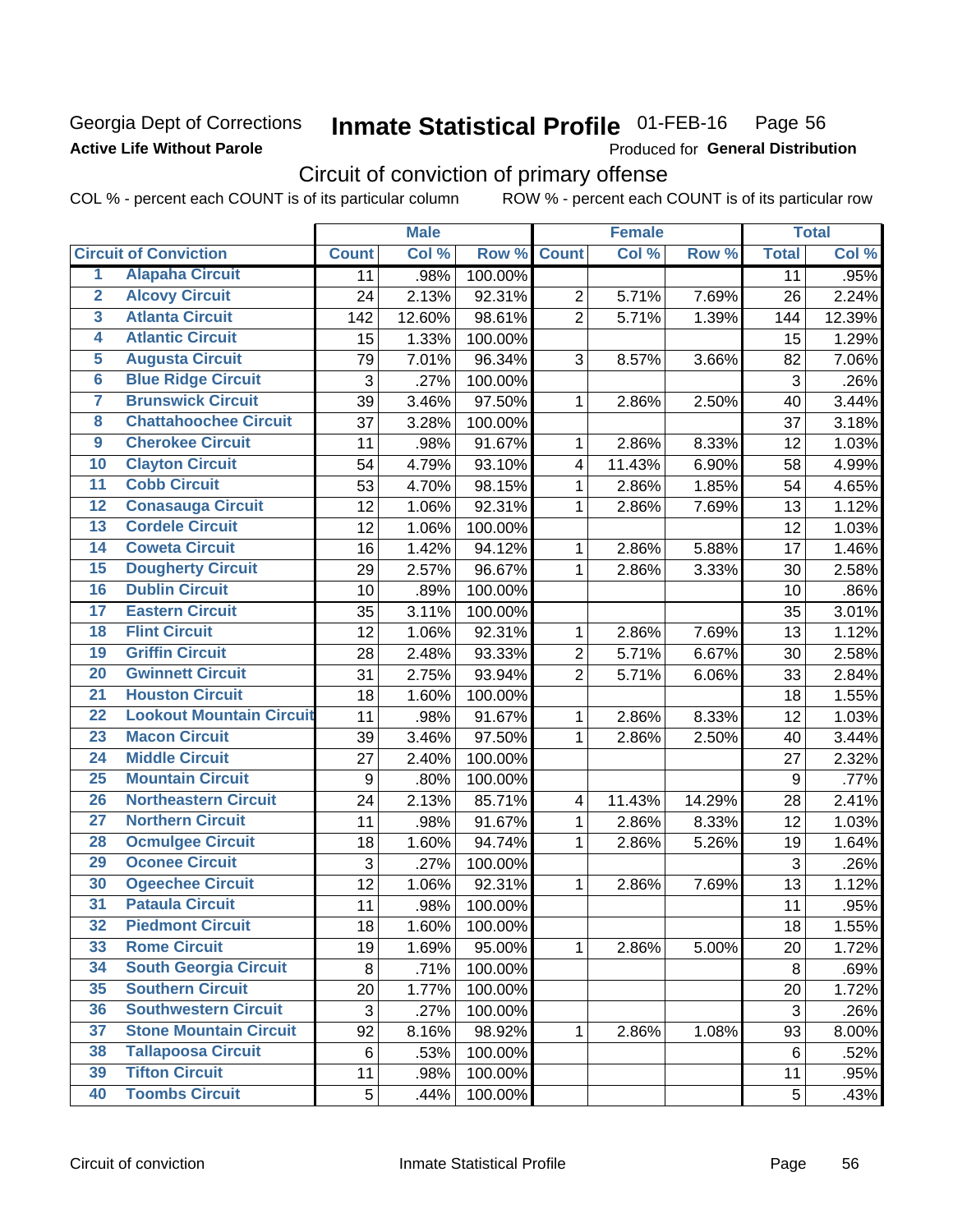Georgia Dept of Corrections
**Active Life Without Parole**

# Inmate Statistical Profile 01-FEB-16

Produced for **General Distribution**

## Circuit of conviction of primary offense

COL % - percent each COUNT is of its particular column ROW % - percent each COUNT is of its particular row

| | Circuit of Conviction | Male | | | Female | | | Total | |
|---|---|---|---|---|---|---|---|---|---|
| | | Count | Col % | Row % | Count | Col % | Row % | Total | Col % |
| 1 | Alapaha Circuit | 11 | .98% | 100.00% | | | | 11 | .95% |
| 2 | Alcovy Circuit | 24 | 2.13% | 92.31% | 2 | 5.71% | 7.69% | 26 | 2.24% |
| 3 | Atlanta Circuit | 142 | 12.60% | 98.61% | 2 | 5.71% | 1.39% | 144 | 12.39% |
| 4 | Atlantic Circuit | 15 | 1.33% | 100.00% | | | | 15 | 1.29% |
| 5 | Augusta Circuit | 79 | 7.01% | 96.34% | 3 | 8.57% | 3.66% | 82 | 7.06% |
| 6 | Blue Ridge Circuit | 3 | .27% | 100.00% | | | | 3 | .26% |
| 7 | Brunswick Circuit | 39 | 3.46% | 97.50% | 1 | 2.86% | 2.50% | 40 | 3.44% |
| 8 | Chattahoochee Circuit | 37 | 3.28% | 100.00% | | | | 37 | 3.18% |
| 9 | Cherokee Circuit | 11 | .98% | 91.67% | 1 | 2.86% | 8.33% | 12 | 1.03% |
| 10 | Clayton Circuit | 54 | 4.79% | 93.10% | 4 | 11.43% | 6.90% | 58 | 4.99% |
| 11 | Cobb Circuit | 53 | 4.70% | 98.15% | 1 | 2.86% | 1.85% | 54 | 4.65% |
| 12 | Conasauga Circuit | 12 | 1.06% | 92.31% | 1 | 2.86% | 7.69% | 13 | 1.12% |
| 13 | Cordele Circuit | 12 | 1.06% | 100.00% | | | | 12 | 1.03% |
| 14 | Coweta Circuit | 16 | 1.42% | 94.12% | 1 | 2.86% | 5.88% | 17 | 1.46% |
| 15 | Dougherty Circuit | 29 | 2.57% | 96.67% | 1 | 2.86% | 3.33% | 30 | 2.58% |
| 16 | Dublin Circuit | 10 | .89% | 100.00% | | | | 10 | .86% |
| 17 | Eastern Circuit | 35 | 3.11% | 100.00% | | | | 35 | 3.01% |
| 18 | Flint Circuit | 12 | 1.06% | 92.31% | 1 | 2.86% | 7.69% | 13 | 1.12% |
| 19 | Griffin Circuit | 28 | 2.48% | 93.33% | 2 | 5.71% | 6.67% | 30 | 2.58% |
| 20 | Gwinnett Circuit | 31 | 2.75% | 93.94% | 2 | 5.71% | 6.06% | 33 | 2.84% |
| 21 | Houston Circuit | 18 | 1.60% | 100.00% | | | | 18 | 1.55% |
| 22 | Lookout Mountain Circuit | 11 | .98% | 91.67% | 1 | 2.86% | 8.33% | 12 | 1.03% |
| 23 | Macon Circuit | 39 | 3.46% | 97.50% | 1 | 2.86% | 2.50% | 40 | 3.44% |
| 24 | Middle Circuit | 27 | 2.40% | 100.00% | | | | 27 | 2.32% |
| 25 | Mountain Circuit | 9 | .80% | 100.00% | | | | 9 | .77% |
| 26 | Northeastern Circuit | 24 | 2.13% | 85.71% | 4 | 11.43% | 14.29% | 28 | 2.41% |
| 27 | Northern Circuit | 11 | .98% | 91.67% | 1 | 2.86% | 8.33% | 12 | 1.03% |
| 28 | Ocmulgee Circuit | 18 | 1.60% | 94.74% | 1 | 2.86% | 5.26% | 19 | 1.64% |
| 29 | Oconee Circuit | 3 | .27% | 100.00% | | | | 3 | .26% |
| 30 | Ogeechee Circuit | 12 | 1.06% | 92.31% | 1 | 2.86% | 7.69% | 13 | 1.12% |
| 31 | Pataula Circuit | 11 | .98% | 100.00% | | | | 11 | .95% |
| 32 | Piedmont Circuit | 18 | 1.60% | 100.00% | | | | 18 | 1.55% |
| 33 | Rome Circuit | 19 | 1.69% | 95.00% | 1 | 2.86% | 5.00% | 20 | 1.72% |
| 34 | South Georgia Circuit | 8 | .71% | 100.00% | | | | 8 | .69% |
| 35 | Southern Circuit | 20 | 1.77% | 100.00% | | | | 20 | 1.72% |
| 36 | Southwestern Circuit | 3 | .27% | 100.00% | | | | 3 | .26% |
| 37 | Stone Mountain Circuit | 92 | 8.16% | 98.92% | 1 | 2.86% | 1.08% | 93 | 8.00% |
| 38 | Tallapoosa Circuit | 6 | .53% | 100.00% | | | | 6 | .52% |
| 39 | Tifton Circuit | 11 | .98% | 100.00% | | | | 11 | .95% |
| 40 | Toombs Circuit | 5 | .44% | 100.00% | | | | 5 | .43% |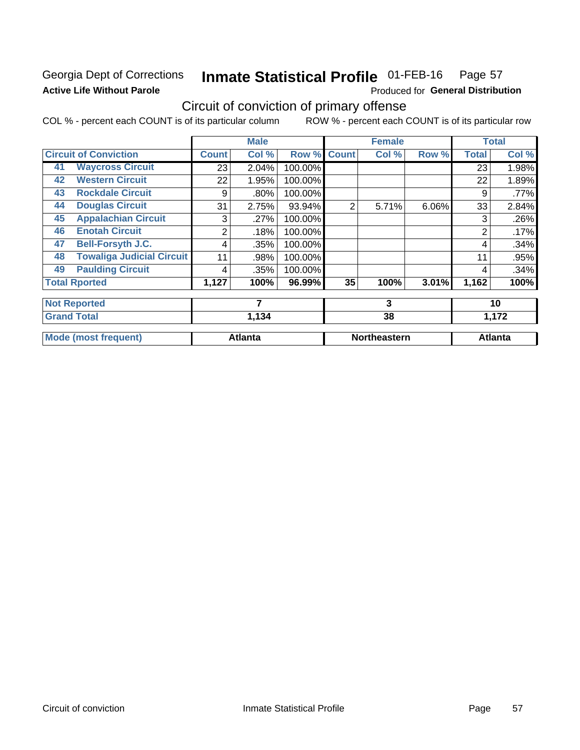Georgia Dept of Corrections **Inmate Statistical Profile** 01-FEB-16

**Active Life Without Parole** Produced for **General Distribution**

## Circuit of conviction of primary offense

COL % - percent each COUNT is of its particular column ROW % - percent each COUNT is of its particular row

| Circuit of Conviction | Male | | | Female | | | Total | |
|---|---|---|---|---|---|---|---|---|
| | Count | Col % | Row % | Count | Col % | Row % | Total | Col % |
| 41 Waycross Circuit | 23 | 2.04% | 100.00% | | | | 23 | 1.98% |
| 42 Western Circuit | 22 | 1.95% | 100.00% | | | | 22 | 1.89% |
| 43 Rockdale Circuit | 9 | .80% | 100.00% | | | | 9 | .77% |
| 44 Douglas Circuit | 31 | 2.75% | 93.94% | 2 | 5.71% | 6.06% | 33 | 2.84% |
| 45 Appalachian Circuit | 3 | .27% | 100.00% | | | | 3 | .26% |
| 46 Enotah Circuit | 2 | .18% | 100.00% | | | | 2 | .17% |
| 47 Bell-Forsyth J.C. | 4 | .35% | 100.00% | | | | 4 | .34% |
| 48 Towaliga Judicial Circuit | 11 | .98% | 100.00% | | | | 11 | .95% |
| 49 Paulding Circuit | 4 | .35% | 100.00% | | | | 4 | .34% |
| **Total Rported** | **1,127** | **100%** | **96.99%** | **35** | **100%** | **3.01%** | **1,162** | **100%** |
| **Not Reported** | **7** | | | **3** | | | **10** | |
| **Grand Total** | **1,134** | | | **38** | | | **1,172** | |
| **Mode (most frequent)** | **Atlanta** | | | **Northeastern** | | | **Atlanta** | |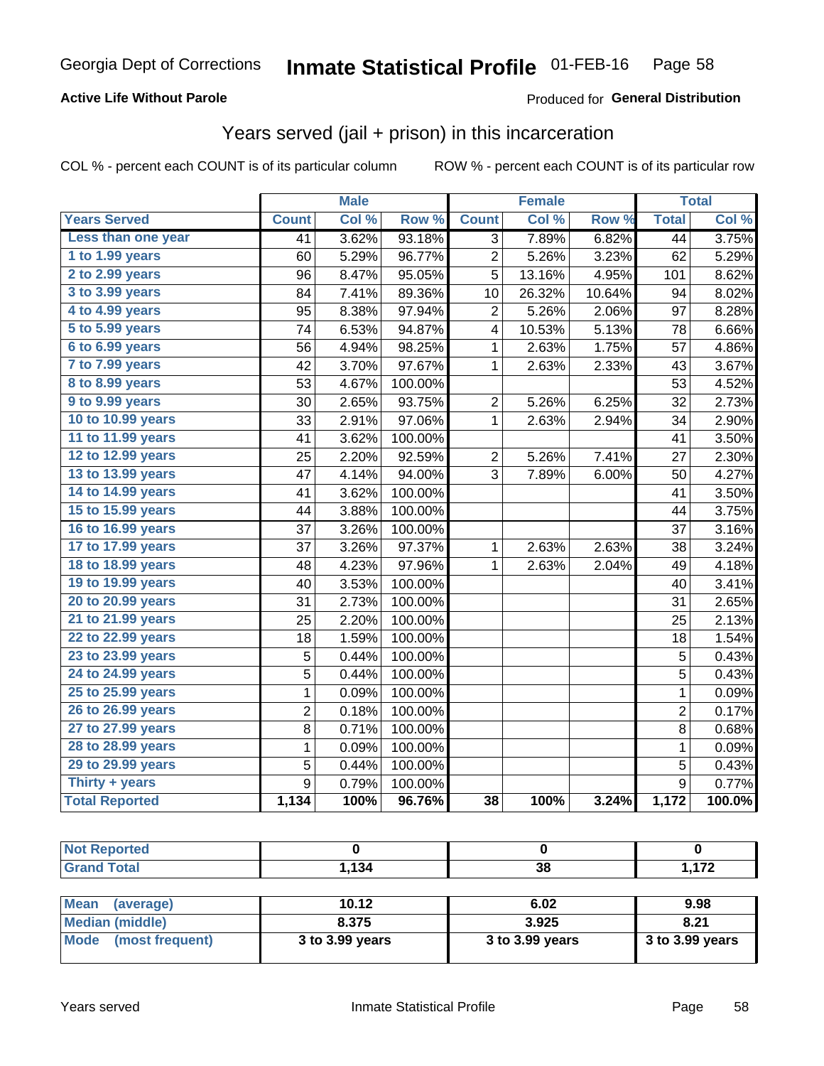Georgia Dept of Corrections **Inmate Statistical Profile** 01-FEB-16

**Active Life Without Parole**

Produced for **General Distribution**

## Years served (jail + prison) in this incarceration

COL % - percent each COUNT is of its particular column ROW % - percent each COUNT is of its particular row

| | Male | | | Female | | | Total | |
|---|---|---|---|---|---|---|---|---|
| **Years Served** | **Count** | **Col %** | **Row %** | **Count** | **Col %** | **Row %** | **Total** | **Col %** |
| Less than one year | 41 | 3.62% | 93.18% | 3 | 7.89% | 6.82% | 44 | 3.75% |
| 1 to 1.99 years | 60 | 5.29% | 96.77% | 2 | 5.26% | 3.23% | 62 | 5.29% |
| 2 to 2.99 years | 96 | 8.47% | 95.05% | 5 | 13.16% | 4.95% | 101 | 8.62% |
| 3 to 3.99 years | 84 | 7.41% | 89.36% | 10 | 26.32% | 10.64% | 94 | 8.02% |
| 4 to 4.99 years | 95 | 8.38% | 97.94% | 2 | 5.26% | 2.06% | 97 | 8.28% |
| 5 to 5.99 years | 74 | 6.53% | 94.87% | 4 | 10.53% | 5.13% | 78 | 6.66% |
| 6 to 6.99 years | 56 | 4.94% | 98.25% | 1 | 2.63% | 1.75% | 57 | 4.86% |
| 7 to 7.99 years | 42 | 3.70% | 97.67% | 1 | 2.63% | 2.33% | 43 | 3.67% |
| 8 to 8.99 years | 53 | 4.67% | 100.00% | | | | 53 | 4.52% |
| 9 to 9.99 years | 30 | 2.65% | 93.75% | 2 | 5.26% | 6.25% | 32 | 2.73% |
| 10 to 10.99 years | 33 | 2.91% | 97.06% | 1 | 2.63% | 2.94% | 34 | 2.90% |
| 11 to 11.99 years | 41 | 3.62% | 100.00% | | | | 41 | 3.50% |
| 12 to 12.99 years | 25 | 2.20% | 92.59% | 2 | 5.26% | 7.41% | 27 | 2.30% |
| 13 to 13.99 years | 47 | 4.14% | 94.00% | 3 | 7.89% | 6.00% | 50 | 4.27% |
| 14 to 14.99 years | 41 | 3.62% | 100.00% | | | | 41 | 3.50% |
| 15 to 15.99 years | 44 | 3.88% | 100.00% | | | | 44 | 3.75% |
| 16 to 16.99 years | 37 | 3.26% | 100.00% | | | | 37 | 3.16% |
| 17 to 17.99 years | 37 | 3.26% | 97.37% | 1 | 2.63% | 2.63% | 38 | 3.24% |
| 18 to 18.99 years | 48 | 4.23% | 97.96% | 1 | 2.63% | 2.04% | 49 | 4.18% |
| 19 to 19.99 years | 40 | 3.53% | 100.00% | | | | 40 | 3.41% |
| 20 to 20.99 years | 31 | 2.73% | 100.00% | | | | 31 | 2.65% |
| 21 to 21.99 years | 25 | 2.20% | 100.00% | | | | 25 | 2.13% |
| 22 to 22.99 years | 18 | 1.59% | 100.00% | | | | 18 | 1.54% |
| 23 to 23.99 years | 5 | 0.44% | 100.00% | | | | 5 | 0.43% |
| 24 to 24.99 years | 5 | 0.44% | 100.00% | | | | 5 | 0.43% |
| 25 to 25.99 years | 1 | 0.09% | 100.00% | | | | 1 | 0.09% |
| 26 to 26.99 years | 2 | 0.18% | 100.00% | | | | 2 | 0.17% |
| 27 to 27.99 years | 8 | 0.71% | 100.00% | | | | 8 | 0.68% |
| 28 to 28.99 years | 1 | 0.09% | 100.00% | | | | 1 | 0.09% |
| 29 to 29.99 years | 5 | 0.44% | 100.00% | | | | 5 | 0.43% |
| Thirty + years | 9 | 0.79% | 100.00% | | | | 9 | 0.77% |
| **Total Reported** | **1,134** | **100%** | **96.76%** | **38** | **100%** | **3.24%** | **1,172** | **100.0%** |

| | Male | Female | Total |
|---|---|---|---|
| Not Reported | **0** | **0** | **0** |
| Grand Total | **1,134** | **38** | **1,172** |

| | Male | Female | Total |
|---|---|---|---|
| Mean (average) | **10.12** | **6.02** | **9.98** |
| Median (middle) | **8.375** | **3.925** | **8.21** |
| Mode (most frequent) | **3 to 3.99 years** | **3 to 3.99 years** | **3 to 3.99 years** |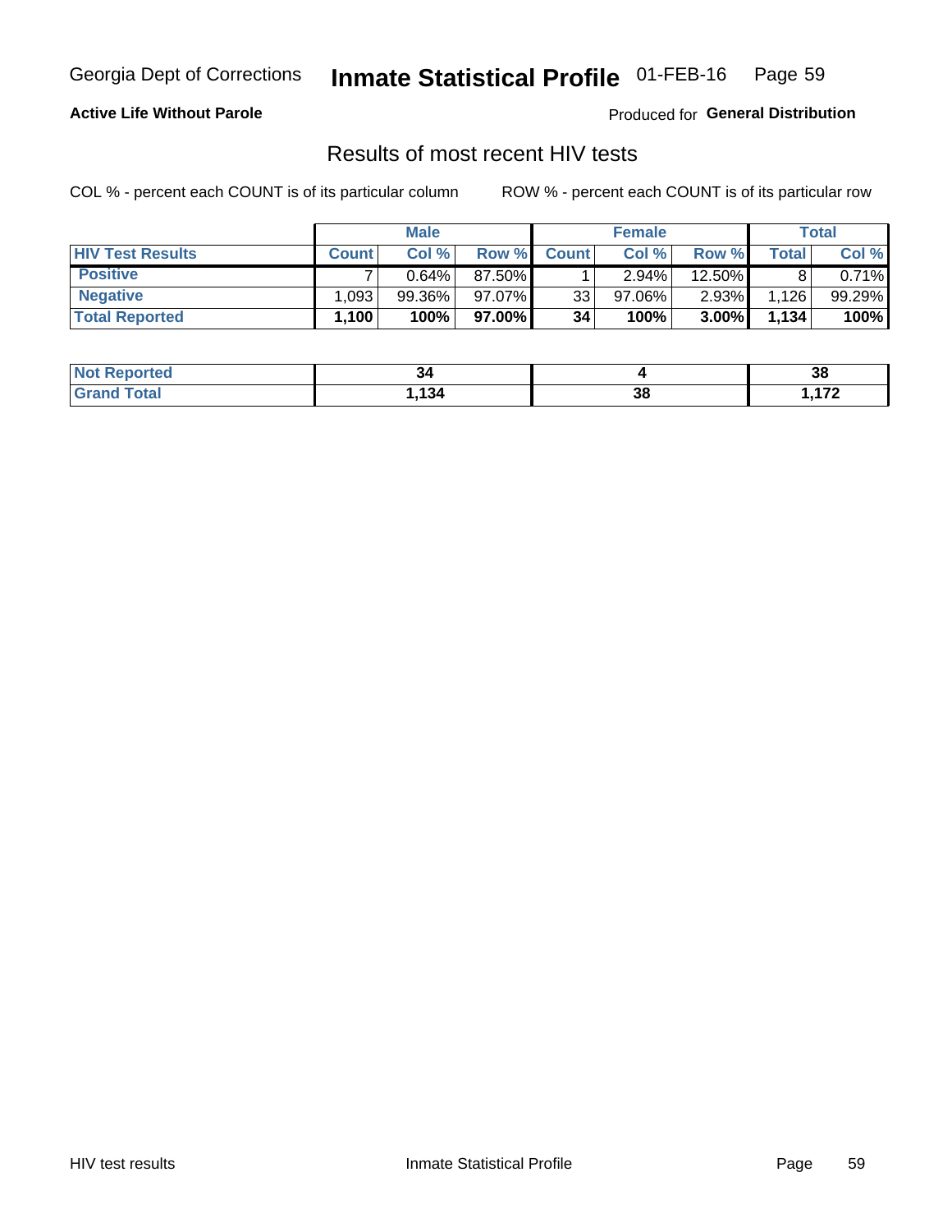Georgia Dept of Corrections **Inmate Statistical Profile** 01-FEB-16

**Active Life Without Parole**

Produced for **General Distribution**

## Results of most recent HIV tests

COL % - percent each COUNT is of its particular column

ROW % - percent each COUNT is of its particular row

| | Male | | | Female | | | Total | |
|---|---|---|---|---|---|---|---|---|
| **HIV Test Results** | **Count** | **Col %** | **Row %** | **Count** | **Col %** | **Row %** | **Total** | **Col %** |
| **Positive** | 7 | 0.64% | 87.50% | 1 | 2.94% | 12.50% | 8 | 0.71% |
| **Negative** | 1,093 | 99.36% | 97.07% | 33 | 97.06% | 2.93% | 1,126 | 99.29% |
| **Total Reported** | **1,100** | **100%** | **97.00%** | **34** | **100%** | **3.00%** | **1,134** | **100%** |

| | Male | Female | Total |
|---|---|---|---|
| **Not Reported** | **34** | **4** | **38** |
| **Grand Total** | **1,134** | **38** | **1,172** |

HIV test results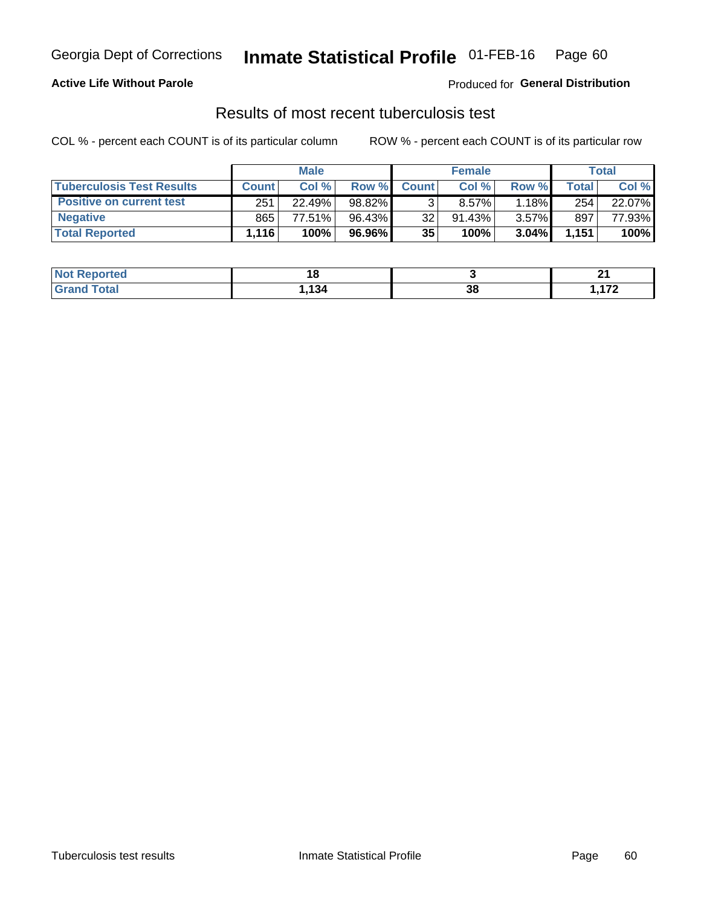Georgia Dept of Corrections **Inmate Statistical Profile** 01-FEB-16

**Active Life Without Parole**

Produced for **General Distribution**

## Results of most recent tuberculosis test

COL % - percent each COUNT is of its particular column ROW % - percent each COUNT is of its particular row

| | Male | | | Female | | | Total | |
|---|---|---|---|---|---|---|---|---|
| **Tuberculosis Test Results** | **Count** | **Col %** | **Row %** | **Count** | **Col %** | **Row %** | **Total** | **Col %** |
| **Positive on current test** | 251 | 22.49% | 98.82% | 3 | 8.57% | 1.18% | 254 | 22.07% |
| **Negative** | 865 | 77.51% | 96.43% | 32 | 91.43% | 3.57% | 897 | 77.93% |
| **Total Reported** | **1,116** | **100%** | **96.96%** | **35** | **100%** | **3.04%** | **1,151** | **100%** |

| | Male | Female | Total |
|---|---|---|---|
| **Not Reported** | **18** | **3** | **21** |
| **Grand Total** | **1,134** | **38** | **1,172** |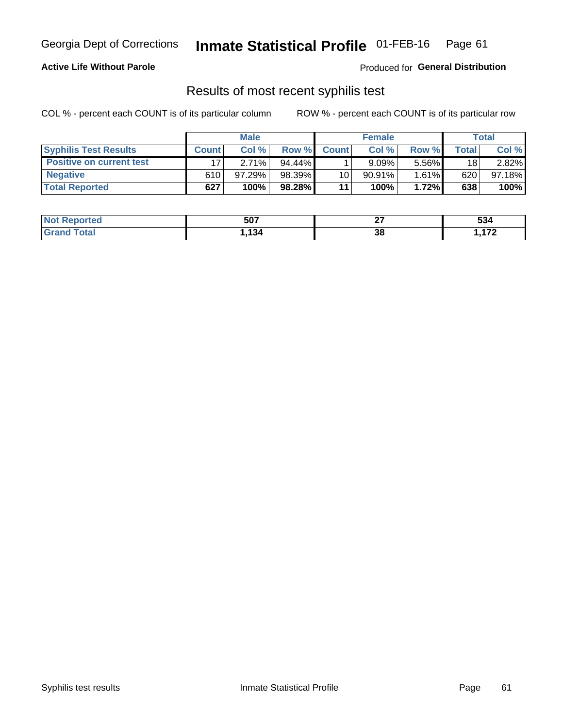Georgia Dept of Corrections **Inmate Statistical Profile** 01-FEB-16

**Active Life Without Parole**

Produced for **General Distribution**

## Results of most recent syphilis test

COL % - percent each COUNT is of its particular column

ROW % - percent each COUNT is of its particular row

| | Male | | | Female | | | Total | |
|---|---|---|---|---|---|---|---|---|
| **Syphilis Test Results** | **Count** | **Col %** | **Row %** | **Count** | **Col %** | **Row %** | **Total** | **Col %** |
| **Positive on current test** | 17 | 2.71% | 94.44% | 1 | 9.09% | 5.56% | 18 | 2.82% |
| **Negative** | 610 | 97.29% | 98.39% | 10 | 90.91% | 1.61% | 620 | 97.18% |
| **Total Reported** | **627** | **100%** | **98.28%** | **11** | **100%** | **1.72%** | **638** | **100%** |

| | Male | Female | Total |
|---|---|---|---|
| **Not Reported** | **507** | **27** | **534** |
| **Grand Total** | **1,134** | **38** | **1,172** |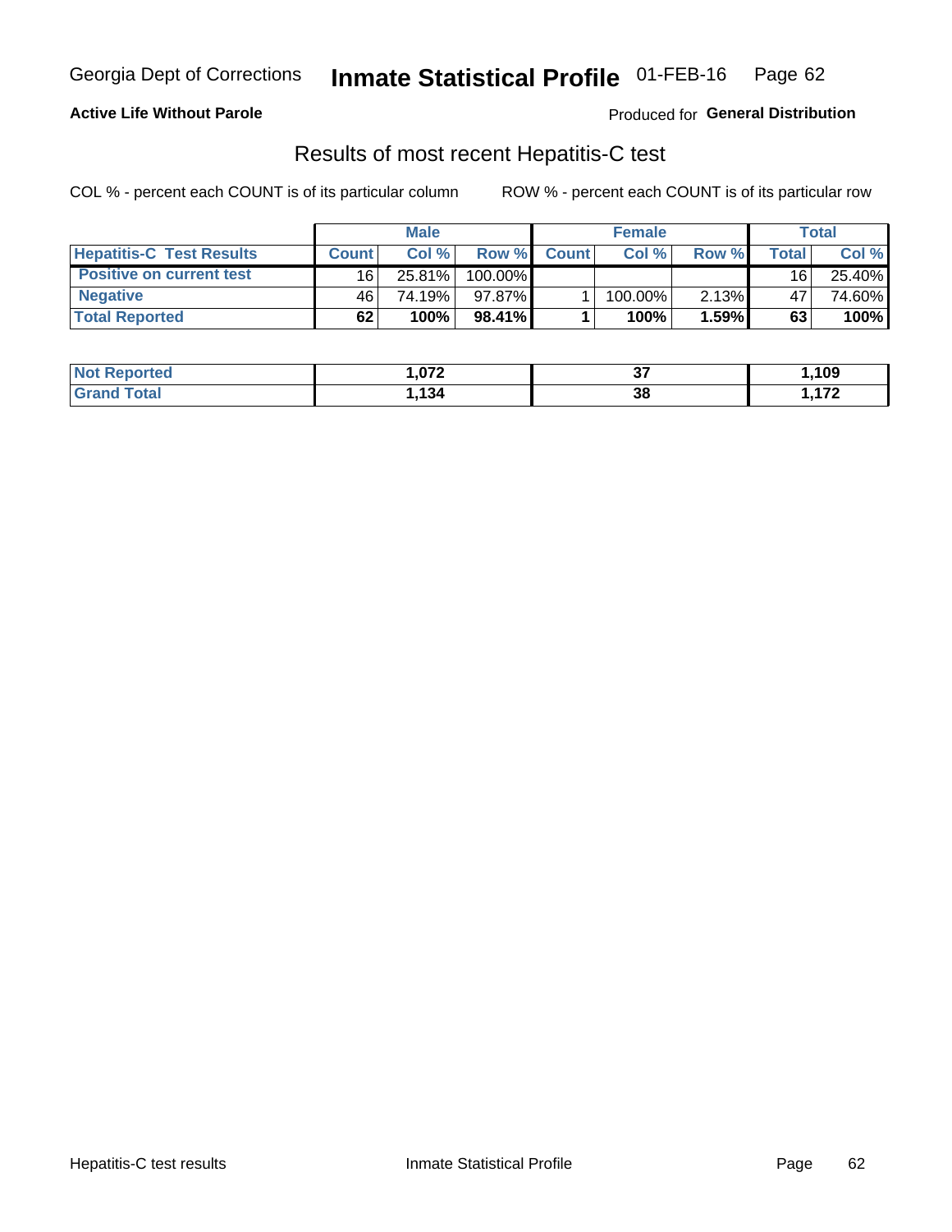Georgia Dept of Corrections **Inmate Statistical Profile** 01-FEB-16

**Active Life Without Parole**

Produced for **General Distribution**

## Results of most recent Hepatitis-C test

COL % - percent each COUNT is of its particular column

ROW % - percent each COUNT is of its particular row

| | Male | | | Female | | | Total | |
|---|---|---|---|---|---|---|---|---|
| **Hepatitis-C Test Results** | **Count** | **Col %** | **Row %** | **Count** | **Col %** | **Row %** | **Total** | **Col %** |
| **Positive on current test** | 16 | 25.81% | 100.00% | | | | 16 | 25.40% |
| **Negative** | 46 | 74.19% | 97.87% | 1 | 100.00% | 2.13% | 47 | 74.60% |
| **Total Reported** | **62** | **100%** | **98.41%** | **1** | **100%** | **1.59%** | **63** | **100%** |

| | Male | Female | Total |
|---|---|---|---|
| **Not Reported** | **1,072** | **37** | **1,109** |
| **Grand Total** | **1,134** | **38** | **1,172** |

Hepatitis-C test results

Inmate Statistical Profile